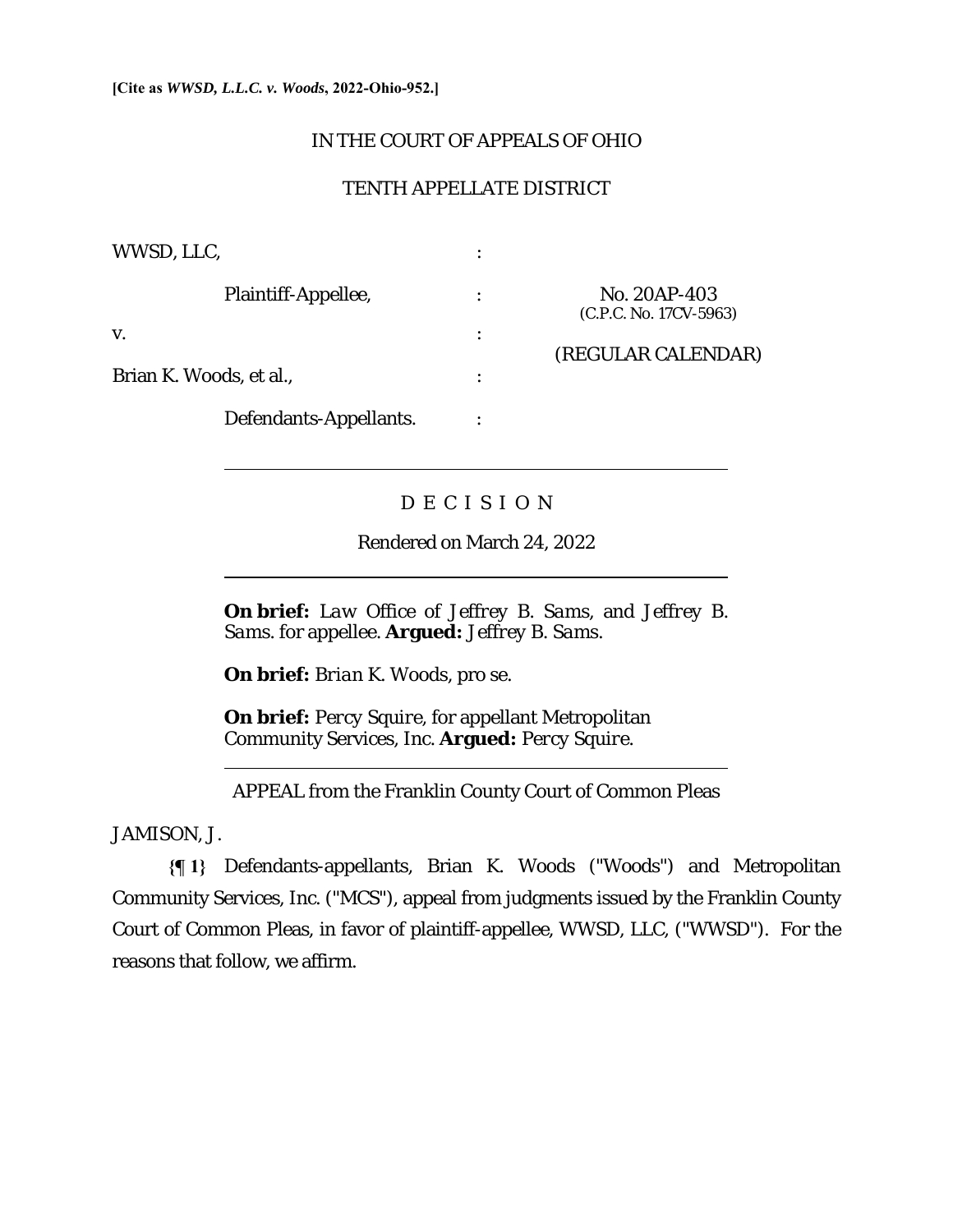**[Cite as *WWSD, L.L.C. v. Woods*, 2022-Ohio-952.]**

IN THE COURT OF APPEALS OF OHIO

TENTH APPELLATE DISTRICT

| | | |
|---|---|---|
| WWSD, LLC, | : | |
| Plaintiff-Appellee, | : | No. 20AP-403 (C.P.C. No. 17CV-5963) |
| v. | : | (REGULAR CALENDAR) |
| Brian K. Woods, et al., | : | |
| Defendants-Appellants. | : | |

---

D E C I S I O N

Rendered on March 24, 2022

---

**On brief:** *Law Office of Jeffrey B. Sams*, and *Jeffrey B. Sams*. for appellee. **Argued:** *Jeffrey B. Sams*.

**On brief:** *Brian K. Woods*, pro se.

**On brief:** *Percy Squire*, for appellant Metropolitan Community Services, Inc. **Argued:** *Percy Squire*.

---

APPEAL from the Franklin County Court of Common Pleas

JAMISON, J.

**{¶ 1}** Defendants-appellants, Brian K. Woods ("Woods") and Metropolitan Community Services, Inc. ("MCS"), appeal from judgments issued by the Franklin County Court of Common Pleas, in favor of plaintiff-appellee, WWSD, LLC, ("WWSD"). For the reasons that follow, we affirm.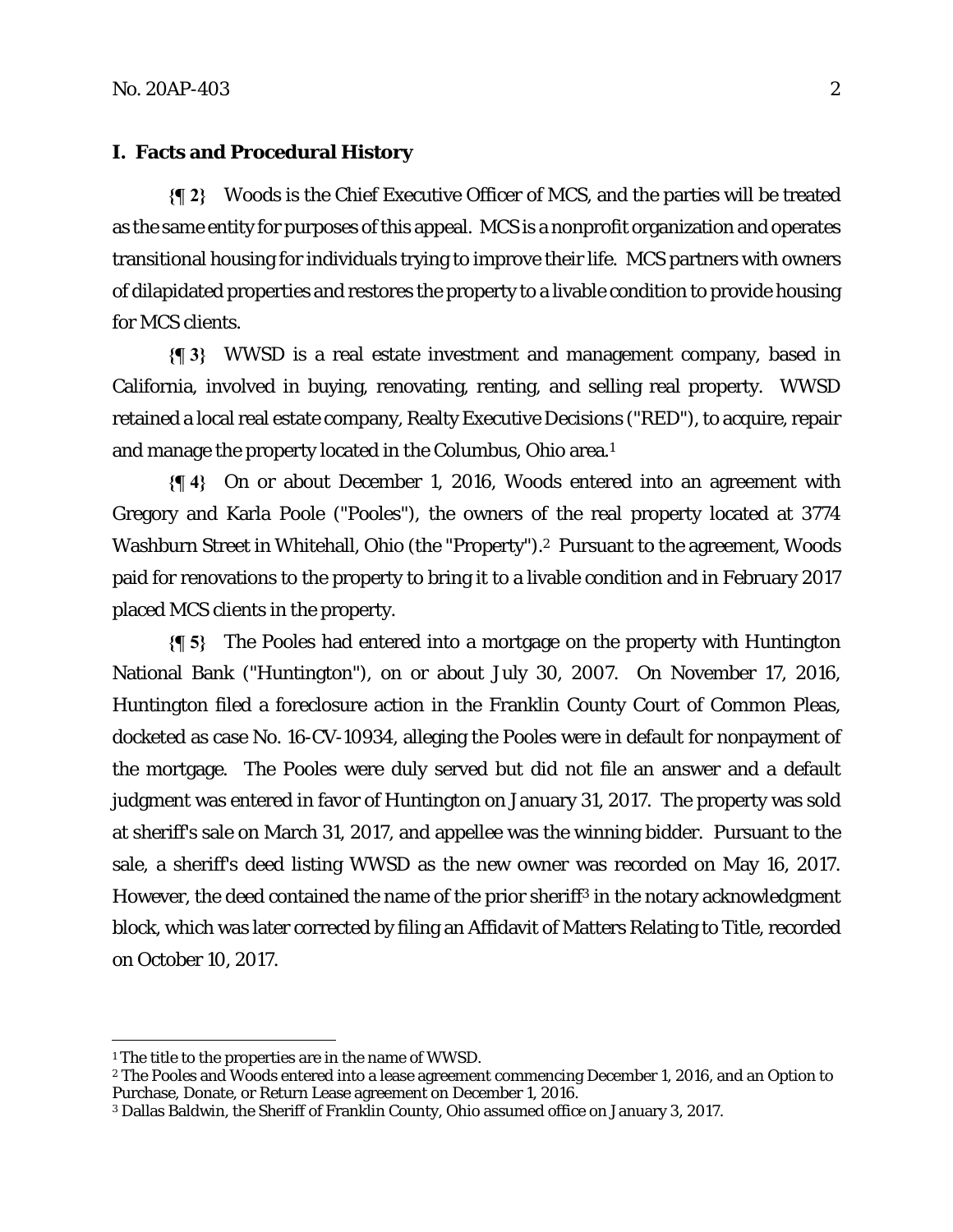## I. Facts and Procedural History

**{¶ 2}** Woods is the Chief Executive Officer of MCS, and the parties will be treated as the same entity for purposes of this appeal. MCS is a nonprofit organization and operates transitional housing for individuals trying to improve their life. MCS partners with owners of dilapidated properties and restores the property to a livable condition to provide housing for MCS clients.

**{¶ 3}** WWSD is a real estate investment and management company, based in California, involved in buying, renovating, renting, and selling real property. WWSD retained a local real estate company, Realty Executive Decisions ("RED"), to acquire, repair and manage the property located in the Columbus, Ohio area.[1]

**{¶ 4}** On or about December 1, 2016, Woods entered into an agreement with Gregory and Karla Poole ("Pooles"), the owners of the real property located at 3774 Washburn Street in Whitehall, Ohio (the "Property").[2] Pursuant to the agreement, Woods paid for renovations to the property to bring it to a livable condition and in February 2017 placed MCS clients in the property.

**{¶ 5}** The Pooles had entered into a mortgage on the property with Huntington National Bank ("Huntington"), on or about July 30, 2007. On November 17, 2016, Huntington filed a foreclosure action in the Franklin County Court of Common Pleas, docketed as case No. 16-CV-10934, alleging the Pooles were in default for nonpayment of the mortgage. The Pooles were duly served but did not file an answer and a default judgment was entered in favor of Huntington on January 31, 2017. The property was sold at sheriff's sale on March 31, 2017, and appellee was the winning bidder. Pursuant to the sale, a sheriff's deed listing WWSD as the new owner was recorded on May 16, 2017. However, the deed contained the name of the prior sheriff[3] in the notary acknowledgment block, which was later corrected by filing an Affidavit of Matters Relating to Title, recorded on October 10, 2017.

---

[1] The title to the properties are in the name of WWSD.

[2] The Pooles and Woods entered into a lease agreement commencing December 1, 2016, and an Option to Purchase, Donate, or Return Lease agreement on December 1, 2016.

[3] Dallas Baldwin, the Sheriff of Franklin County, Ohio assumed office on January 3, 2017.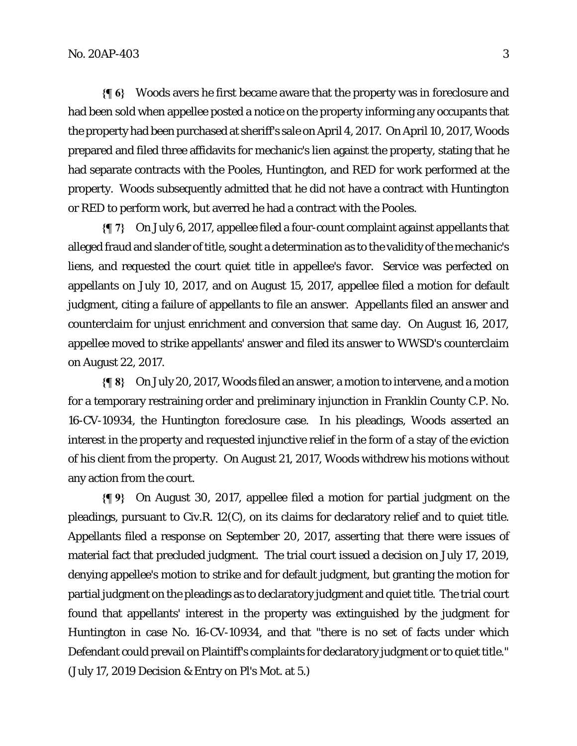**{¶ 6}** Woods avers he first became aware that the property was in foreclosure and had been sold when appellee posted a notice on the property informing any occupants that the property had been purchased at sheriff's sale on April 4, 2017. On April 10, 2017, Woods prepared and filed three affidavits for mechanic's lien against the property, stating that he had separate contracts with the Pooles, Huntington, and RED for work performed at the property. Woods subsequently admitted that he did not have a contract with Huntington or RED to perform work, but averred he had a contract with the Pooles.

**{¶ 7}** On July 6, 2017, appellee filed a four-count complaint against appellants that alleged fraud and slander of title, sought a determination as to the validity of the mechanic's liens, and requested the court quiet title in appellee's favor. Service was perfected on appellants on July 10, 2017, and on August 15, 2017, appellee filed a motion for default judgment, citing a failure of appellants to file an answer. Appellants filed an answer and counterclaim for unjust enrichment and conversion that same day. On August 16, 2017, appellee moved to strike appellants' answer and filed its answer to WWSD's counterclaim on August 22, 2017.

**{¶ 8}** On July 20, 2017, Woods filed an answer, a motion to intervene, and a motion for a temporary restraining order and preliminary injunction in Franklin County C.P. No. 16-CV-10934, the Huntington foreclosure case. In his pleadings, Woods asserted an interest in the property and requested injunctive relief in the form of a stay of the eviction of his client from the property. On August 21, 2017, Woods withdrew his motions without any action from the court.

**{¶ 9}** On August 30, 2017, appellee filed a motion for partial judgment on the pleadings, pursuant to Civ.R. 12(C), on its claims for declaratory relief and to quiet title. Appellants filed a response on September 20, 2017, asserting that there were issues of material fact that precluded judgment. The trial court issued a decision on July 17, 2019, denying appellee's motion to strike and for default judgment, but granting the motion for partial judgment on the pleadings as to declaratory judgment and quiet title. The trial court found that appellants' interest in the property was extinguished by the judgment for Huntington in case No. 16-CV-10934, and that "there is no set of facts under which Defendant could prevail on Plaintiff's complaints for declaratory judgment or to quiet title." (July 17, 2019 Decision & Entry on Pl's Mot. at 5.)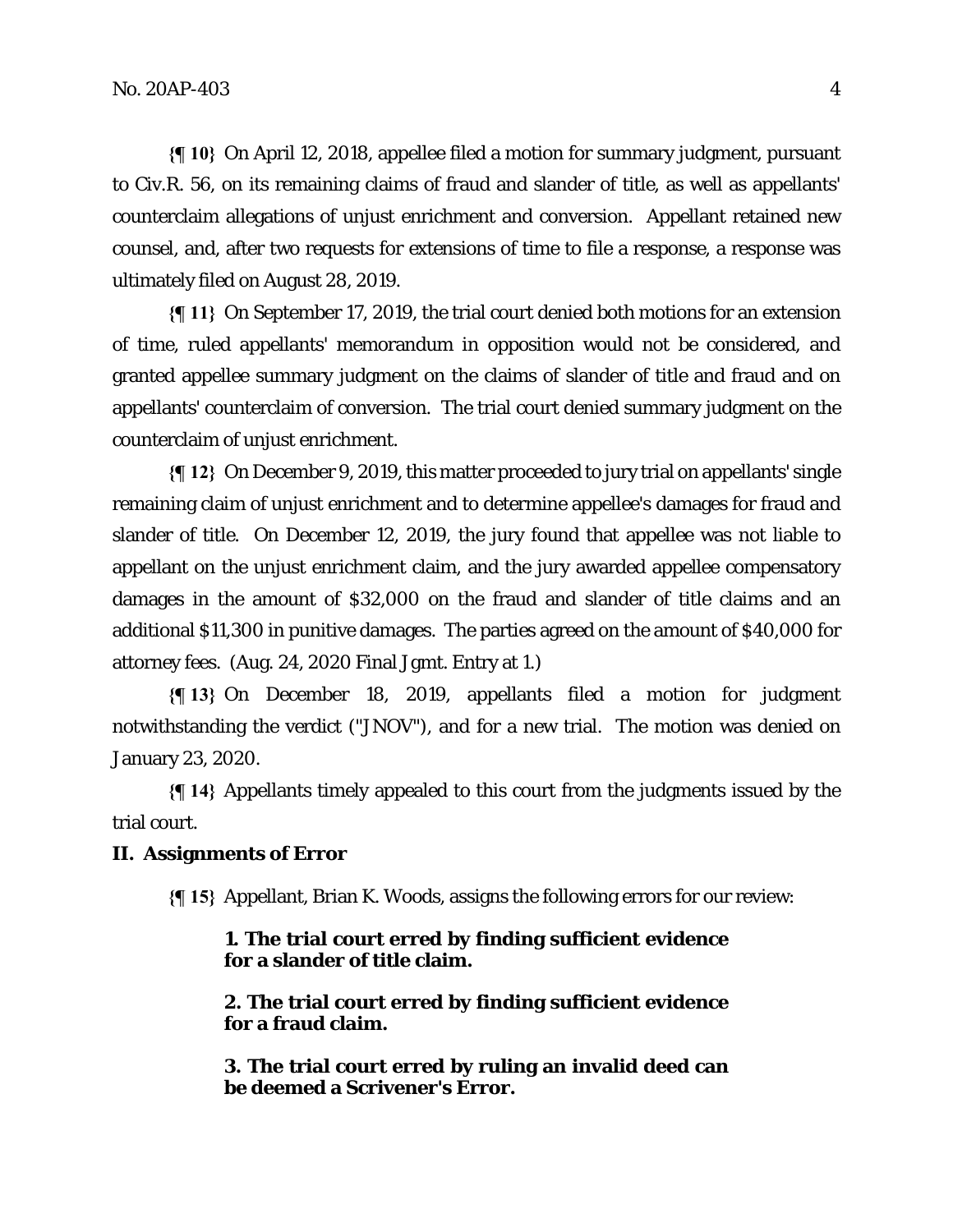**{¶ 10}** On April 12, 2018, appellee filed a motion for summary judgment, pursuant to Civ.R. 56, on its remaining claims of fraud and slander of title, as well as appellants' counterclaim allegations of unjust enrichment and conversion. Appellant retained new counsel, and, after two requests for extensions of time to file a response, a response was ultimately filed on August 28, 2019.

**{¶ 11}** On September 17, 2019, the trial court denied both motions for an extension of time, ruled appellants' memorandum in opposition would not be considered, and granted appellee summary judgment on the claims of slander of title and fraud and on appellants' counterclaim of conversion. The trial court denied summary judgment on the counterclaim of unjust enrichment.

**{¶ 12}** On December 9, 2019, this matter proceeded to jury trial on appellants' single remaining claim of unjust enrichment and to determine appellee's damages for fraud and slander of title. On December 12, 2019, the jury found that appellee was not liable to appellant on the unjust enrichment claim, and the jury awarded appellee compensatory damages in the amount of $32,000 on the fraud and slander of title claims and an additional $11,300 in punitive damages. The parties agreed on the amount of $40,000 for attorney fees. (Aug. 24, 2020 Final Jgmt. Entry at 1.)

**{¶ 13}** On December 18, 2019, appellants filed a motion for judgment notwithstanding the verdict ("JNOV"), and for a new trial. The motion was denied on January 23, 2020.

**{¶ 14}** Appellants timely appealed to this court from the judgments issued by the trial court.

## II. Assignments of Error

**{¶ 15}** Appellant, Brian K. Woods, assigns the following errors for our review:

> **1. The trial court erred by finding sufficient evidence for a slander of title claim.**
>
> **2. The trial court erred by finding sufficient evidence for a fraud claim.**
>
> **3. The trial court erred by ruling an invalid deed can be deemed a Scrivener's Error.**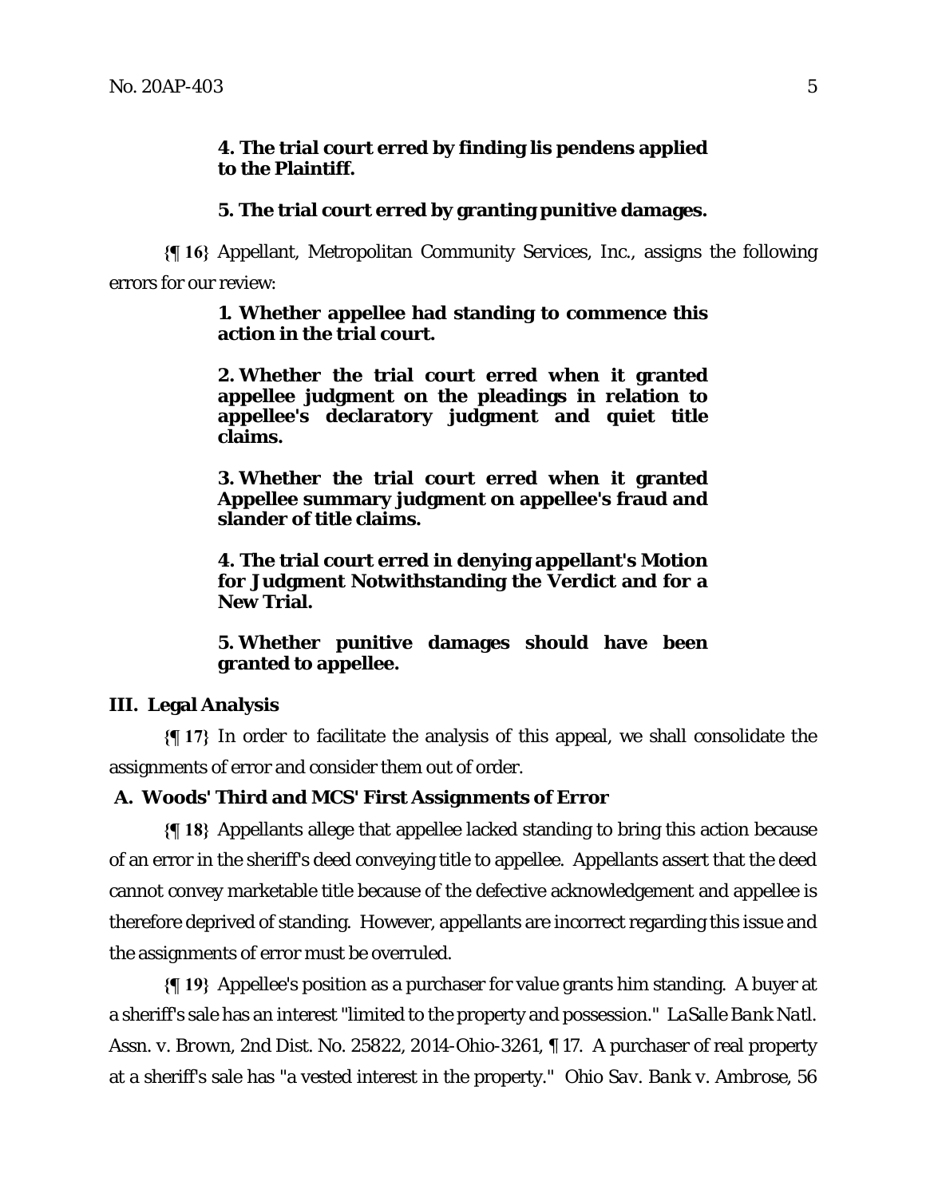**4. The trial court erred by finding lis pendens applied to the Plaintiff.**

**5. The trial court erred by granting punitive damages.**

**{¶ 16}** Appellant, Metropolitan Community Services, Inc., assigns the following errors for our review:

**1. Whether appellee had standing to commence this action in the trial court.**

**2. Whether the trial court erred when it granted appellee judgment on the pleadings in relation to appellee's declaratory judgment and quiet title claims.**

**3. Whether the trial court erred when it granted Appellee summary judgment on appellee's fraud and slander of title claims.**

**4. The trial court erred in denying appellant's Motion for Judgment Notwithstanding the Verdict and for a New Trial.**

**5. Whether punitive damages should have been granted to appellee.**

## III. Legal Analysis

**{¶ 17}** In order to facilitate the analysis of this appeal, we shall consolidate the assignments of error and consider them out of order.

### A. Woods' Third and MCS' First Assignments of Error

**{¶ 18}** Appellants allege that appellee lacked standing to bring this action because of an error in the sheriff's deed conveying title to appellee. Appellants assert that the deed cannot convey marketable title because of the defective acknowledgement and appellee is therefore deprived of standing. However, appellants are incorrect regarding this issue and the assignments of error must be overruled.

**{¶ 19}** Appellee's position as a purchaser for value grants him standing. A buyer at a sheriff's sale has an interest "limited to the property and possession." *LaSalle Bank Natl. Assn. v. Brown*, 2nd Dist. No. 25822, 2014-Ohio-3261, ¶ 17. A purchaser of real property at a sheriff's sale has "a vested interest in the property." *Ohio Sav. Bank v. Ambrose*, 56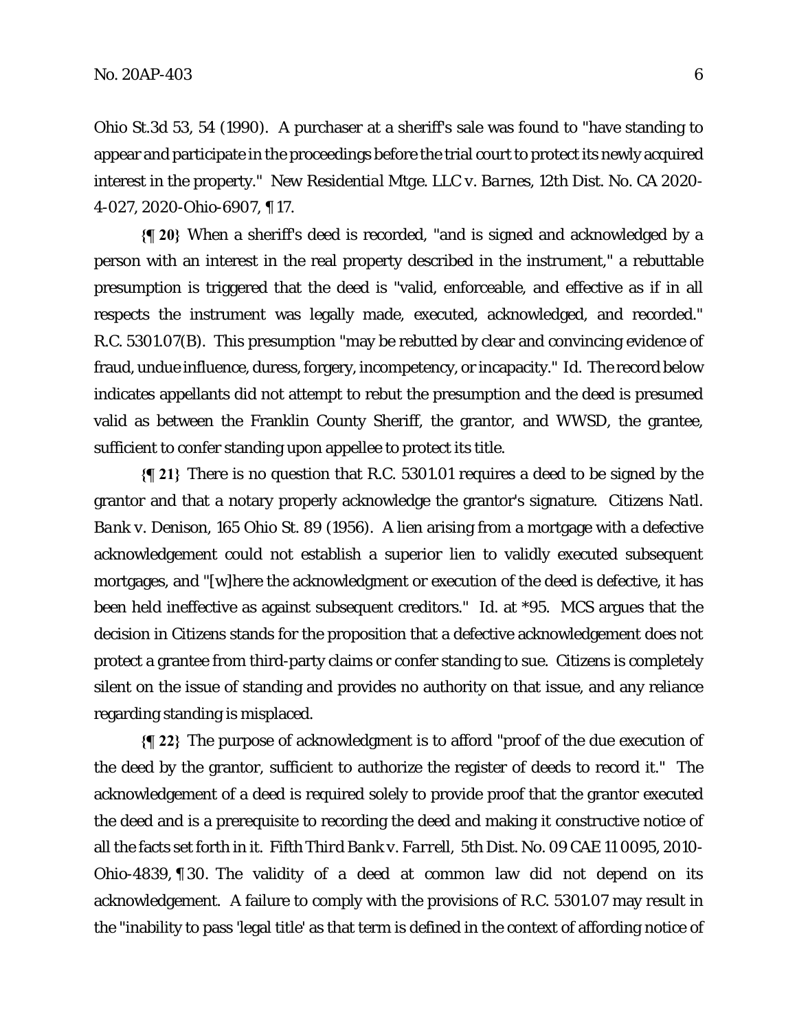Ohio St.3d 53, 54 (1990). A purchaser at a sheriff's sale was found to "have standing to appear and participate in the proceedings before the trial court to protect its newly acquired interest in the property." *New Residential Mtge. LLC v. Barnes*, 12th Dist. No. CA 2020-4-027, 2020-Ohio-6907, ¶ 17.

**{¶ 20}** When a sheriff's deed is recorded, "and is signed and acknowledged by a person with an interest in the real property described in the instrument," a rebuttable presumption is triggered that the deed is "valid, enforceable, and effective as if in all respects the instrument was legally made, executed, acknowledged, and recorded." R.C. 5301.07(B). This presumption "may be rebutted by clear and convincing evidence of fraud, undue influence, duress, forgery, incompetency, or incapacity." *Id.* The record below indicates appellants did not attempt to rebut the presumption and the deed is presumed valid as between the Franklin County Sheriff, the grantor, and WWSD, the grantee, sufficient to confer standing upon appellee to protect its title.

**{¶ 21}** There is no question that R.C. 5301.01 requires a deed to be signed by the grantor and that a notary properly acknowledge the grantor's signature. *Citizens Natl. Bank v. Denison*, 165 Ohio St. 89 (1956). A lien arising from a mortgage with a defective acknowledgement could not establish a superior lien to validly executed subsequent mortgages, and "[w]here the acknowledgment or execution of the deed is defective, it has been held ineffective as against subsequent creditors." *Id.* at *95. MCS argues that the decision in *Citizens* stands for the proposition that a defective acknowledgement does not protect a grantee from third-party claims or confer standing to sue. *Citizens* is completely silent on the issue of standing and provides no authority on that issue, and any reliance regarding standing is misplaced.

**{¶ 22}** The purpose of acknowledgment is to afford "proof of the due execution of the deed by the grantor, sufficient to authorize the register of deeds to record it." The acknowledgement of a deed is required solely to provide proof that the grantor executed the deed and is a prerequisite to recording the deed and making it constructive notice of all the facts set forth in it. *Fifth Third Bank v. Farrell*, 5th Dist. No. 09 CAE 11 0095, 2010-Ohio-4839, ¶ 30. The validity of a deed at common law did not depend on its acknowledgement. A failure to comply with the provisions of R.C. 5301.07 may result in the "inability to pass 'legal title' as that term is defined in the context of affording notice of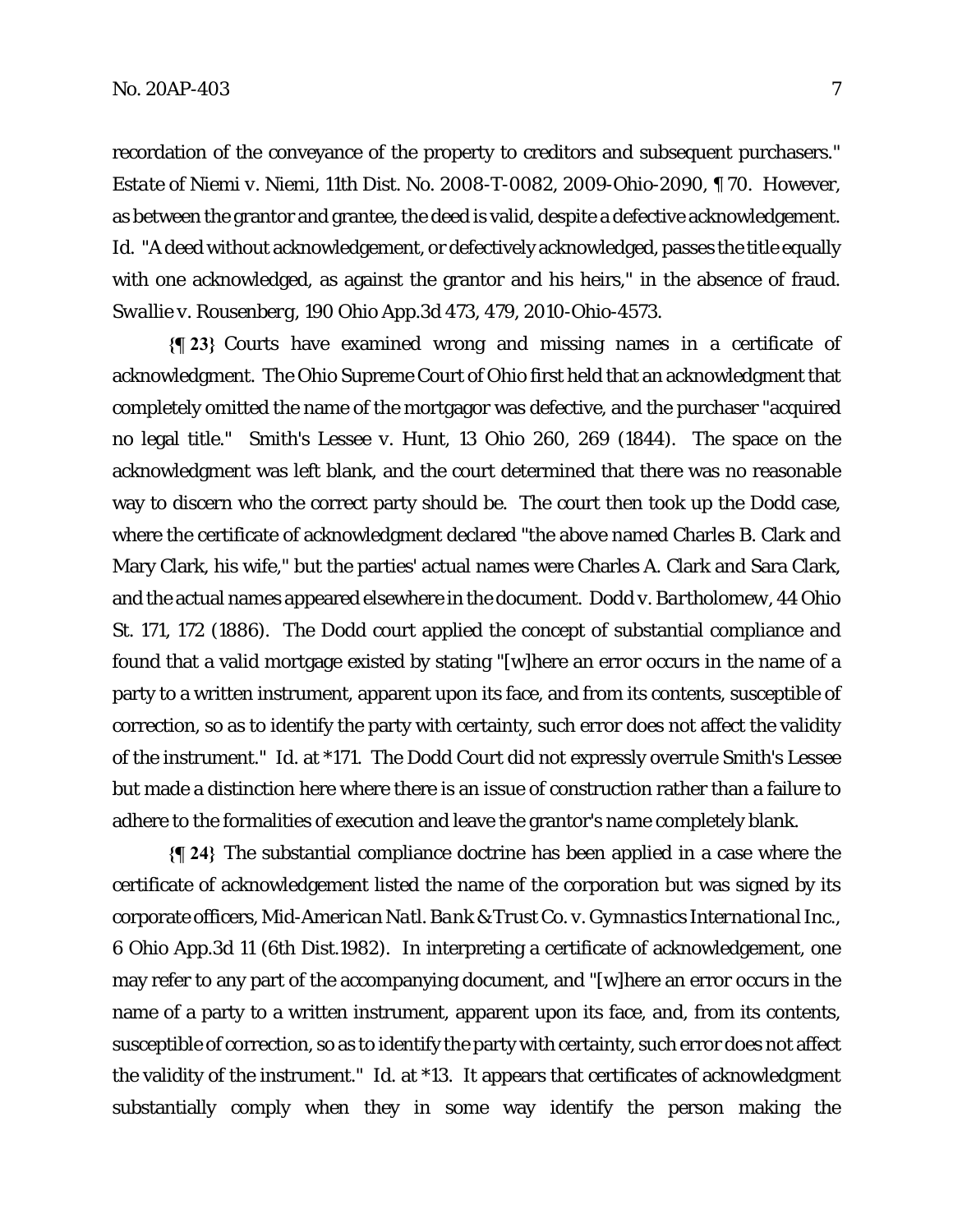recordation of the conveyance of the property to creditors and subsequent purchasers." *Estate of Niemi v. Niemi*, 11th Dist. No. 2008-T-0082, 2009-Ohio-2090, ¶ 70. However, as between the grantor and grantee, the deed is valid, despite a defective acknowledgement. *Id.* "A deed without acknowledgement, or defectively acknowledged, passes the title equally with one acknowledged, as against the grantor and his heirs," in the absence of fraud. *Swallie v. Rousenberg*, 190 Ohio App.3d 473, 479, 2010-Ohio-4573.

**{¶ 23}** Courts have examined wrong and missing names in a certificate of acknowledgment. The Ohio Supreme Court of Ohio first held that an acknowledgment that completely omitted the name of the mortgagor was defective, and the purchaser "acquired no legal title." Smith's Lessee v. Hunt, 13 Ohio 260, 269 (1844). The space on the acknowledgment was left blank, and the court determined that there was no reasonable way to discern who the correct party should be. The court then took up the Dodd case, where the certificate of acknowledgment declared "the above named Charles B. Clark and Mary Clark, his wife," but the parties' actual names were Charles A. Clark and Sara Clark, and the actual names appeared elsewhere in the document. *Dodd v. Bartholomew*, 44 Ohio St. 171, 172 (1886). The Dodd court applied the concept of substantial compliance and found that a valid mortgage existed by stating "[w]here an error occurs in the name of a party to a written instrument, apparent upon its face, and from its contents, susceptible of correction, so as to identify the party with certainty, such error does not affect the validity of the instrument." *Id.* at *171. The Dodd Court did not expressly overrule Smith's Lessee but made a distinction here where there is an issue of construction rather than a failure to adhere to the formalities of execution and leave the grantor's name completely blank.

**{¶ 24}** The substantial compliance doctrine has been applied in a case where the certificate of acknowledgement listed the name of the corporation but was signed by its corporate officers, *Mid-American Natl. Bank & Trust Co. v. Gymnastics International Inc.*, 6 Ohio App.3d 11 (6th Dist.1982). In interpreting a certificate of acknowledgement, one may refer to any part of the accompanying document, and "[w]here an error occurs in the name of a party to a written instrument, apparent upon its face, and, from its contents, susceptible of correction, so as to identify the party with certainty, such error does not affect the validity of the instrument." *Id.* at *13. It appears that certificates of acknowledgment substantially comply when they in some way identify the person making the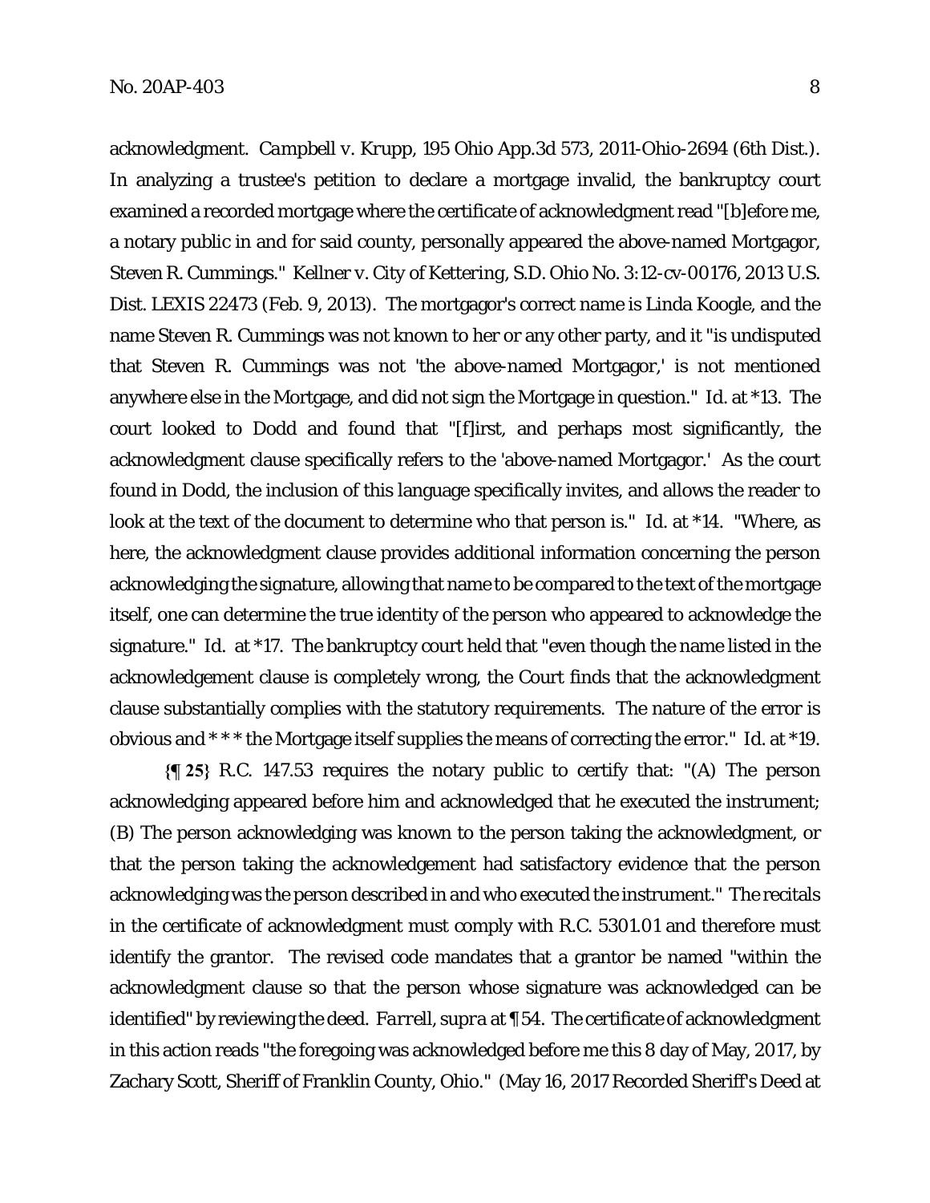acknowledgment. *Campbell v. Krupp*, 195 Ohio App.3d 573, 2011-Ohio-2694 (6th Dist.). In analyzing a trustee's petition to declare a mortgage invalid, the bankruptcy court examined a recorded mortgage where the certificate of acknowledgment read "[b]efore me, a notary public in and for said county, personally appeared the above-named Mortgagor, Steven R. Cummings." *Kellner v. City of Kettering*, S.D. Ohio No. 3:12-cv-00176, 2013 U.S. Dist. LEXIS 22473 (Feb. 9, 2013). The mortgagor's correct name is Linda Koogle, and the name Steven R. Cummings was not known to her or any other party, and it "is undisputed that Steven R. Cummings was not 'the above-named Mortgagor,' is not mentioned anywhere else in the Mortgage, and did not sign the Mortgage in question." *Id.* at *13. The court looked to *Dodd* and found that "[f]irst, and perhaps most significantly, the acknowledgment clause specifically refers to the 'above-named Mortgagor.' As the court found in *Dodd*, the inclusion of this language specifically invites, and allows the reader to look at the text of the document to determine who that person is." *Id.* at *14. "Where, as here, the acknowledgment clause provides additional information concerning the person acknowledging the signature, allowing that name to be compared to the text of the mortgage itself, one can determine the true identity of the person who appeared to acknowledge the signature." *Id.* at *17. The bankruptcy court held that "even though the name listed in the acknowledgement clause is completely wrong, the Court finds that the acknowledgment clause substantially complies with the statutory requirements. The nature of the error is obvious and * * * the Mortgage itself supplies the means of correcting the error." *Id.* at *19.

**{¶ 25}** R.C. 147.53 requires the notary public to certify that: "(A) The person acknowledging appeared before him and acknowledged that he executed the instrument; (B) The person acknowledging was known to the person taking the acknowledgment, or that the person taking the acknowledgement had satisfactory evidence that the person acknowledging was the person described in and who executed the instrument." The recitals in the certificate of acknowledgment must comply with R.C. 5301.01 and therefore must identify the grantor. The revised code mandates that a grantor be named "within the acknowledgment clause so that the person whose signature was acknowledged can be identified" by reviewing the deed. *Farrell, supra* at ¶ 54. The certificate of acknowledgment in this action reads "the foregoing was acknowledged before me this 8 day of May, 2017, by Zachary Scott, Sheriff of Franklin County, Ohio." (May 16, 2017 Recorded Sheriff's Deed at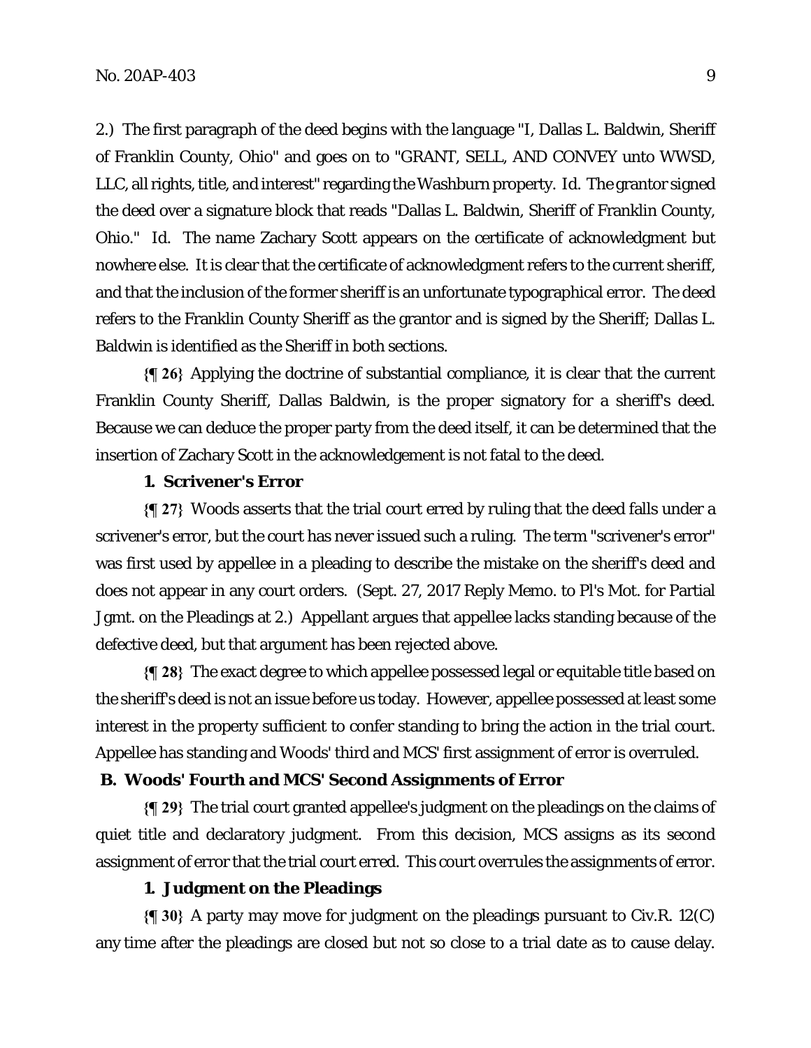2.) The first paragraph of the deed begins with the language "I, Dallas L. Baldwin, Sheriff of Franklin County, Ohio" and goes on to "GRANT, SELL, AND CONVEY unto WWSD, LLC, all rights, title, and interest" regarding the Washburn property. Id. The grantor signed the deed over a signature block that reads "Dallas L. Baldwin, Sheriff of Franklin County, Ohio." Id. The name Zachary Scott appears on the certificate of acknowledgment but nowhere else. It is clear that the certificate of acknowledgment refers to the current sheriff, and that the inclusion of the former sheriff is an unfortunate typographical error. The deed refers to the Franklin County Sheriff as the grantor and is signed by the Sheriff; Dallas L. Baldwin is identified as the Sheriff in both sections.

**{¶ 26}** Applying the doctrine of substantial compliance, it is clear that the current Franklin County Sheriff, Dallas Baldwin, is the proper signatory for a sheriff's deed. Because we can deduce the proper party from the deed itself, it can be determined that the insertion of Zachary Scott in the acknowledgement is not fatal to the deed.

**1. Scrivener's Error**

**{¶ 27}** Woods asserts that the trial court erred by ruling that the deed falls under a scrivener's error, but the court has never issued such a ruling. The term "scrivener's error" was first used by appellee in a pleading to describe the mistake on the sheriff's deed and does not appear in any court orders. (Sept. 27, 2017 Reply Memo. to Pl's Mot. for Partial Jgmt. on the Pleadings at 2.) Appellant argues that appellee lacks standing because of the defective deed, but that argument has been rejected above.

**{¶ 28}** The exact degree to which appellee possessed legal or equitable title based on the sheriff's deed is not an issue before us today. However, appellee possessed at least some interest in the property sufficient to confer standing to bring the action in the trial court. Appellee has standing and Woods' third and MCS' first assignment of error is overruled.

**B. Woods' Fourth and MCS' Second Assignments of Error**

**{¶ 29}** The trial court granted appellee's judgment on the pleadings on the claims of quiet title and declaratory judgment. From this decision, MCS assigns as its second assignment of error that the trial court erred. This court overrules the assignments of error.

**1. Judgment on the Pleadings**

**{¶ 30}** A party may move for judgment on the pleadings pursuant to Civ.R. 12(C) any time after the pleadings are closed but not so close to a trial date as to cause delay.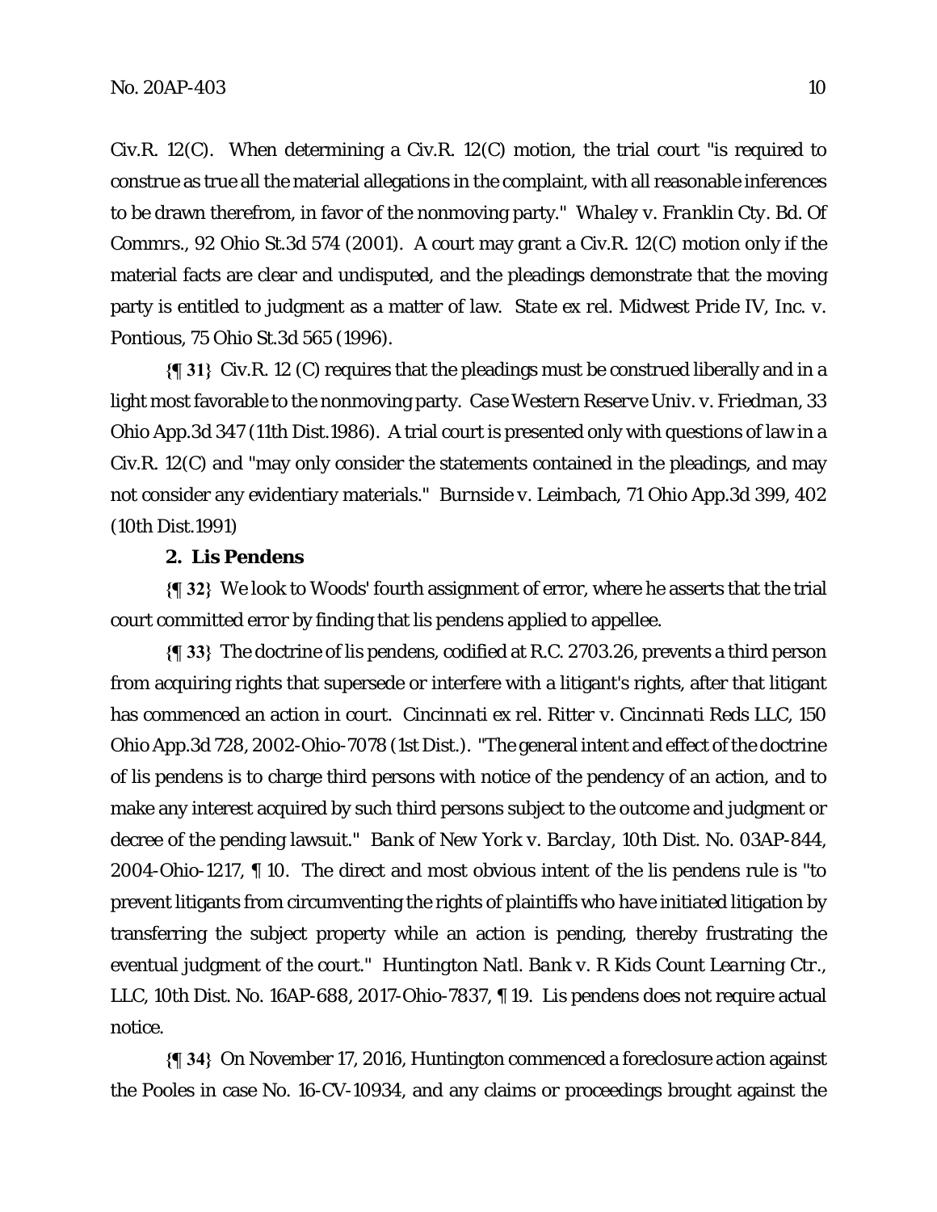Civ.R. 12(C). When determining a Civ.R. 12(C) motion, the trial court "is required to construe as true all the material allegations in the complaint, with all reasonable inferences to be drawn therefrom, in favor of the nonmoving party." *Whaley v. Franklin Cty. Bd. Of Commrs.*, 92 Ohio St.3d 574 (2001). A court may grant a Civ.R. 12(C) motion only if the material facts are clear and undisputed, and the pleadings demonstrate that the moving party is entitled to judgment as a matter of law. *State ex rel. Midwest Pride IV, Inc. v. Pontious*, 75 Ohio St.3d 565 (1996).

**{¶ 31}** Civ.R. 12 (C) requires that the pleadings must be construed liberally and in a light most favorable to the nonmoving party. *Case Western Reserve Univ. v. Friedman*, 33 Ohio App.3d 347 (11th Dist.1986). A trial court is presented only with questions of law in a Civ.R. 12(C) and "may only consider the statements contained in the pleadings, and may not consider any evidentiary materials." *Burnside v. Leimbach*, 71 Ohio App.3d 399, 402 (10th Dist.1991)

**2. Lis Pendens**

**{¶ 32}** We look to Woods' fourth assignment of error, where he asserts that the trial court committed error by finding that lis pendens applied to appellee.

**{¶ 33}** The doctrine of lis pendens, codified at R.C. 2703.26, prevents a third person from acquiring rights that supersede or interfere with a litigant's rights, after that litigant has commenced an action in court. *Cincinnati ex rel. Ritter v. Cincinnati Reds LLC*, 150 Ohio App.3d 728, 2002-Ohio-7078 (1st Dist.). "The general intent and effect of the doctrine of lis pendens is to charge third persons with notice of the pendency of an action, and to make any interest acquired by such third persons subject to the outcome and judgment or decree of the pending lawsuit." *Bank of New York v. Barclay*, 10th Dist. No. 03AP-844, 2004-Ohio-1217, ¶ 10. The direct and most obvious intent of the lis pendens rule is "to prevent litigants from circumventing the rights of plaintiffs who have initiated litigation by transferring the subject property while an action is pending, thereby frustrating the eventual judgment of the court." *Huntington Natl. Bank v. R Kids Count Learning Ctr., LLC*, 10th Dist. No. 16AP-688, 2017-Ohio-7837, ¶ 19. Lis pendens does not require actual notice.

**{¶ 34}** On November 17, 2016, Huntington commenced a foreclosure action against the Pooles in case No. 16-CV-10934, and any claims or proceedings brought against the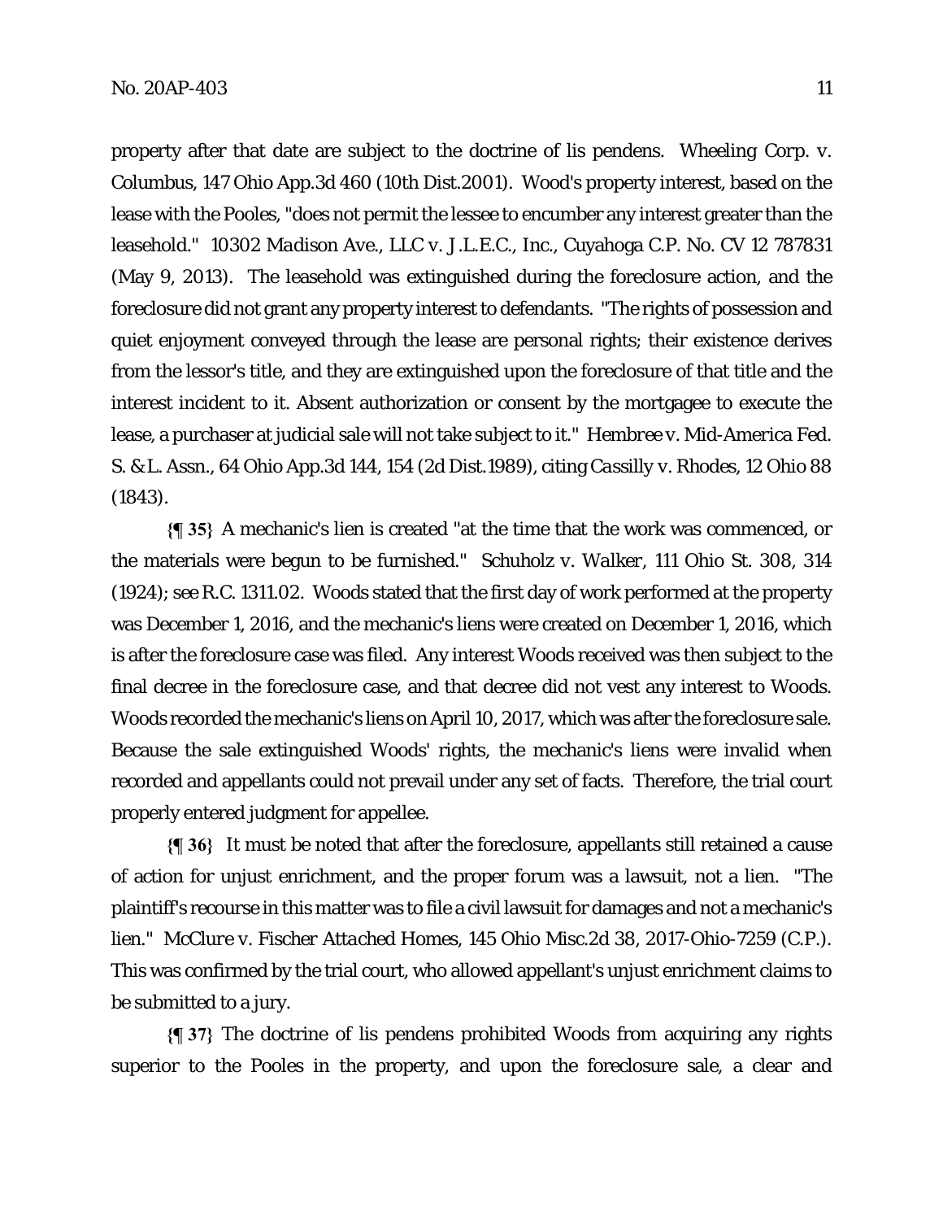property after that date are subject to the doctrine of lis pendens. *Wheeling Corp. v. Columbus*, 147 Ohio App.3d 460 (10th Dist.2001). Wood's property interest, based on the lease with the Pooles, "does not permit the lessee to encumber any interest greater than the leasehold." *10302 Madison Ave., LLC v. J.L.E.C., Inc.*, Cuyahoga C.P. No. CV 12 787831 (May 9, 2013). The leasehold was extinguished during the foreclosure action, and the foreclosure did not grant any property interest to defendants. "The rights of possession and quiet enjoyment conveyed through the lease are personal rights; their existence derives from the lessor's title, and they are extinguished upon the foreclosure of that title and the interest incident to it. Absent authorization or consent by the mortgagee to execute the lease, a purchaser at judicial sale will not take subject to it." *Hembree v. Mid-America Fed. S. & L. Assn.*, 64 Ohio App.3d 144, 154 (2d Dist.1989), citing *Cassilly v. Rhodes*, 12 Ohio 88 (1843).

**{¶ 35}** A mechanic's lien is created "at the time that the work was commenced, or the materials were begun to be furnished." *Schuholz v. Walker*, 111 Ohio St. 308, 314 (1924); see R.C. 1311.02. Woods stated that the first day of work performed at the property was December 1, 2016, and the mechanic's liens were created on December 1, 2016, which is after the foreclosure case was filed. Any interest Woods received was then subject to the final decree in the foreclosure case, and that decree did not vest any interest to Woods. Woods recorded the mechanic's liens on April 10, 2017, which was after the foreclosure sale. Because the sale extinguished Woods' rights, the mechanic's liens were invalid when recorded and appellants could not prevail under any set of facts. Therefore, the trial court properly entered judgment for appellee.

**{¶ 36}** It must be noted that after the foreclosure, appellants still retained a cause of action for unjust enrichment, and the proper forum was a lawsuit, not a lien. "The plaintiff's recourse in this matter was to file a civil lawsuit for damages and not a mechanic's lien." *McClure v. Fischer Attached Homes*, 145 Ohio Misc.2d 38, 2017-Ohio-7259 (C.P.). This was confirmed by the trial court, who allowed appellant's unjust enrichment claims to be submitted to a jury.

**{¶ 37}** The doctrine of lis pendens prohibited Woods from acquiring any rights superior to the Pooles in the property, and upon the foreclosure sale, a clear and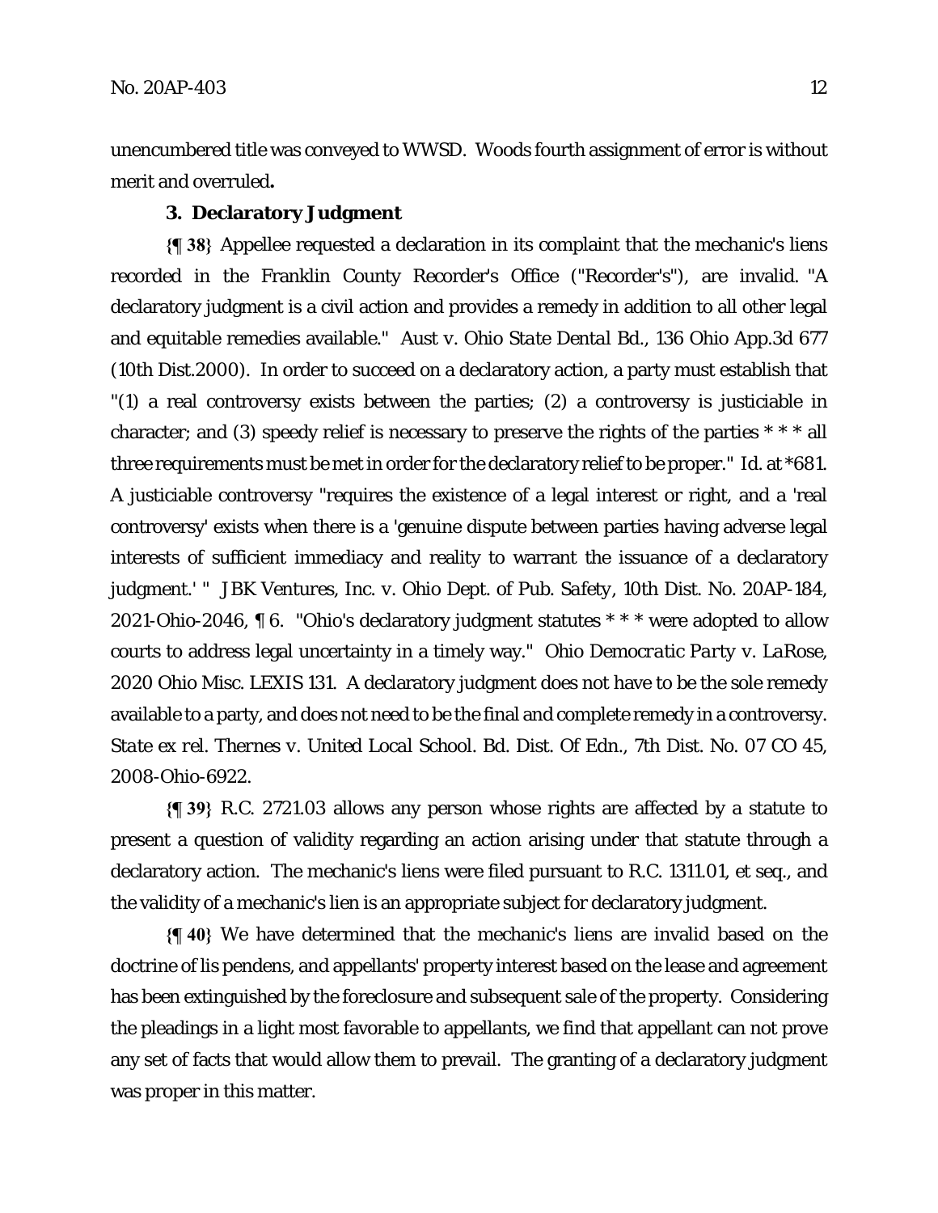unencumbered title was conveyed to WWSD. Woods fourth assignment of error is without merit and overruled**.**

### 3. Declaratory Judgment

**{¶ 38}** Appellee requested a declaration in its complaint that the mechanic's liens recorded in the Franklin County Recorder's Office ("Recorder's"), are invalid. "A declaratory judgment is a civil action and provides a remedy in addition to all other legal and equitable remedies available." *Aust v. Ohio State Dental Bd.*, 136 Ohio App.3d 677 (10th Dist.2000). In order to succeed on a declaratory action, a party must establish that "(1) a real controversy exists between the parties; (2) a controversy is justiciable in character; and (3) speedy relief is necessary to preserve the rights of the parties * * * all three requirements must be met in order for the declaratory relief to be proper." *Id.* at *681. A justiciable controversy "requires the existence of a legal interest or right, and a 'real controversy' exists when there is a 'genuine dispute between parties having adverse legal interests of sufficient immediacy and reality to warrant the issuance of a declaratory judgment.' " *JBK Ventures, Inc. v. Ohio Dept. of Pub. Safety*, 10th Dist. No. 20AP-184, 2021-Ohio-2046, ¶ 6. "Ohio's declaratory judgment statutes * * * were adopted to allow courts to address legal uncertainty in a timely way." *Ohio Democratic Party v. LaRose*, 2020 Ohio Misc. LEXIS 131. A declaratory judgment does not have to be the sole remedy available to a party, and does not need to be the final and complete remedy in a controversy. *State ex rel. Thernes v. United Local School. Bd. Dist. Of Edn.*, 7th Dist. No. 07 CO 45, 2008-Ohio-6922.

**{¶ 39}** R.C. 2721.03 allows any person whose rights are affected by a statute to present a question of validity regarding an action arising under that statute through a declaratory action. The mechanic's liens were filed pursuant to R.C. 1311.01, et seq., and the validity of a mechanic's lien is an appropriate subject for declaratory judgment.

**{¶ 40}** We have determined that the mechanic's liens are invalid based on the doctrine of lis pendens, and appellants' property interest based on the lease and agreement has been extinguished by the foreclosure and subsequent sale of the property. Considering the pleadings in a light most favorable to appellants, we find that appellant can not prove any set of facts that would allow them to prevail. The granting of a declaratory judgment was proper in this matter.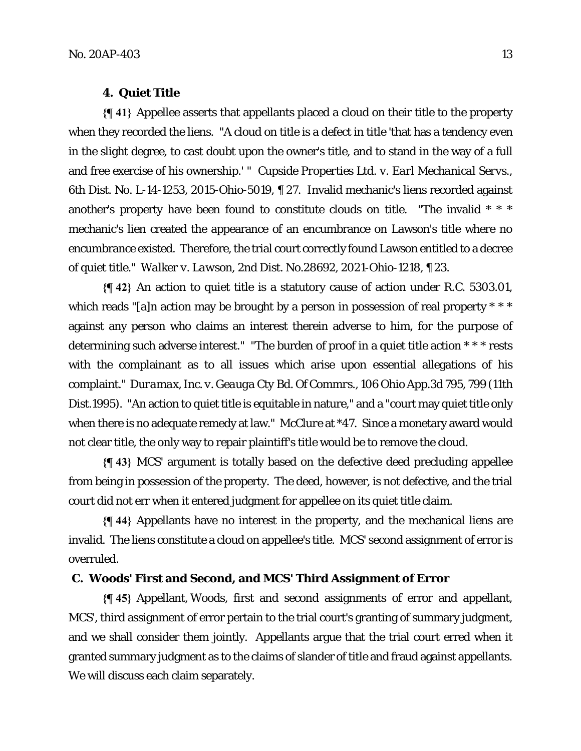### 4. Quiet Title

**{¶ 41}** Appellee asserts that appellants placed a cloud on their title to the property when they recorded the liens. "A cloud on title is a defect in title 'that has a tendency even in the slight degree, to cast doubt upon the owner's title, and to stand in the way of a full and free exercise of his ownership.' " *Cupside Properties Ltd. v. Earl Mechanical Servs.*, 6th Dist. No. L-14-1253, 2015-Ohio-5019, ¶ 27. Invalid mechanic's liens recorded against another's property have been found to constitute clouds on title. "The invalid * * * mechanic's lien created the appearance of an encumbrance on Lawson's title where no encumbrance existed. Therefore, the trial court correctly found Lawson entitled to a decree of quiet title." *Walker v. Lawson*, 2nd Dist. No.28692, 2021-Ohio-1218, ¶ 23.

**{¶ 42}** An action to quiet title is a statutory cause of action under R.C. 5303.01, which reads "[a]n action may be brought by a person in possession of real property * * * against any person who claims an interest therein adverse to him, for the purpose of determining such adverse interest." "The burden of proof in a quiet title action * * * rests with the complainant as to all issues which arise upon essential allegations of his complaint." *Duramax, Inc. v. Geauga Cty Bd. Of Commrs.*, 106 Ohio App.3d 795, 799 (11th Dist.1995). "An action to quiet title is equitable in nature," and a "court may quiet title only when there is no adequate remedy at law." *McClure* at *47. Since a monetary award would not clear title, the only way to repair plaintiff's title would be to remove the cloud.

**{¶ 43}** MCS' argument is totally based on the defective deed precluding appellee from being in possession of the property. The deed, however, is not defective, and the trial court did not err when it entered judgment for appellee on its quiet title claim.

**{¶ 44}** Appellants have no interest in the property, and the mechanical liens are invalid. The liens constitute a cloud on appellee's title. MCS' second assignment of error is overruled.

## C. Woods' First and Second, and MCS' Third Assignment of Error

**{¶ 45}** Appellant, Woods, first and second assignments of error and appellant, MCS', third assignment of error pertain to the trial court's granting of summary judgment, and we shall consider them jointly. Appellants argue that the trial court erred when it granted summary judgment as to the claims of slander of title and fraud against appellants. We will discuss each claim separately.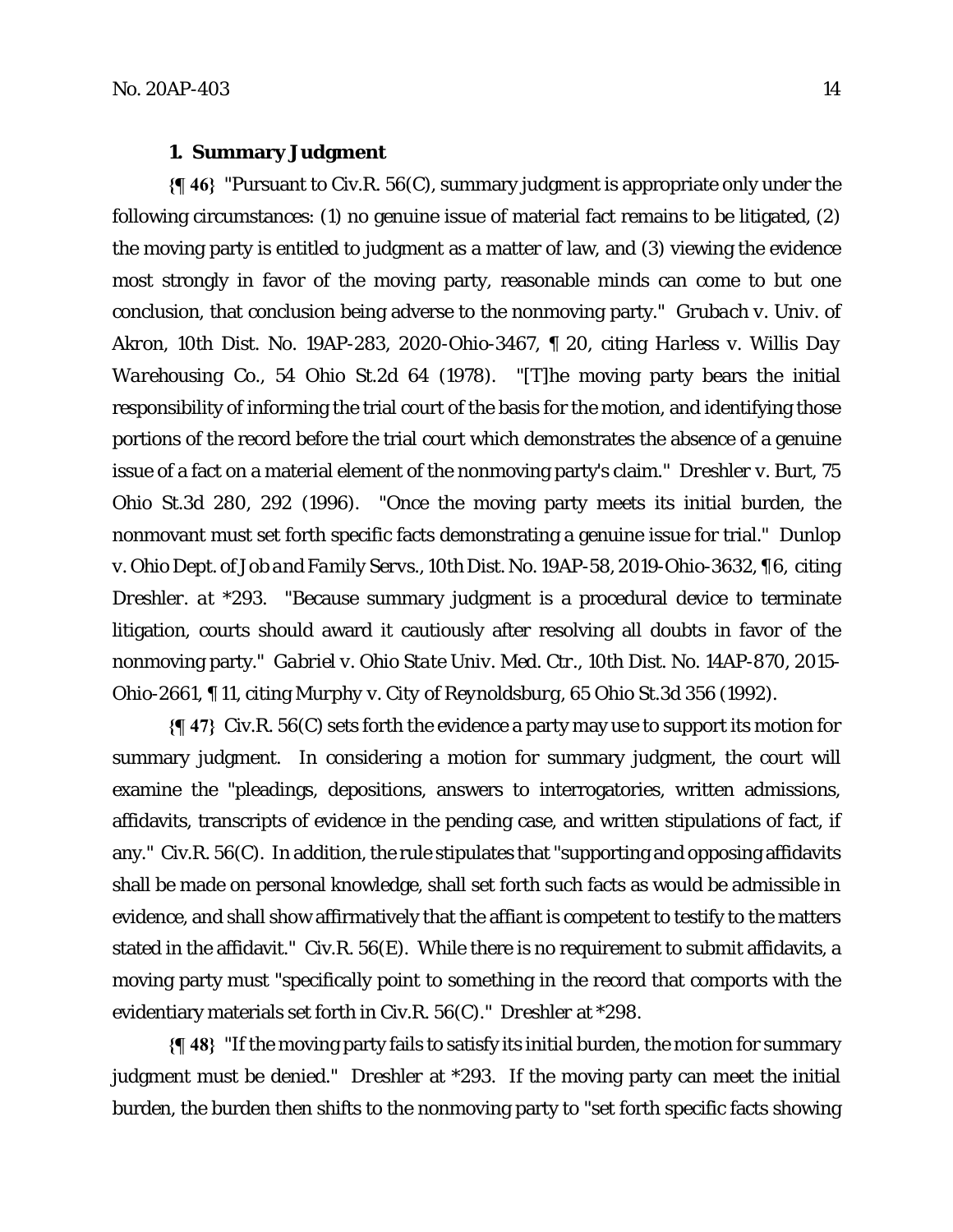### 1. Summary Judgment

**{¶ 46}** "Pursuant to Civ.R. 56(C), summary judgment is appropriate only under the following circumstances: (1) no genuine issue of material fact remains to be litigated, (2) the moving party is entitled to judgment as a matter of law, and (3) viewing the evidence most strongly in favor of the moving party, reasonable minds can come to but one conclusion, that conclusion being adverse to the nonmoving party." *Grubach v. Univ. of Akron*, 10th Dist. No. 19AP-283, 2020-Ohio-3467, ¶ 20, citing *Harless v. Willis Day Warehousing Co.*, 54 Ohio St.2d 64 (1978). "[T]he moving party bears the initial responsibility of informing the trial court of the basis for the motion, and identifying those portions of the record before the trial court which demonstrates the absence of a genuine issue of a fact on a material element of the nonmoving party's claim." *Dreshler v. Burt*, 75 Ohio St.3d 280, 292 (1996). "Once the moving party meets its initial burden, the nonmovant must set forth specific facts demonstrating a genuine issue for trial." *Dunlop v. Ohio Dept. of Job and Family Servs.*, 10th Dist. No. 19AP-58, 2019-Ohio-3632, ¶6, citing *Dreshler. at* *293. "Because summary judgment is a procedural device to terminate litigation, courts should award it cautiously after resolving all doubts in favor of the nonmoving party." *Gabriel v. Ohio State Univ. Med. Ctr.*, 10th Dist. No. 14AP-870, 2015-Ohio-2661, ¶ 11, citing *Murphy v. City of Reynoldsburg*, 65 Ohio St.3d 356 (1992).

**{¶ 47}** Civ.R. 56(C) sets forth the evidence a party may use to support its motion for summary judgment. In considering a motion for summary judgment, the court will examine the "pleadings, depositions, answers to interrogatories, written admissions, affidavits, transcripts of evidence in the pending case, and written stipulations of fact, if any." Civ.R. 56(C). In addition, the rule stipulates that "supporting and opposing affidavits shall be made on personal knowledge, shall set forth such facts as would be admissible in evidence, and shall show affirmatively that the affiant is competent to testify to the matters stated in the affidavit." Civ.R. 56(E). While there is no requirement to submit affidavits, a moving party must "specifically point to something in the record that comports with the evidentiary materials set forth in Civ.R. 56(C)." *Dreshler* at *298.

**{¶ 48}** "If the moving party fails to satisfy its initial burden, the motion for summary judgment must be denied." *Dreshler* at *293. If the moving party can meet the initial burden, the burden then shifts to the nonmoving party to "set forth specific facts showing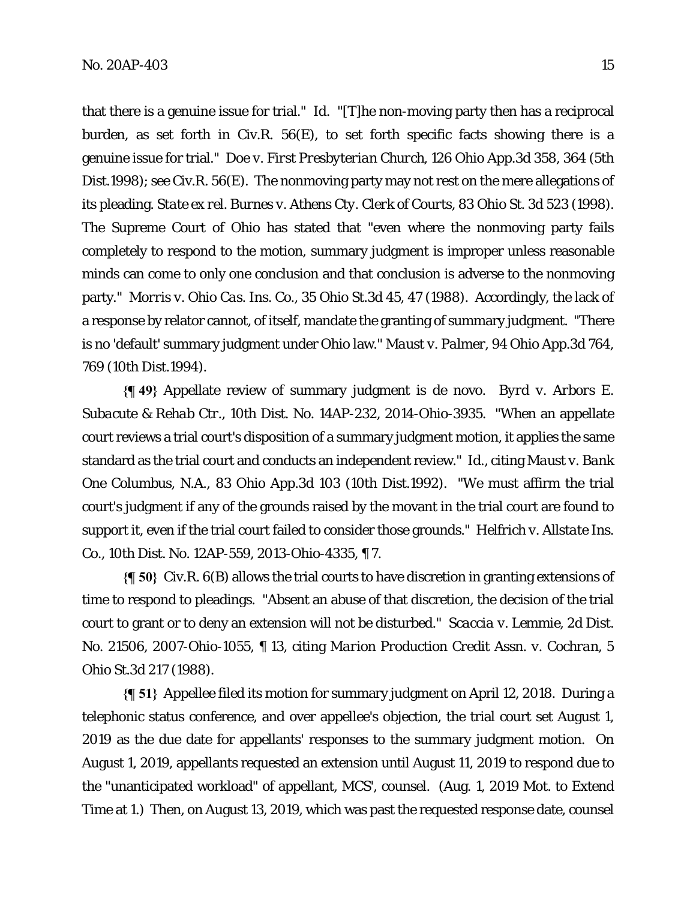that there is a genuine issue for trial." *Id.* "[T]he non-moving party then has a reciprocal burden, as set forth in Civ.R. 56(E), to set forth specific facts showing there is a genuine issue for trial." *Doe v. First Presbyterian Church*, 126 Ohio App.3d 358, 364 (5th Dist.1998); see Civ.R. 56(E). The nonmoving party may not rest on the mere allegations of its pleading. *State ex rel. Burnes v. Athens Cty. Clerk of Courts*, 83 Ohio St. 3d 523 (1998). The Supreme Court of Ohio has stated that "even where the nonmoving party fails completely to respond to the motion, summary judgment is improper unless reasonable minds can come to only one conclusion and that conclusion is adverse to the nonmoving party." *Morris v. Ohio Cas. Ins. Co.*, 35 Ohio St.3d 45, 47 (1988). Accordingly, the lack of a response by relator cannot, of itself, mandate the granting of summary judgment. "There is no 'default' summary judgment under Ohio law." *Maust v. Palmer*, 94 Ohio App.3d 764, 769 (10th Dist.1994).

**{¶ 49}** Appellate review of summary judgment is de novo. *Byrd v. Arbors E. Subacute & Rehab Ctr.*, 10th Dist. No. 14AP-232, 2014-Ohio-3935. "When an appellate court reviews a trial court's disposition of a summary judgment motion, it applies the same standard as the trial court and conducts an independent review." *Id.*, citing *Maust v. Bank One Columbus, N.A.*, 83 Ohio App.3d 103 (10th Dist.1992). "We must affirm the trial court's judgment if any of the grounds raised by the movant in the trial court are found to support it, even if the trial court failed to consider those grounds." *Helfrich v. Allstate Ins. Co.*, 10th Dist. No. 12AP-559, 2013-Ohio-4335, ¶ 7.

**{¶ 50}** Civ.R. 6(B) allows the trial courts to have discretion in granting extensions of time to respond to pleadings. "Absent an abuse of that discretion, the decision of the trial court to grant or to deny an extension will not be disturbed." *Scaccia v. Lemmie*, 2d Dist. No. 21506, 2007-Ohio-1055, ¶ 13, citing *Marion Production Credit Assn. v. Cochran*, 5 Ohio St.3d 217 (1988).

**{¶ 51}** Appellee filed its motion for summary judgment on April 12, 2018. During a telephonic status conference, and over appellee's objection, the trial court set August 1, 2019 as the due date for appellants' responses to the summary judgment motion. On August 1, 2019, appellants requested an extension until August 11, 2019 to respond due to the "unanticipated workload" of appellant, MCS', counsel. (Aug. 1, 2019 Mot. to Extend Time at 1.) Then, on August 13, 2019, which was past the requested response date, counsel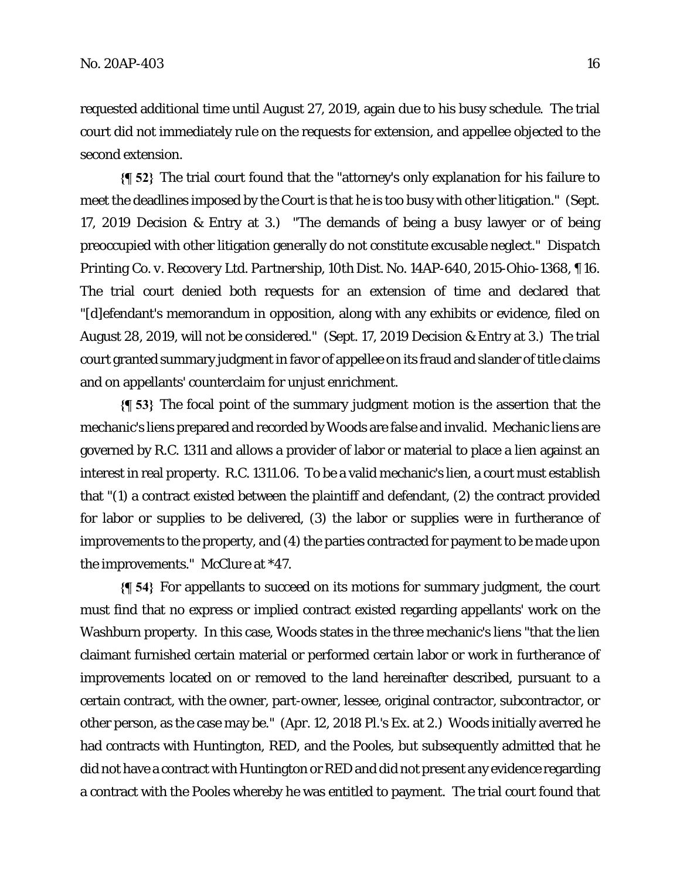requested additional time until August 27, 2019, again due to his busy schedule. The trial court did not immediately rule on the requests for extension, and appellee objected to the second extension.

**{¶ 52}** The trial court found that the "attorney's only explanation for his failure to meet the deadlines imposed by the Court is that he is too busy with other litigation." (Sept. 17, 2019 Decision & Entry at 3.) "The demands of being a busy lawyer or of being preoccupied with other litigation generally do not constitute excusable neglect." *Dispatch Printing Co. v. Recovery Ltd. Partnership*, 10th Dist. No. 14AP-640, 2015-Ohio-1368, ¶ 16. The trial court denied both requests for an extension of time and declared that "[d]efendant's memorandum in opposition, along with any exhibits or evidence, filed on August 28, 2019, will not be considered." (Sept. 17, 2019 Decision & Entry at 3.) The trial court granted summary judgment in favor of appellee on its fraud and slander of title claims and on appellants' counterclaim for unjust enrichment.

**{¶ 53}** The focal point of the summary judgment motion is the assertion that the mechanic's liens prepared and recorded by Woods are false and invalid. Mechanic liens are governed by R.C. 1311 and allows a provider of labor or material to place a lien against an interest in real property. R.C. 1311.06. To be a valid mechanic's lien, a court must establish that "(1) a contract existed between the plaintiff and defendant, (2) the contract provided for labor or supplies to be delivered, (3) the labor or supplies were in furtherance of improvements to the property, and (4) the parties contracted for payment to be made upon the improvements." *McClure* at \*47.

**{¶ 54}** For appellants to succeed on its motions for summary judgment, the court must find that no express or implied contract existed regarding appellants' work on the Washburn property. In this case, Woods states in the three mechanic's liens "that the lien claimant furnished certain material or performed certain labor or work in furtherance of improvements located on or removed to the land hereinafter described, pursuant to a certain contract, with the owner, part-owner, lessee, original contractor, subcontractor, or other person, as the case may be." (Apr. 12, 2018 Pl.'s Ex. at 2.) Woods initially averred he had contracts with Huntington, RED, and the Pooles, but subsequently admitted that he did not have a contract with Huntington or RED and did not present any evidence regarding a contract with the Pooles whereby he was entitled to payment. The trial court found that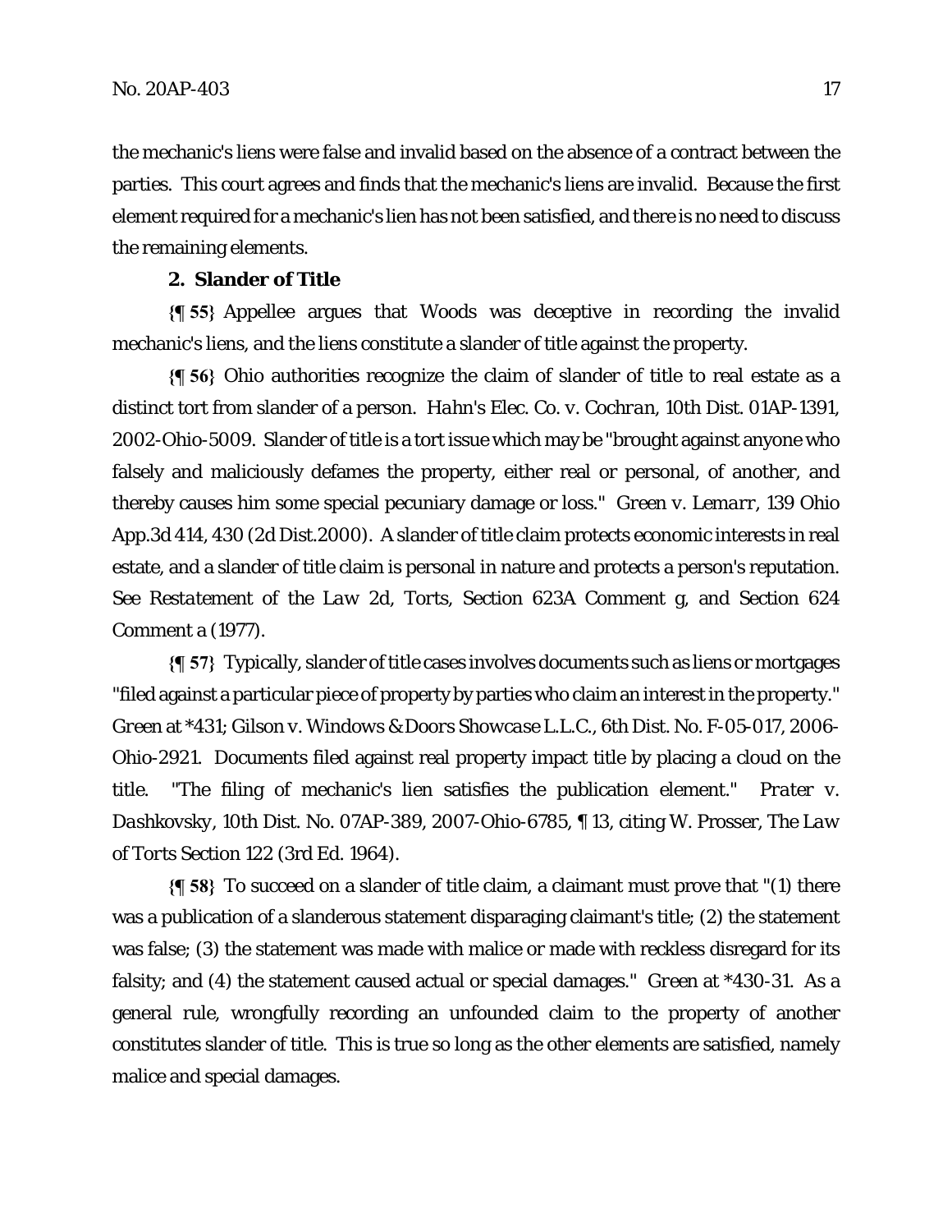the mechanic's liens were false and invalid based on the absence of a contract between the parties. This court agrees and finds that the mechanic's liens are invalid. Because the first element required for a mechanic's lien has not been satisfied, and there is no need to discuss the remaining elements.

**2. Slander of Title**

**{¶ 55}** Appellee argues that Woods was deceptive in recording the invalid mechanic's liens, and the liens constitute a slander of title against the property.

**{¶ 56}** Ohio authorities recognize the claim of slander of title to real estate as a distinct tort from slander of a person. *Hahn's Elec. Co. v. Cochran*, 10th Dist. 01AP-1391, 2002-Ohio-5009. Slander of title is a tort issue which may be "brought against anyone who falsely and maliciously defames the property, either real or personal, of another, and thereby causes him some special pecuniary damage or loss." *Green v. Lemarr*, 139 Ohio App.3d 414, 430 (2d Dist.2000). A slander of title claim protects economic interests in real estate, and a slander of title claim is personal in nature and protects a person's reputation. See *Restatement of the Law 2d, Torts*, Section 623A Comment g, and Section 624 Comment a (1977).

**{¶ 57}** Typically, slander of title cases involves documents such as liens or mortgages "filed against a particular piece of property by parties who claim an interest in the property." *Green* at *431; *Gilson v. Windows & Doors Showcase L.L.C.*, 6th Dist. No. F-05-017, 2006-Ohio-2921. Documents filed against real property impact title by placing a cloud on the title. "The filing of mechanic's lien satisfies the publication element." *Prater v. Dashkovsky*, 10th Dist. No. 07AP-389, 2007-Ohio-6785, ¶ 13, citing W. Prosser, *The Law of Torts* Section 122 (3rd Ed. 1964).

**{¶ 58}** To succeed on a slander of title claim, a claimant must prove that "(1) there was a publication of a slanderous statement disparaging claimant's title; (2) the statement was false; (3) the statement was made with malice or made with reckless disregard for its falsity; and (4) the statement caused actual or special damages." *Green* at *430-31. As a general rule, wrongfully recording an unfounded claim to the property of another constitutes slander of title. This is true so long as the other elements are satisfied, namely malice and special damages.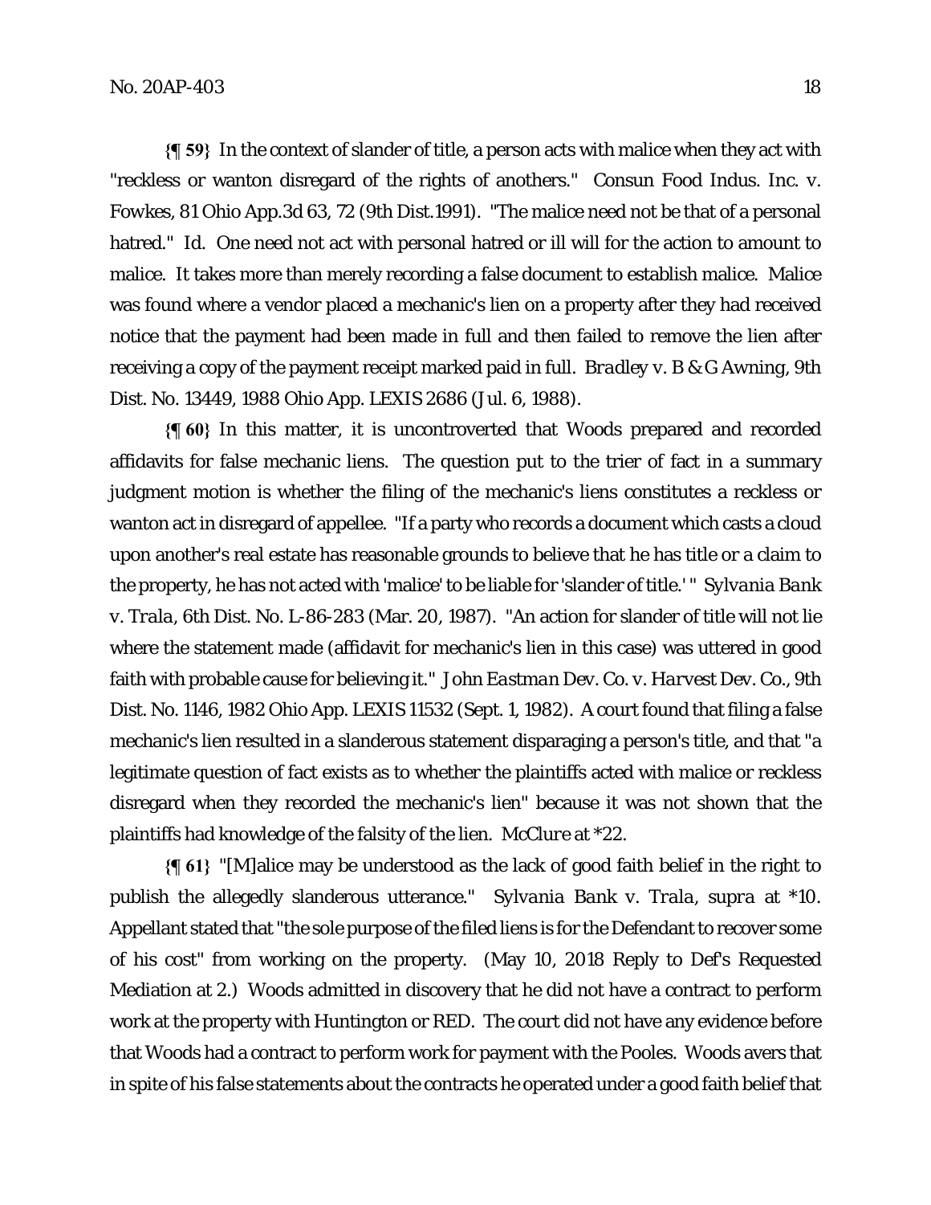**{¶ 59}** In the context of slander of title, a person acts with malice when they act with "reckless or wanton disregard of the rights of anothers." *Consun Food Indus. Inc. v. Fowkes*, 81 Ohio App.3d 63, 72 (9th Dist.1991). "The malice need not be that of a personal hatred." *Id.* One need not act with personal hatred or ill will for the action to amount to malice. It takes more than merely recording a false document to establish malice. Malice was found where a vendor placed a mechanic's lien on a property after they had received notice that the payment had been made in full and then failed to remove the lien after receiving a copy of the payment receipt marked paid in full. *Bradley v. B & G Awning*, 9th Dist. No. 13449, 1988 Ohio App. LEXIS 2686 (Jul. 6, 1988).

**{¶ 60}** In this matter, it is uncontroverted that Woods prepared and recorded affidavits for false mechanic liens. The question put to the trier of fact in a summary judgment motion is whether the filing of the mechanic's liens constitutes a reckless or wanton act in disregard of appellee. "If a party who records a document which casts a cloud upon another's real estate has reasonable grounds to believe that he has title or a claim to the property, he has not acted with 'malice' to be liable for 'slander of title.' " *Sylvania Bank v. Trala*, 6th Dist. No. L-86-283 (Mar. 20, 1987). "An action for slander of title will not lie where the statement made (affidavit for mechanic's lien in this case) was uttered in good faith with probable cause for believing it." *John Eastman Dev. Co. v. Harvest Dev. Co.*, 9th Dist. No. 1146, 1982 Ohio App. LEXIS 11532 (Sept. 1, 1982). A court found that filing a false mechanic's lien resulted in a slanderous statement disparaging a person's title, and that "a legitimate question of fact exists as to whether the plaintiffs acted with malice or reckless disregard when they recorded the mechanic's lien" because it was not shown that the plaintiffs had knowledge of the falsity of the lien. *McClure* at *22.

**{¶ 61}** "[M]alice may be understood as the lack of good faith belief in the right to publish the allegedly slanderous utterance." *Sylvania Bank v. Trala*, *supra* at *10. Appellant stated that "the sole purpose of the filed liens is for the Defendant to recover some of his cost" from working on the property. (May 10, 2018 Reply to Def's Requested Mediation at 2.) Woods admitted in discovery that he did not have a contract to perform work at the property with Huntington or RED. The court did not have any evidence before that Woods had a contract to perform work for payment with the Pooles. Woods avers that in spite of his false statements about the contracts he operated under a good faith belief that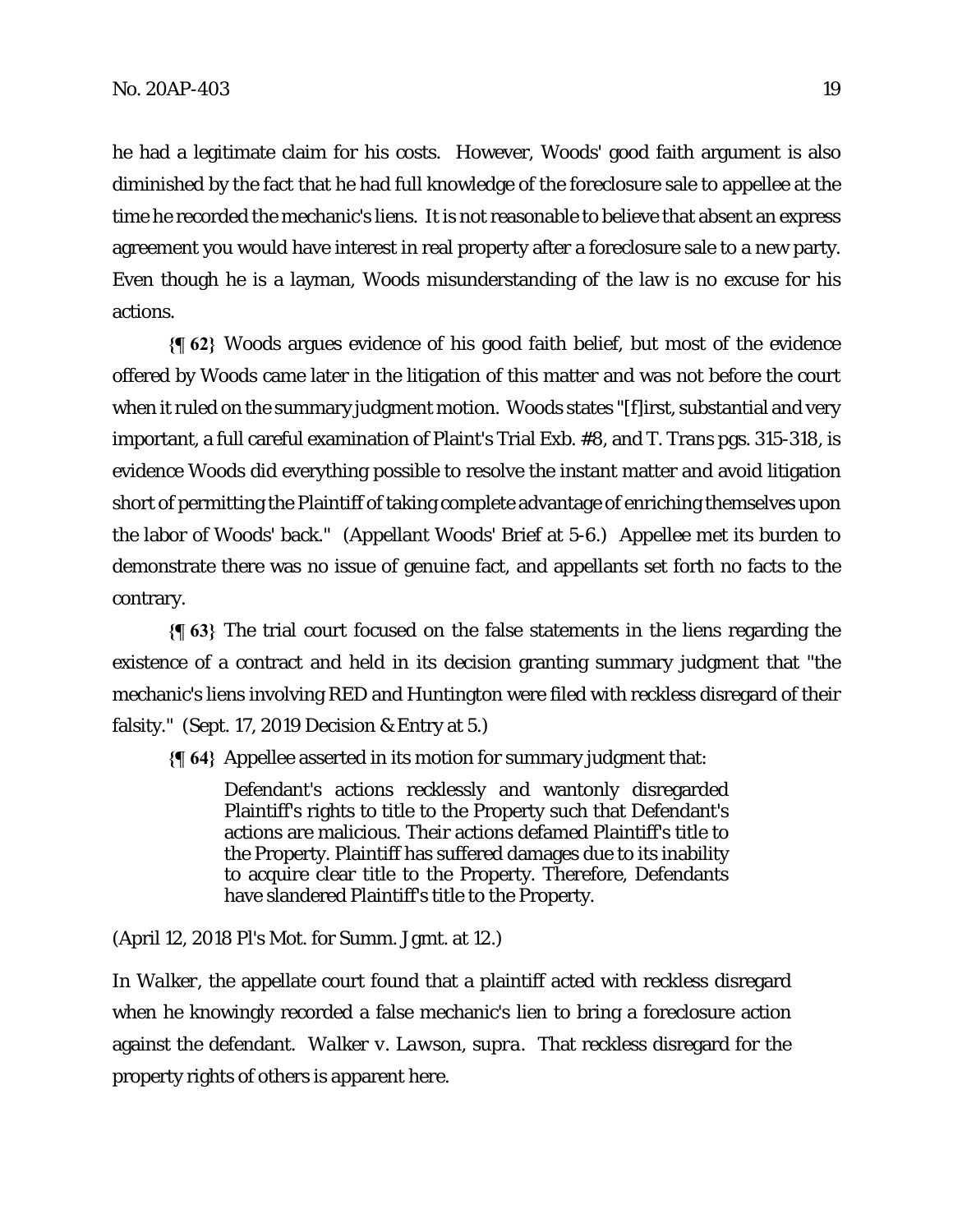he had a legitimate claim for his costs. However, Woods' good faith argument is also diminished by the fact that he had full knowledge of the foreclosure sale to appellee at the time he recorded the mechanic's liens. It is not reasonable to believe that absent an express agreement you would have interest in real property after a foreclosure sale to a new party. Even though he is a layman, Woods misunderstanding of the law is no excuse for his actions.

**{¶ 62}** Woods argues evidence of his good faith belief, but most of the evidence offered by Woods came later in the litigation of this matter and was not before the court when it ruled on the summary judgment motion. Woods states "[f]irst, substantial and very important, a full careful examination of Plaint's Trial Exb. #8, and T. Trans pgs. 315-318, is evidence Woods did everything possible to resolve the instant matter and avoid litigation short of permitting the Plaintiff of taking complete advantage of enriching themselves upon the labor of Woods' back." (Appellant Woods' Brief at 5-6.) Appellee met its burden to demonstrate there was no issue of genuine fact, and appellants set forth no facts to the contrary.

**{¶ 63}** The trial court focused on the false statements in the liens regarding the existence of a contract and held in its decision granting summary judgment that "the mechanic's liens involving RED and Huntington were filed with reckless disregard of their falsity." (Sept. 17, 2019 Decision & Entry at 5.)

**{¶ 64}** Appellee asserted in its motion for summary judgment that:

> Defendant's actions recklessly and wantonly disregarded Plaintiff's rights to title to the Property such that Defendant's actions are malicious. Their actions defamed Plaintiff's title to the Property. Plaintiff has suffered damages due to its inability to acquire clear title to the Property. Therefore, Defendants have slandered Plaintiff's title to the Property.

(April 12, 2018 Pl's Mot. for Summ. Jgmt. at 12.)

In *Walker*, the appellate court found that a plaintiff acted with reckless disregard when he knowingly recorded a false mechanic's lien to bring a foreclosure action against the defendant. *Walker v. Lawson*, *supra*. That reckless disregard for the property rights of others is apparent here.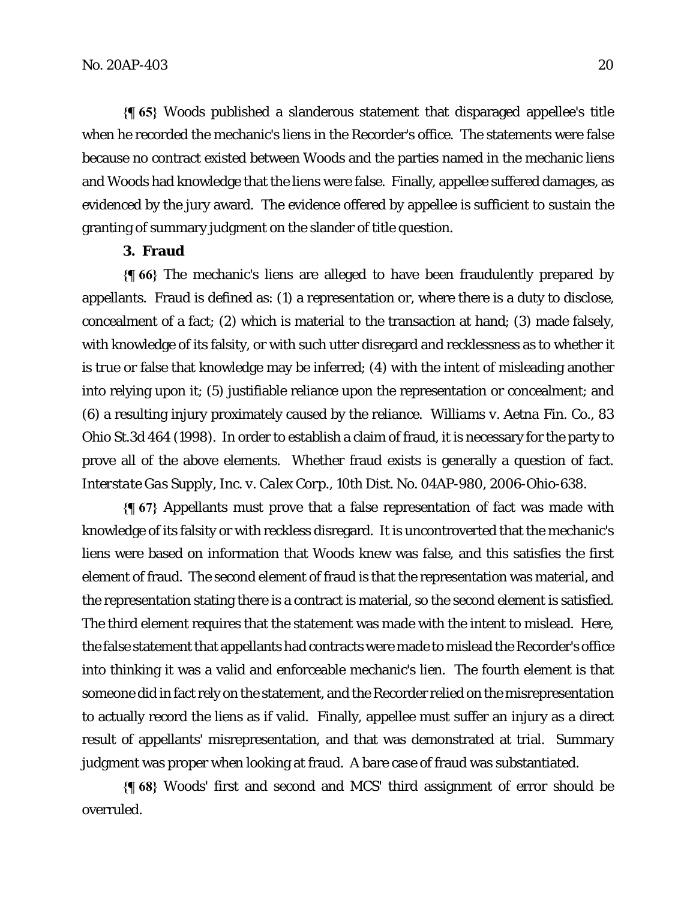**{¶ 65}** Woods published a slanderous statement that disparaged appellee's title when he recorded the mechanic's liens in the Recorder's office. The statements were false because no contract existed between Woods and the parties named in the mechanic liens and Woods had knowledge that the liens were false. Finally, appellee suffered damages, as evidenced by the jury award. The evidence offered by appellee is sufficient to sustain the granting of summary judgment on the slander of title question.

### 3. Fraud

**{¶ 66}** The mechanic's liens are alleged to have been fraudulently prepared by appellants. Fraud is defined as: (1) a representation or, where there is a duty to disclose, concealment of a fact; (2) which is material to the transaction at hand; (3) made falsely, with knowledge of its falsity, or with such utter disregard and recklessness as to whether it is true or false that knowledge may be inferred; (4) with the intent of misleading another into relying upon it; (5) justifiable reliance upon the representation or concealment; and (6) a resulting injury proximately caused by the reliance. *Williams v. Aetna Fin. Co.*, 83 Ohio St.3d 464 (1998). In order to establish a claim of fraud, it is necessary for the party to prove all of the above elements. Whether fraud exists is generally a question of fact. *Interstate Gas Supply, Inc. v. Calex Corp.*, 10th Dist. No. 04AP-980, 2006-Ohio-638.

**{¶ 67}** Appellants must prove that a false representation of fact was made with knowledge of its falsity or with reckless disregard. It is uncontroverted that the mechanic's liens were based on information that Woods knew was false, and this satisfies the first element of fraud. The second element of fraud is that the representation was material, and the representation stating there is a contract is material, so the second element is satisfied. The third element requires that the statement was made with the intent to mislead. Here, the false statement that appellants had contracts were made to mislead the Recorder's office into thinking it was a valid and enforceable mechanic's lien. The fourth element is that someone did in fact rely on the statement, and the Recorder relied on the misrepresentation to actually record the liens as if valid. Finally, appellee must suffer an injury as a direct result of appellants' misrepresentation, and that was demonstrated at trial. Summary judgment was proper when looking at fraud. A bare case of fraud was substantiated.

**{¶ 68}** Woods' first and second and MCS' third assignment of error should be overruled.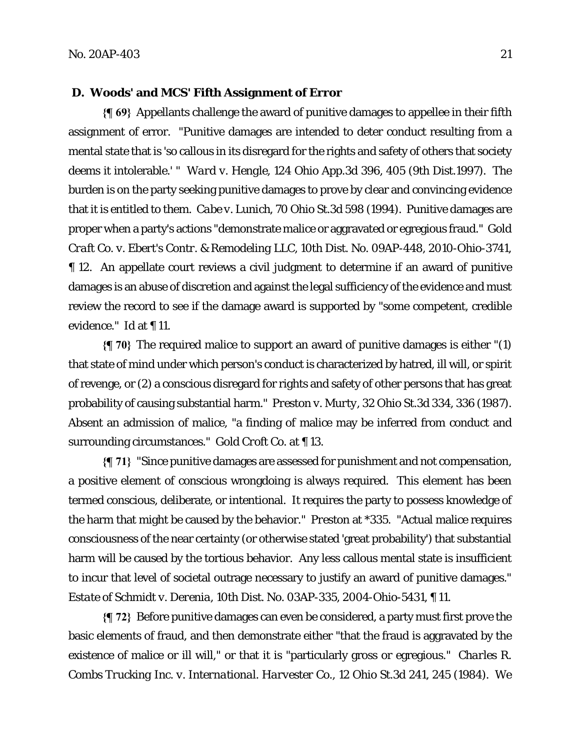**D. Woods' and MCS' Fifth Assignment of Error**

**{¶ 69}** Appellants challenge the award of punitive damages to appellee in their fifth assignment of error. "Punitive damages are intended to deter conduct resulting from a mental state that is 'so callous in its disregard for the rights and safety of others that society deems it intolerable.' " *Ward v. Hengle*, 124 Ohio App.3d 396, 405 (9th Dist.1997). The burden is on the party seeking punitive damages to prove by clear and convincing evidence that it is entitled to them. *Cabe v. Lunich*, 70 Ohio St.3d 598 (1994). Punitive damages are proper when a party's actions "demonstrate malice or aggravated or egregious fraud." *Gold Craft Co. v. Ebert's Contr. & Remodeling LLC*, 10th Dist. No. 09AP-448, 2010-Ohio-3741, ¶ 12. An appellate court reviews a civil judgment to determine if an award of punitive damages is an abuse of discretion and against the legal sufficiency of the evidence and must review the record to see if the damage award is supported by "some competent, credible evidence." *Id* at ¶ 11.

**{¶ 70}** The required malice to support an award of punitive damages is either "(1) that state of mind under which person's conduct is characterized by hatred, ill will, or spirit of revenge, or (2) a conscious disregard for rights and safety of other persons that has great probability of causing substantial harm." *Preston v. Murty*, 32 Ohio St.3d 334, 336 (1987). Absent an admission of malice, "a finding of malice may be inferred from conduct and surrounding circumstances." *Gold Croft Co.* at ¶ 13.

**{¶ 71}** "Since punitive damages are assessed for punishment and not compensation, a positive element of conscious wrongdoing is always required. This element has been termed conscious, deliberate, or intentional. It requires the party to possess knowledge of the harm that might be caused by the behavior." *Preston* at *335. "Actual malice requires consciousness of the near certainty (or otherwise stated 'great probability') that substantial harm will be caused by the tortious behavior. Any less callous mental state is insufficient to incur that level of societal outrage necessary to justify an award of punitive damages." *Estate of Schmidt v. Derenia*, 10th Dist. No. 03AP-335, 2004-Ohio-5431, ¶ 11.

**{¶ 72}** Before punitive damages can even be considered, a party must first prove the basic elements of fraud, and then demonstrate either "that the fraud is aggravated by the existence of malice or ill will," or that it is "particularly gross or egregious." *Charles R. Combs Trucking Inc. v. International. Harvester Co.*, 12 Ohio St.3d 241, 245 (1984). We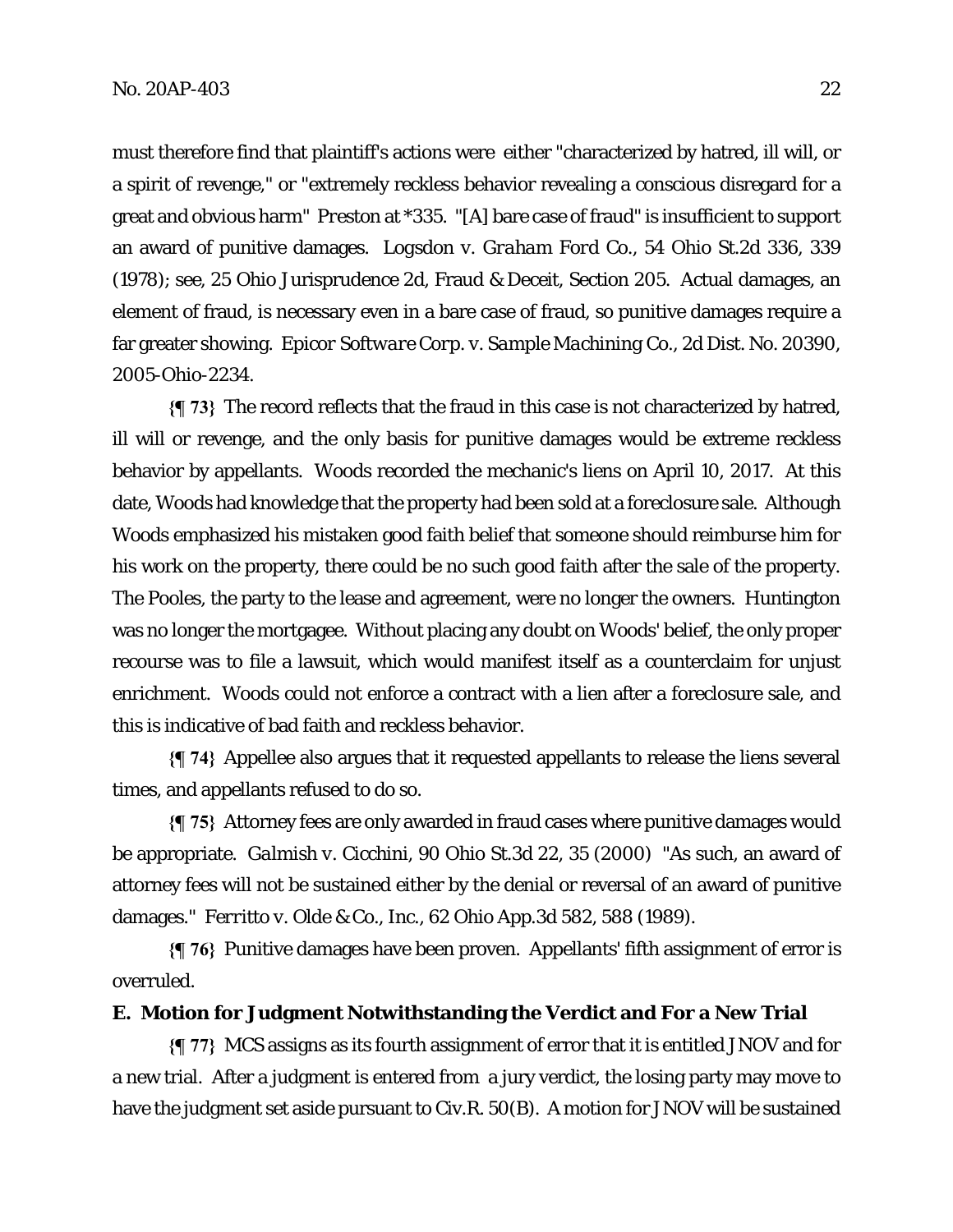must therefore find that plaintiff's actions were either "characterized by hatred, ill will, or a spirit of revenge," or "extremely reckless behavior revealing a conscious disregard for a great and obvious harm" *Preston* at *335. "[A] bare case of fraud" is insufficient to support an award of punitive damages. *Logsdon v. Graham Ford Co.*, 54 Ohio St.2d 336, 339 (1978); see, 25 Ohio Jurisprudence 2d, Fraud & Deceit, Section 205. Actual damages, an element of fraud, is necessary even in a bare case of fraud, so punitive damages require a far greater showing. *Epicor Software Corp. v. Sample Machining Co.*, 2d Dist. No. 20390, 2005-Ohio-2234.

**{¶ 73}** The record reflects that the fraud in this case is not characterized by hatred, ill will or revenge, and the only basis for punitive damages would be extreme reckless behavior by appellants. Woods recorded the mechanic's liens on April 10, 2017. At this date, Woods had knowledge that the property had been sold at a foreclosure sale. Although Woods emphasized his mistaken good faith belief that someone should reimburse him for his work on the property, there could be no such good faith after the sale of the property. The Pooles, the party to the lease and agreement, were no longer the owners. Huntington was no longer the mortgagee. Without placing any doubt on Woods' belief, the only proper recourse was to file a lawsuit, which would manifest itself as a counterclaim for unjust enrichment. Woods could not enforce a contract with a lien after a foreclosure sale, and this is indicative of bad faith and reckless behavior.

**{¶ 74}** Appellee also argues that it requested appellants to release the liens several times, and appellants refused to do so.

**{¶ 75}** Attorney fees are only awarded in fraud cases where punitive damages would be appropriate. *Galmish v. Cicchini*, 90 Ohio St.3d 22, 35 (2000) "As such, an award of attorney fees will not be sustained either by the denial or reversal of an award of punitive damages." *Ferritto v. Olde & Co., Inc.*, 62 Ohio App.3d 582, 588 (1989).

**{¶ 76}** Punitive damages have been proven. Appellants' fifth assignment of error is overruled.

### E. Motion for Judgment Notwithstanding the Verdict and For a New Trial

**{¶ 77}** MCS assigns as its fourth assignment of error that it is entitled JNOV and for a new trial. After a judgment is entered from a jury verdict, the losing party may move to have the judgment set aside pursuant to Civ.R. 50(B). A motion for JNOV will be sustained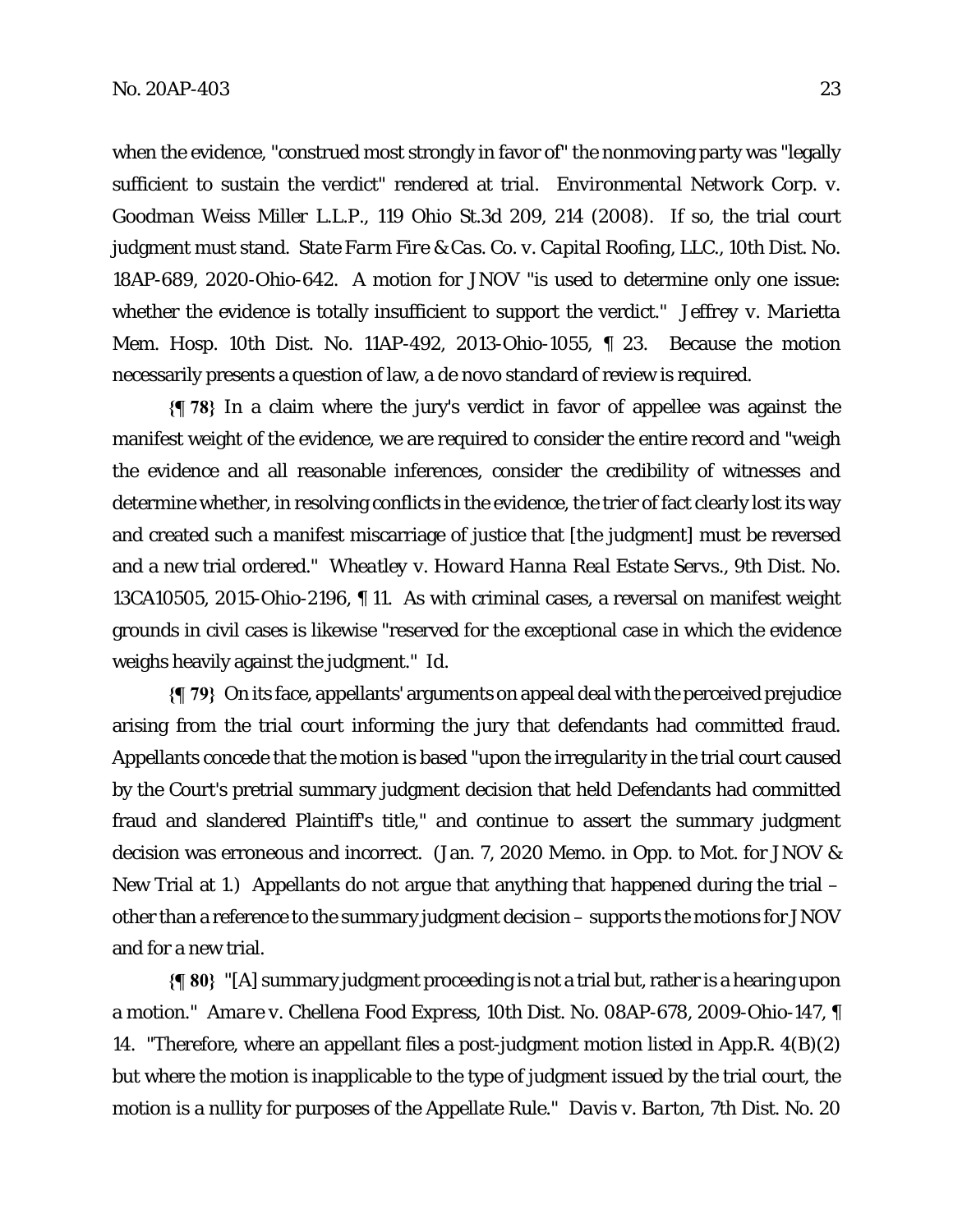when the evidence, "construed most strongly in favor of" the nonmoving party was "legally sufficient to sustain the verdict" rendered at trial. *Environmental Network Corp. v. Goodman Weiss Miller L.L.P.*, 119 Ohio St.3d 209, 214 (2008). If so, the trial court judgment must stand. *State Farm Fire & Cas. Co. v. Capital Roofing, LLC.*, 10th Dist. No. 18AP-689, 2020-Ohio-642. A motion for JNOV "is used to determine only one issue: whether the evidence is totally insufficient to support the verdict." *Jeffrey v. Marietta Mem. Hosp.* 10th Dist. No. 11AP-492, 2013-Ohio-1055, ¶ 23. Because the motion necessarily presents a question of law, a de novo standard of review is required.

**{¶ 78}** In a claim where the jury's verdict in favor of appellee was against the manifest weight of the evidence, we are required to consider the entire record and "weigh the evidence and all reasonable inferences, consider the credibility of witnesses and determine whether, in resolving conflicts in the evidence, the trier of fact clearly lost its way and created such a manifest miscarriage of justice that [the judgment] must be reversed and a new trial ordered." *Wheatley v. Howard Hanna Real Estate Servs.*, 9th Dist. No. 13CA10505, 2015-Ohio-2196, ¶ 11. As with criminal cases, a reversal on manifest weight grounds in civil cases is likewise "reserved for the exceptional case in which the evidence weighs heavily against the judgment." *Id.*

**{¶ 79}** On its face, appellants' arguments on appeal deal with the perceived prejudice arising from the trial court informing the jury that defendants had committed fraud. Appellants concede that the motion is based "upon the irregularity in the trial court caused by the Court's pretrial summary judgment decision that held Defendants had committed fraud and slandered Plaintiff's title," and continue to assert the summary judgment decision was erroneous and incorrect. (Jan. 7, 2020 Memo. in Opp. to Mot. for JNOV & New Trial at 1.) Appellants do not argue that anything that happened during the trial – other than a reference to the summary judgment decision – supports the motions for JNOV and for a new trial.

**{¶ 80}** "[A] summary judgment proceeding is not a trial but, rather is a hearing upon a motion." *Amare v. Chellena Food Express*, 10th Dist. No. 08AP-678, 2009-Ohio-147, ¶ 14. "Therefore, where an appellant files a post-judgment motion listed in App.R. 4(B)(2) but where the motion is inapplicable to the type of judgment issued by the trial court, the motion is a nullity for purposes of the Appellate Rule." *Davis v. Barton*, 7th Dist. No. 20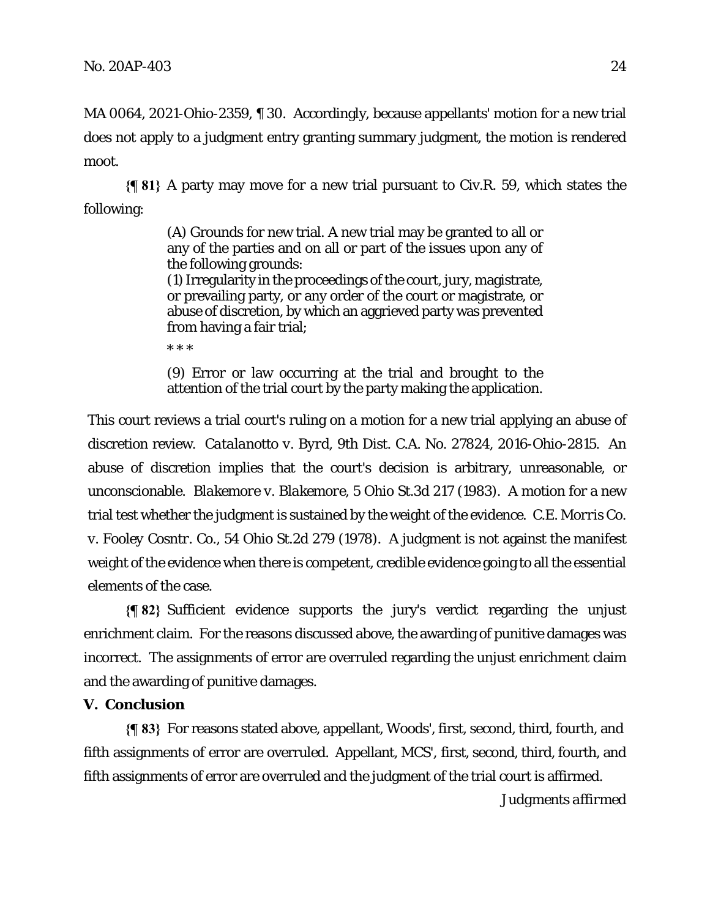MA 0064, 2021-Ohio-2359, ¶ 30. Accordingly, because appellants' motion for a new trial does not apply to a judgment entry granting summary judgment, the motion is rendered moot.

**{¶ 81}** A party may move for a new trial pursuant to Civ.R. 59, which states the following:

> (A) Grounds for new trial. A new trial may be granted to all or any of the parties and on all or part of the issues upon any of the following grounds:
> (1) Irregularity in the proceedings of the court, jury, magistrate, or prevailing party, or any order of the court or magistrate, or abuse of discretion, by which an aggrieved party was prevented from having a fair trial;
>
> \* \* \*
>
> (9) Error or law occurring at the trial and brought to the attention of the trial court by the party making the application.

This court reviews a trial court's ruling on a motion for a new trial applying an abuse of discretion review. *Catalanotto v. Byrd*, 9th Dist. C.A. No. 27824, 2016-Ohio-2815. An abuse of discretion implies that the court's decision is arbitrary, unreasonable, or unconscionable. *Blakemore v. Blakemore*, 5 Ohio St.3d 217 (1983). A motion for a new trial test whether the judgment is sustained by the weight of the evidence. *C.E. Morris Co. v. Fooley Cosntr. Co.*, 54 Ohio St.2d 279 (1978). A judgment is not against the manifest weight of the evidence when there is competent, credible evidence going to all the essential elements of the case.

**{¶ 82}** Sufficient evidence supports the jury's verdict regarding the unjust enrichment claim. For the reasons discussed above, the awarding of punitive damages was incorrect. The assignments of error are overruled regarding the unjust enrichment claim and the awarding of punitive damages.

### V. Conclusion

**{¶ 83}** For reasons stated above, appellant, Woods', first, second, third, fourth, and fifth assignments of error are overruled. Appellant, MCS', first, second, third, fourth, and fifth assignments of error are overruled and the judgment of the trial court is affirmed.

*Judgments affirmed*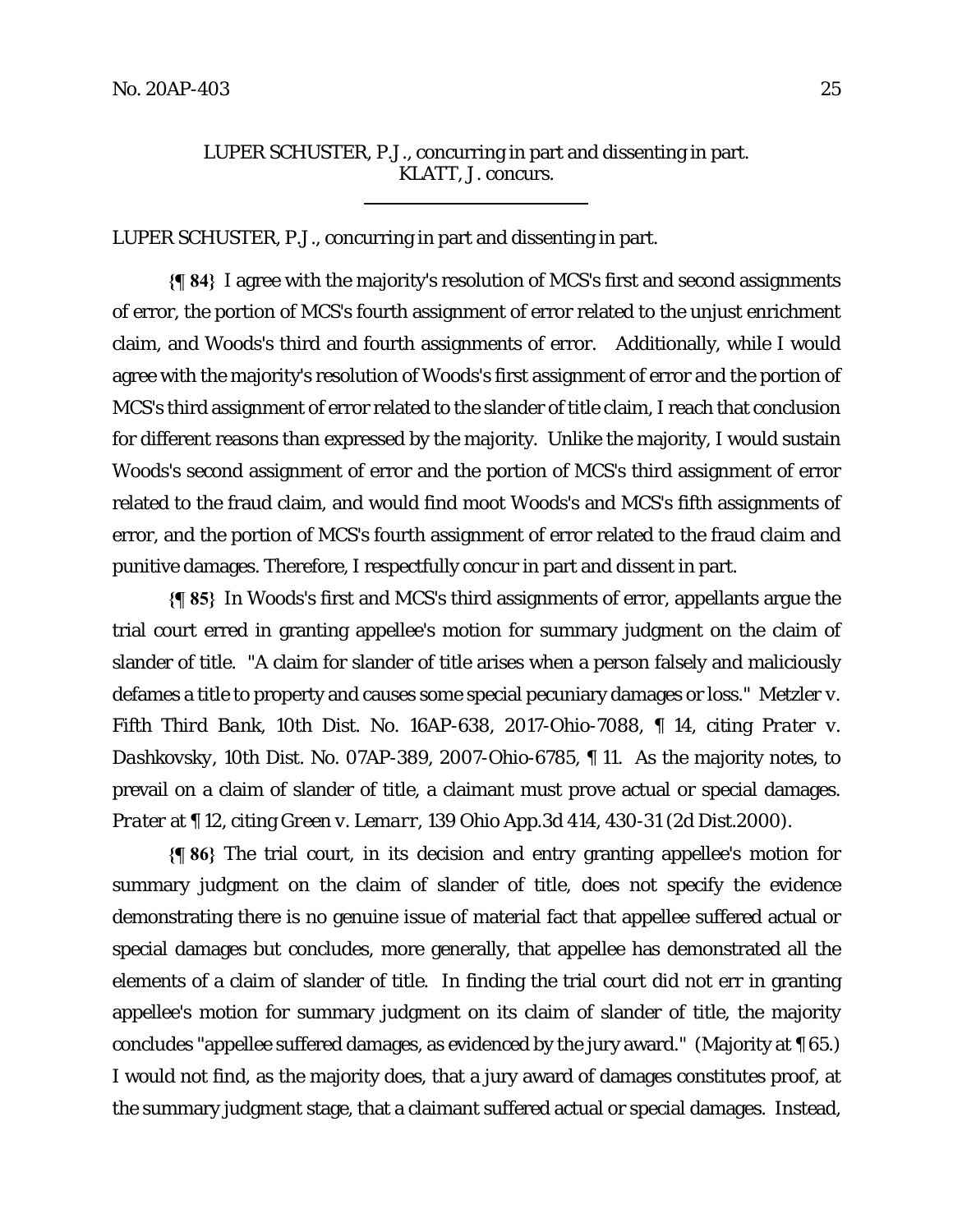LUPER SCHUSTER, P.J., concurring in part and dissenting in part.
KLATT, J. concurs.

---

LUPER SCHUSTER, P.J., concurring in part and dissenting in part.

**{¶ 84}** I agree with the majority's resolution of MCS's first and second assignments of error, the portion of MCS's fourth assignment of error related to the unjust enrichment claim, and Woods's third and fourth assignments of error. Additionally, while I would agree with the majority's resolution of Woods's first assignment of error and the portion of MCS's third assignment of error related to the slander of title claim, I reach that conclusion for different reasons than expressed by the majority. Unlike the majority, I would sustain Woods's second assignment of error and the portion of MCS's third assignment of error related to the fraud claim, and would find moot Woods's and MCS's fifth assignments of error, and the portion of MCS's fourth assignment of error related to the fraud claim and punitive damages. Therefore, I respectfully concur in part and dissent in part.

**{¶ 85}** In Woods's first and MCS's third assignments of error, appellants argue the trial court erred in granting appellee's motion for summary judgment on the claim of slander of title. "A claim for slander of title arises when a person falsely and maliciously defames a title to property and causes some special pecuniary damages or loss." *Metzler v. Fifth Third Bank*, 10th Dist. No. 16AP-638, 2017-Ohio-7088, ¶ 14, citing *Prater v. Dashkovsky*, 10th Dist. No. 07AP-389, 2007-Ohio-6785, ¶ 11. As the majority notes, to prevail on a claim of slander of title, a claimant must prove actual or special damages. *Prater* at ¶ 12, citing *Green v. Lemarr*, 139 Ohio App.3d 414, 430-31 (2d Dist.2000).

**{¶ 86}** The trial court, in its decision and entry granting appellee's motion for summary judgment on the claim of slander of title, does not specify the evidence demonstrating there is no genuine issue of material fact that appellee suffered actual or special damages but concludes, more generally, that appellee has demonstrated all the elements of a claim of slander of title. In finding the trial court did not err in granting appellee's motion for summary judgment on its claim of slander of title, the majority concludes "appellee suffered damages, as evidenced by the jury award." (Majority at ¶ 65.) I would not find, as the majority does, that a jury award of damages constitutes proof, at the summary judgment stage, that a claimant suffered actual or special damages. Instead,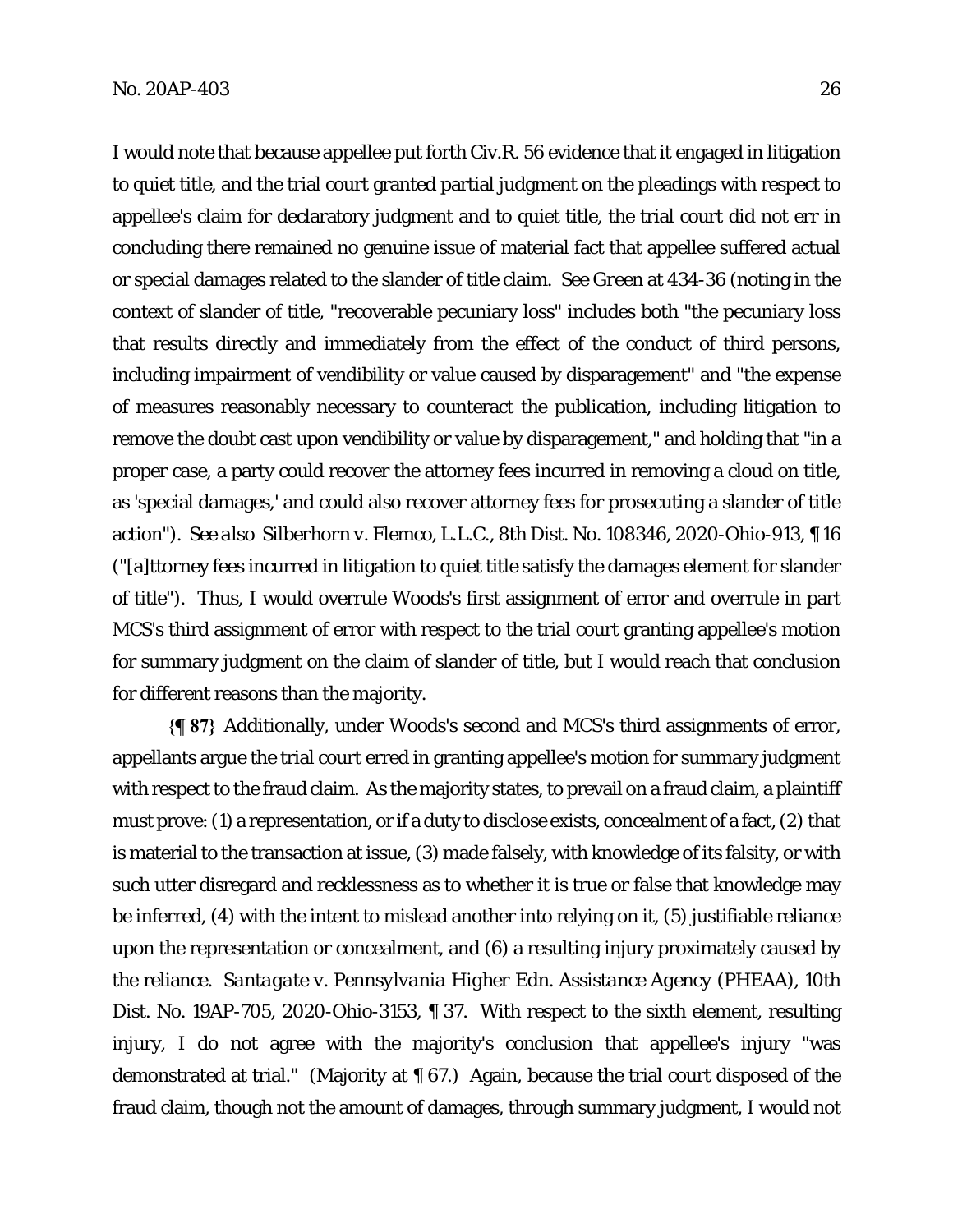I would note that because appellee put forth Civ.R. 56 evidence that it engaged in litigation to quiet title, and the trial court granted partial judgment on the pleadings with respect to appellee's claim for declaratory judgment and to quiet title, the trial court did not err in concluding there remained no genuine issue of material fact that appellee suffered actual or special damages related to the slander of title claim. *See Green* at 434-36 (noting in the context of slander of title, "recoverable pecuniary loss" includes both "the pecuniary loss that results directly and immediately from the effect of the conduct of third persons, including impairment of vendibility or value caused by disparagement" and "the expense of measures reasonably necessary to counteract the publication, including litigation to remove the doubt cast upon vendibility or value by disparagement," and holding that "in a proper case, a party could recover the attorney fees incurred in removing a cloud on title, as 'special damages,' and could also recover attorney fees for prosecuting a slander of title action"). *See also Silberhorn v. Flemco, L.L.C.*, 8th Dist. No. 108346, 2020-Ohio-913, ¶ 16 ("[a]ttorney fees incurred in litigation to quiet title satisfy the damages element for slander of title"). Thus, I would overrule Woods's first assignment of error and overrule in part MCS's third assignment of error with respect to the trial court granting appellee's motion for summary judgment on the claim of slander of title, but I would reach that conclusion for different reasons than the majority.

**{¶ 87}** Additionally, under Woods's second and MCS's third assignments of error, appellants argue the trial court erred in granting appellee's motion for summary judgment with respect to the fraud claim. As the majority states, to prevail on a fraud claim, a plaintiff must prove: (1) a representation, or if a duty to disclose exists, concealment of a fact, (2) that is material to the transaction at issue, (3) made falsely, with knowledge of its falsity, or with such utter disregard and recklessness as to whether it is true or false that knowledge may be inferred, (4) with the intent to mislead another into relying on it, (5) justifiable reliance upon the representation or concealment, and (6) a resulting injury proximately caused by the reliance. *Santagate v. Pennsylvania Higher Edn. Assistance Agency (PHEAA)*, 10th Dist. No. 19AP-705, 2020-Ohio-3153, ¶ 37. With respect to the sixth element, resulting injury, I do not agree with the majority's conclusion that appellee's injury "was demonstrated at trial." (Majority at ¶ 67.) Again, because the trial court disposed of the fraud claim, though not the amount of damages, through summary judgment, I would not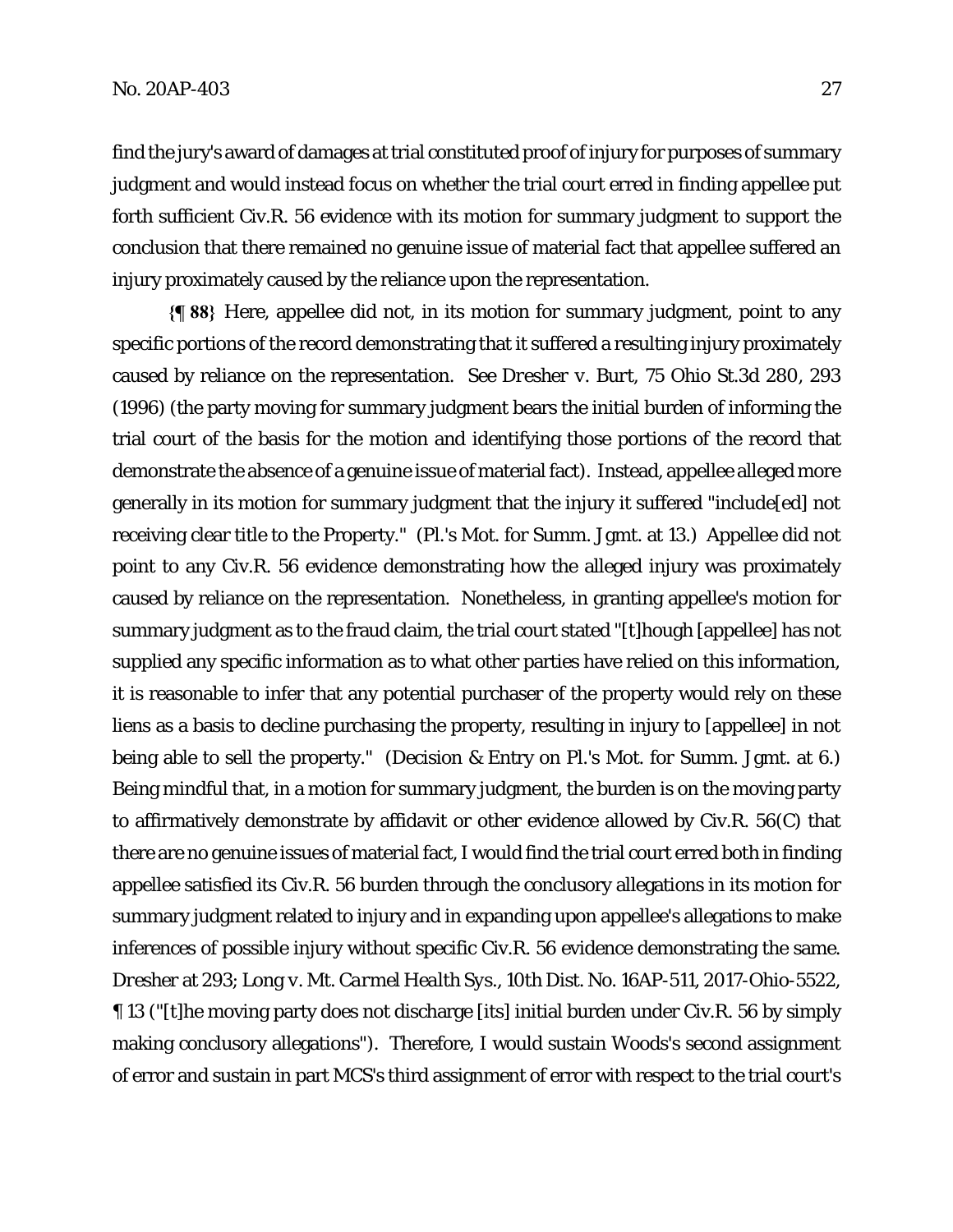find the jury's award of damages at trial constituted proof of injury for purposes of summary judgment and would instead focus on whether the trial court erred in finding appellee put forth sufficient Civ.R. 56 evidence with its motion for summary judgment to support the conclusion that there remained no genuine issue of material fact that appellee suffered an injury proximately caused by the reliance upon the representation.

**{¶ 88}** Here, appellee did not, in its motion for summary judgment, point to any specific portions of the record demonstrating that it suffered a resulting injury proximately caused by reliance on the representation. See *Dresher v. Burt*, 75 Ohio St.3d 280, 293 (1996) (the party moving for summary judgment bears the initial burden of informing the trial court of the basis for the motion and identifying those portions of the record that demonstrate the absence of a genuine issue of material fact). Instead, appellee alleged more generally in its motion for summary judgment that the injury it suffered "include[ed] not receiving clear title to the Property." (Pl.'s Mot. for Summ. Jgmt. at 13.) Appellee did not point to any Civ.R. 56 evidence demonstrating how the alleged injury was proximately caused by reliance on the representation. Nonetheless, in granting appellee's motion for summary judgment as to the fraud claim, the trial court stated "[t]hough [appellee] has not supplied any specific information as to what other parties have relied on this information, it is reasonable to infer that any potential purchaser of the property would rely on these liens as a basis to decline purchasing the property, resulting in injury to [appellee] in not being able to sell the property." (Decision & Entry on Pl.'s Mot. for Summ. Jgmt. at 6.) Being mindful that, in a motion for summary judgment, the burden is on the moving party to affirmatively demonstrate by affidavit or other evidence allowed by Civ.R. 56(C) that there are no genuine issues of material fact, I would find the trial court erred both in finding appellee satisfied its Civ.R. 56 burden through the conclusory allegations in its motion for summary judgment related to injury and in expanding upon appellee's allegations to make inferences of possible injury without specific Civ.R. 56 evidence demonstrating the same. *Dresher* at 293; *Long v. Mt. Carmel Health Sys.*, 10th Dist. No. 16AP-511, 2017-Ohio-5522, ¶ 13 ("[t]he moving party does not discharge [its] initial burden under Civ.R. 56 by simply making conclusory allegations"). Therefore, I would sustain Woods's second assignment of error and sustain in part MCS's third assignment of error with respect to the trial court's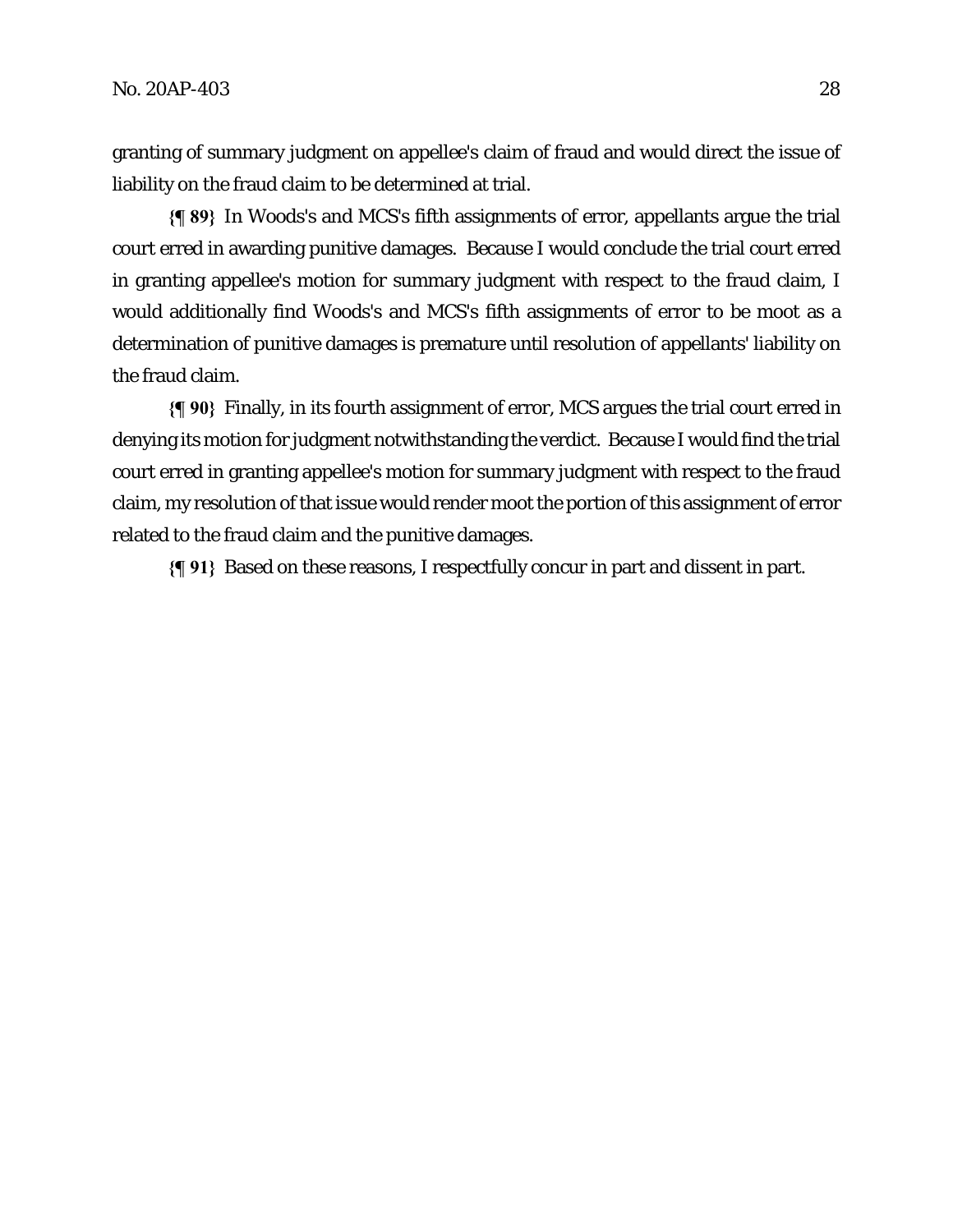granting of summary judgment on appellee's claim of fraud and would direct the issue of liability on the fraud claim to be determined at trial.

**{¶ 89}** In Woods's and MCS's fifth assignments of error, appellants argue the trial court erred in awarding punitive damages. Because I would conclude the trial court erred in granting appellee's motion for summary judgment with respect to the fraud claim, I would additionally find Woods's and MCS's fifth assignments of error to be moot as a determination of punitive damages is premature until resolution of appellants' liability on the fraud claim.

**{¶ 90}** Finally, in its fourth assignment of error, MCS argues the trial court erred in denying its motion for judgment notwithstanding the verdict. Because I would find the trial court erred in granting appellee's motion for summary judgment with respect to the fraud claim, my resolution of that issue would render moot the portion of this assignment of error related to the fraud claim and the punitive damages.

**{¶ 91}** Based on these reasons, I respectfully concur in part and dissent in part.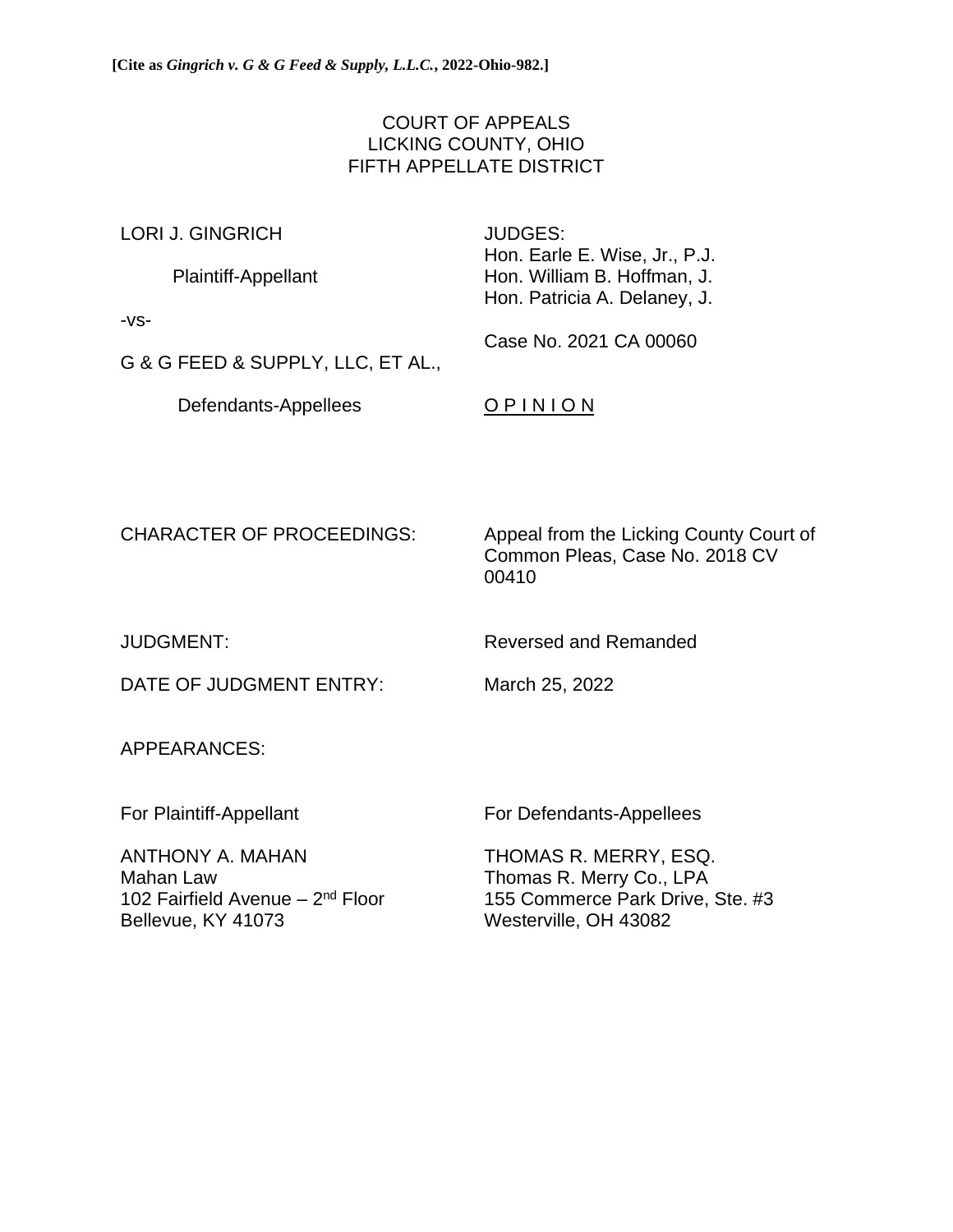**[Cite as *Gingrich v. G & G Feed & Supply, L.L.C.*, 2022-Ohio-982.]**

COURT OF APPEALS
LICKING COUNTY, OHIO
FIFTH APPELLATE DISTRICT

| | |
|---|---|
| LORI J. GINGRICH | JUDGES: |
| | Hon. Earle E. Wise, Jr., P.J. |
| Plaintiff-Appellant | Hon. William B. Hoffman, J. |
| | Hon. Patricia A. Delaney, J. |
| -vs- | |
| | Case No. 2021 CA 00060 |
| G & G FEED & SUPPLY, LLC, ET AL., | |
| Defendants-Appellees | <u>O P I N I O N</u> |

| | |
|---|---|
| CHARACTER OF PROCEEDINGS: | Appeal from the Licking County Court of Common Pleas, Case No. 2018 CV 00410 |
| JUDGMENT: | Reversed and Remanded |
| DATE OF JUDGMENT ENTRY: | March 25, 2022 |

APPEARANCES:

| For Plaintiff-Appellant | For Defendants-Appellees |
|---|---|
| ANTHONY A. MAHAN | THOMAS R. MERRY, ESQ. |
| Mahan Law | Thomas R. Merry Co., LPA |
| 102 Fairfield Avenue – 2nd Floor | 155 Commerce Park Drive, Ste. #3 |
| Bellevue, KY 41073 | Westerville, OH 43082 |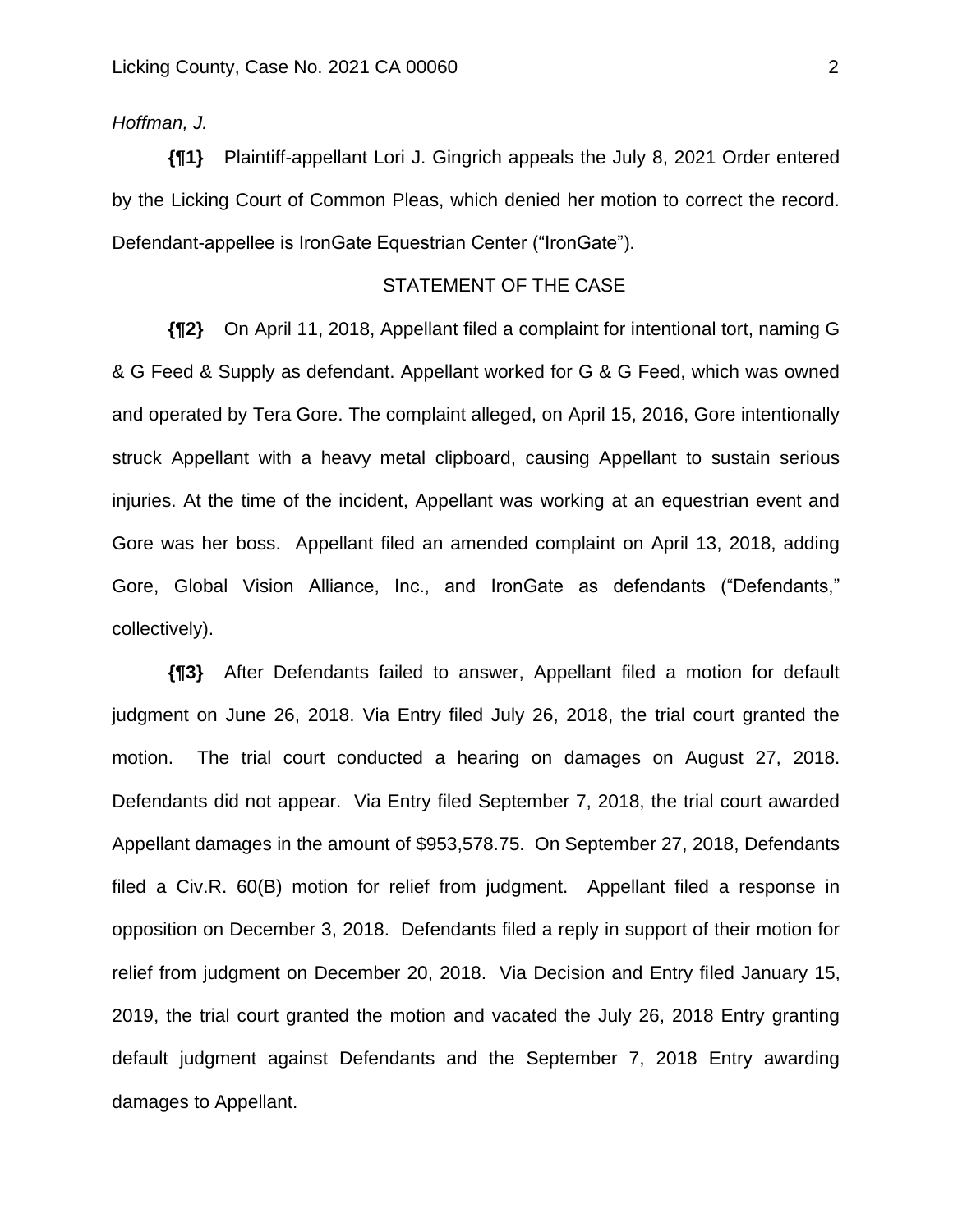*Hoffman, J.*

**{¶1}** Plaintiff-appellant Lori J. Gingrich appeals the July 8, 2021 Order entered by the Licking Court of Common Pleas, which denied her motion to correct the record. Defendant-appellee is IronGate Equestrian Center ("IronGate").

## STATEMENT OF THE CASE

**{¶2}** On April 11, 2018, Appellant filed a complaint for intentional tort, naming G & G Feed & Supply as defendant. Appellant worked for G & G Feed, which was owned and operated by Tera Gore. The complaint alleged, on April 15, 2016, Gore intentionally struck Appellant with a heavy metal clipboard, causing Appellant to sustain serious injuries. At the time of the incident, Appellant was working at an equestrian event and Gore was her boss. Appellant filed an amended complaint on April 13, 2018, adding Gore, Global Vision Alliance, Inc., and IronGate as defendants ("Defendants," collectively).

**{¶3}** After Defendants failed to answer, Appellant filed a motion for default judgment on June 26, 2018. Via Entry filed July 26, 2018, the trial court granted the motion. The trial court conducted a hearing on damages on August 27, 2018. Defendants did not appear. Via Entry filed September 7, 2018, the trial court awarded Appellant damages in the amount of $953,578.75. On September 27, 2018, Defendants filed a Civ.R. 60(B) motion for relief from judgment. Appellant filed a response in opposition on December 3, 2018. Defendants filed a reply in support of their motion for relief from judgment on December 20, 2018. Via Decision and Entry filed January 15, 2019, the trial court granted the motion and vacated the July 26, 2018 Entry granting default judgment against Defendants and the September 7, 2018 Entry awarding damages to Appellant.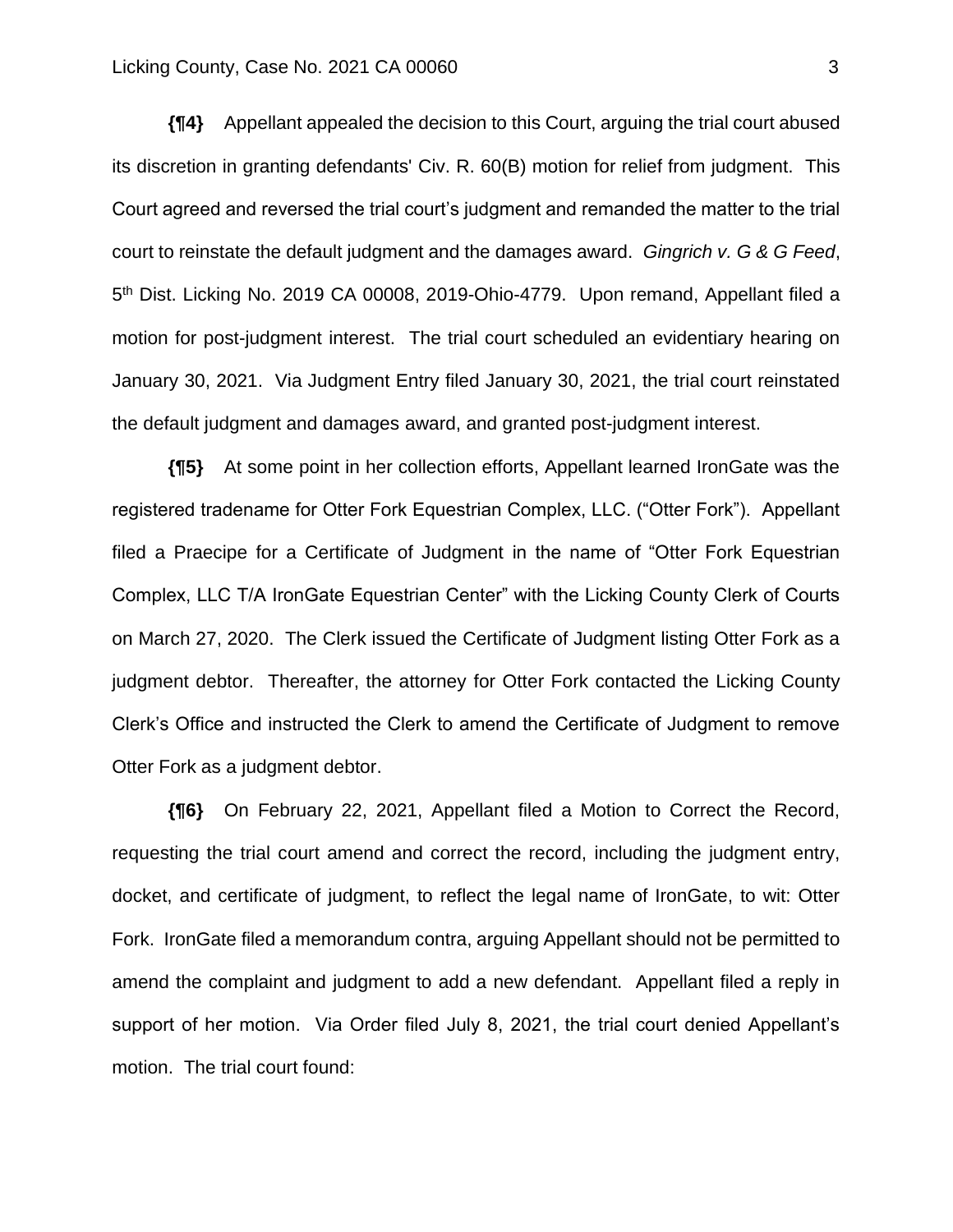**{¶4}** Appellant appealed the decision to this Court, arguing the trial court abused its discretion in granting defendants' Civ. R. 60(B) motion for relief from judgment. This Court agreed and reversed the trial court's judgment and remanded the matter to the trial court to reinstate the default judgment and the damages award. *Gingrich v. G & G Feed*, 5th Dist. Licking No. 2019 CA 00008, 2019-Ohio-4779. Upon remand, Appellant filed a motion for post-judgment interest. The trial court scheduled an evidentiary hearing on January 30, 2021. Via Judgment Entry filed January 30, 2021, the trial court reinstated the default judgment and damages award, and granted post-judgment interest.

**{¶5}** At some point in her collection efforts, Appellant learned IronGate was the registered tradename for Otter Fork Equestrian Complex, LLC. ("Otter Fork"). Appellant filed a Praecipe for a Certificate of Judgment in the name of "Otter Fork Equestrian Complex, LLC T/A IronGate Equestrian Center" with the Licking County Clerk of Courts on March 27, 2020. The Clerk issued the Certificate of Judgment listing Otter Fork as a judgment debtor. Thereafter, the attorney for Otter Fork contacted the Licking County Clerk's Office and instructed the Clerk to amend the Certificate of Judgment to remove Otter Fork as a judgment debtor.

**{¶6}** On February 22, 2021, Appellant filed a Motion to Correct the Record, requesting the trial court amend and correct the record, including the judgment entry, docket, and certificate of judgment, to reflect the legal name of IronGate, to wit: Otter Fork. IronGate filed a memorandum contra, arguing Appellant should not be permitted to amend the complaint and judgment to add a new defendant. Appellant filed a reply in support of her motion. Via Order filed July 8, 2021, the trial court denied Appellant's motion. The trial court found: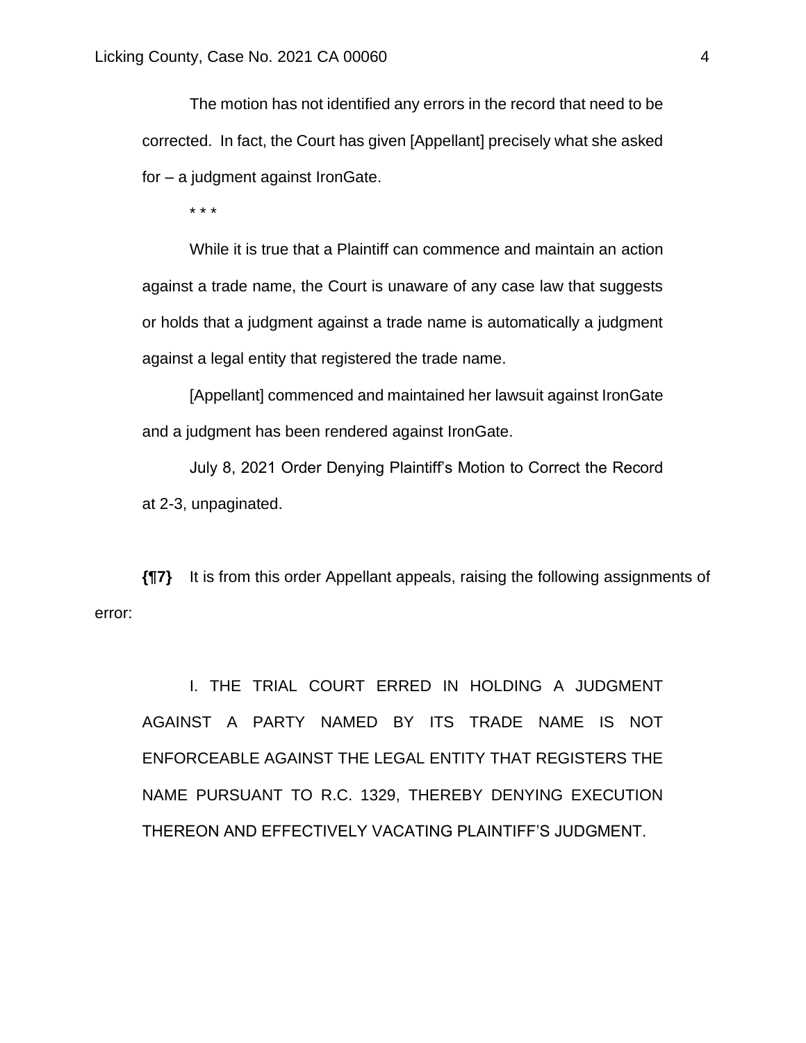> The motion has not identified any errors in the record that need to be corrected. In fact, the Court has given [Appellant] precisely what she asked for – a judgment against IronGate.
>
> * * *
>
> While it is true that a Plaintiff can commence and maintain an action against a trade name, the Court is unaware of any case law that suggests or holds that a judgment against a trade name is automatically a judgment against a legal entity that registered the trade name.
>
> [Appellant] commenced and maintained her lawsuit against IronGate and a judgment has been rendered against IronGate.
>
> July 8, 2021 Order Denying Plaintiff's Motion to Correct the Record at 2-3, unpaginated.

**{¶7}** It is from this order Appellant appeals, raising the following assignments of error:

> I. THE TRIAL COURT ERRED IN HOLDING A JUDGMENT AGAINST A PARTY NAMED BY ITS TRADE NAME IS NOT ENFORCEABLE AGAINST THE LEGAL ENTITY THAT REGISTERS THE NAME PURSUANT TO R.C. 1329, THEREBY DENYING EXECUTION THEREON AND EFFECTIVELY VACATING PLAINTIFF'S JUDGMENT.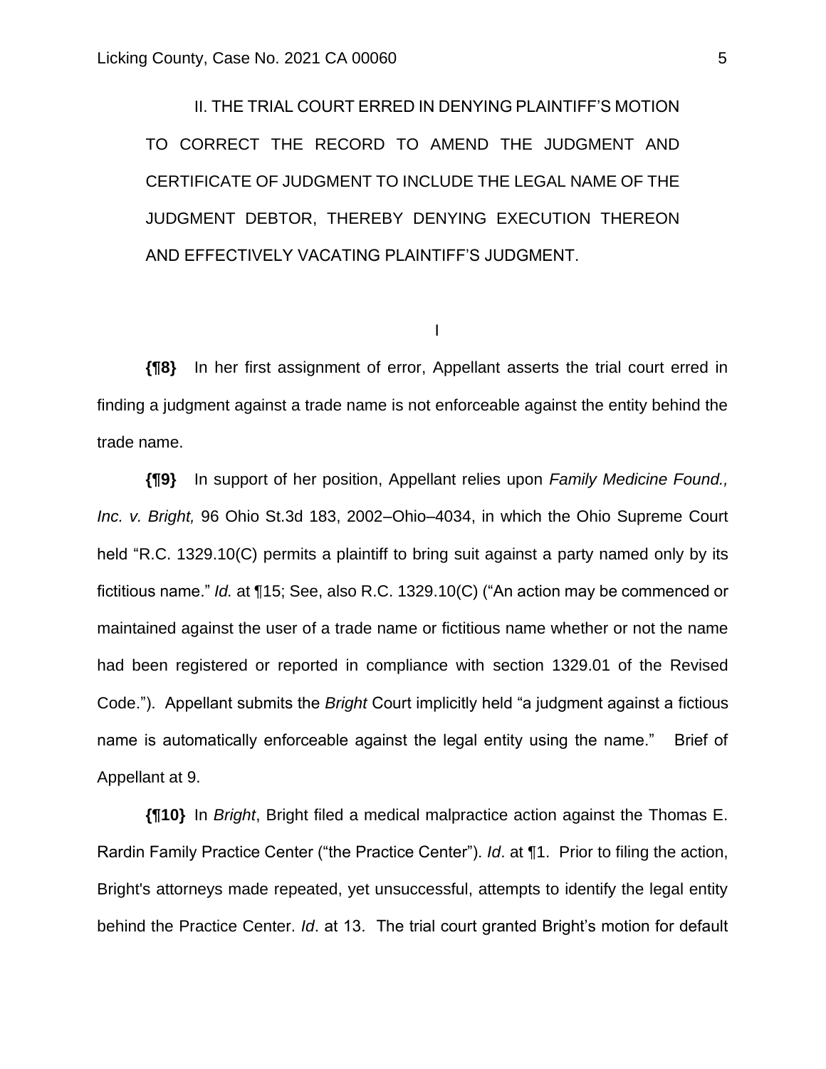II. THE TRIAL COURT ERRED IN DENYING PLAINTIFF'S MOTION TO CORRECT THE RECORD TO AMEND THE JUDGMENT AND CERTIFICATE OF JUDGMENT TO INCLUDE THE LEGAL NAME OF THE JUDGMENT DEBTOR, THEREBY DENYING EXECUTION THEREON AND EFFECTIVELY VACATING PLAINTIFF'S JUDGMENT.

I

**{¶8}** In her first assignment of error, Appellant asserts the trial court erred in finding a judgment against a trade name is not enforceable against the entity behind the trade name.

**{¶9}** In support of her position, Appellant relies upon *Family Medicine Found., Inc. v. Bright,* 96 Ohio St.3d 183, 2002–Ohio–4034, in which the Ohio Supreme Court held "R.C. 1329.10(C) permits a plaintiff to bring suit against a party named only by its fictitious name." *Id.* at ¶15; See, also R.C. 1329.10(C) ("An action may be commenced or maintained against the user of a trade name or fictitious name whether or not the name had been registered or reported in compliance with section 1329.01 of the Revised Code."). Appellant submits the *Bright* Court implicitly held "a judgment against a fictious name is automatically enforceable against the legal entity using the name." Brief of Appellant at 9.

**{¶10}** In *Bright*, Bright filed a medical malpractice action against the Thomas E. Rardin Family Practice Center ("the Practice Center"). *Id*. at ¶1. Prior to filing the action, Bright's attorneys made repeated, yet unsuccessful, attempts to identify the legal entity behind the Practice Center. *Id*. at 13. The trial court granted Bright's motion for default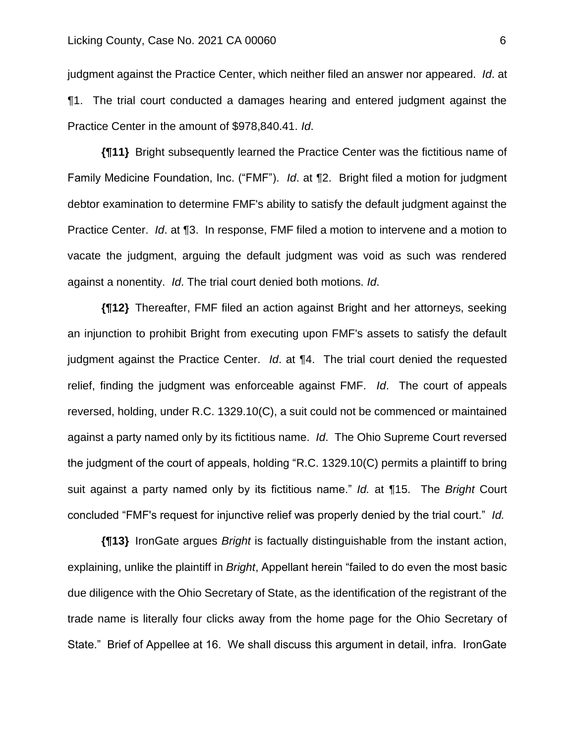judgment against the Practice Center, which neither filed an answer nor appeared. *Id*. at ¶1. The trial court conducted a damages hearing and entered judgment against the Practice Center in the amount of $978,840.41. *Id.*

**{¶11}** Bright subsequently learned the Practice Center was the fictitious name of Family Medicine Foundation, Inc. ("FMF"). *Id*. at ¶2. Bright filed a motion for judgment debtor examination to determine FMF's ability to satisfy the default judgment against the Practice Center. *Id*. at ¶3. In response, FMF filed a motion to intervene and a motion to vacate the judgment, arguing the default judgment was void as such was rendered against a nonentity. *Id*. The trial court denied both motions. *Id*.

**{¶12}** Thereafter, FMF filed an action against Bright and her attorneys, seeking an injunction to prohibit Bright from executing upon FMF's assets to satisfy the default judgment against the Practice Center. *Id*. at ¶4. The trial court denied the requested relief, finding the judgment was enforceable against FMF. *Id*. The court of appeals reversed, holding, under R.C. 1329.10(C), a suit could not be commenced or maintained against a party named only by its fictitious name. *Id*. The Ohio Supreme Court reversed the judgment of the court of appeals, holding "R.C. 1329.10(C) permits a plaintiff to bring suit against a party named only by its fictitious name." *Id.* at ¶15. The *Bright* Court concluded "FMF's request for injunctive relief was properly denied by the trial court." *Id.*

**{¶13}** IronGate argues *Bright* is factually distinguishable from the instant action, explaining, unlike the plaintiff in *Bright*, Appellant herein "failed to do even the most basic due diligence with the Ohio Secretary of State, as the identification of the registrant of the trade name is literally four clicks away from the home page for the Ohio Secretary of State." Brief of Appellee at 16. We shall discuss this argument in detail, infra. IronGate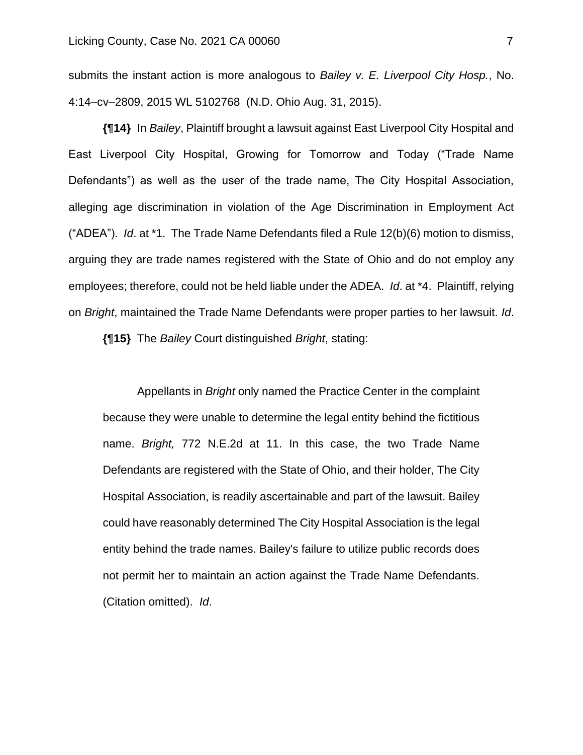submits the instant action is more analogous to *Bailey v. E. Liverpool City Hosp.*, No. 4:14–cv–2809, 2015 WL 5102768 (N.D. Ohio Aug. 31, 2015).

**{¶14}** In *Bailey*, Plaintiff brought a lawsuit against East Liverpool City Hospital and East Liverpool City Hospital, Growing for Tomorrow and Today ("Trade Name Defendants") as well as the user of the trade name, The City Hospital Association, alleging age discrimination in violation of the Age Discrimination in Employment Act ("ADEA"). *Id*. at *1. The Trade Name Defendants filed a Rule 12(b)(6) motion to dismiss, arguing they are trade names registered with the State of Ohio and do not employ any employees; therefore, could not be held liable under the ADEA. *Id*. at *4. Plaintiff, relying on *Bright*, maintained the Trade Name Defendants were proper parties to her lawsuit. *Id*.

**{¶15}** The *Bailey* Court distinguished *Bright*, stating:

> Appellants in *Bright* only named the Practice Center in the complaint because they were unable to determine the legal entity behind the fictitious name. *Bright,* 772 N.E.2d at 11. In this case, the two Trade Name Defendants are registered with the State of Ohio, and their holder, The City Hospital Association, is readily ascertainable and part of the lawsuit. Bailey could have reasonably determined The City Hospital Association is the legal entity behind the trade names. Bailey's failure to utilize public records does not permit her to maintain an action against the Trade Name Defendants. (Citation omitted). *Id*.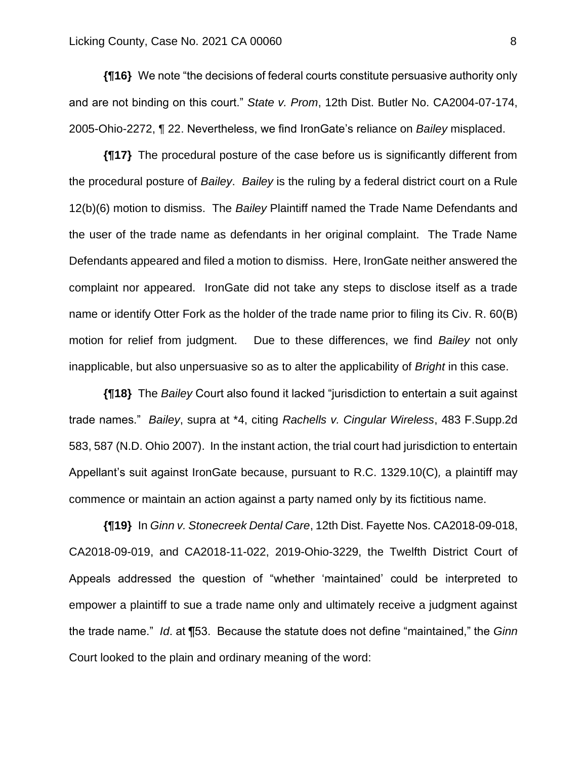**{¶16}** We note "the decisions of federal courts constitute persuasive authority only and are not binding on this court." *State v. Prom*, 12th Dist. Butler No. CA2004-07-174, 2005-Ohio-2272, ¶ 22. Nevertheless, we find IronGate's reliance on *Bailey* misplaced.

**{¶17}** The procedural posture of the case before us is significantly different from the procedural posture of *Bailey*. *Bailey* is the ruling by a federal district court on a Rule 12(b)(6) motion to dismiss. The *Bailey* Plaintiff named the Trade Name Defendants and the user of the trade name as defendants in her original complaint. The Trade Name Defendants appeared and filed a motion to dismiss. Here, IronGate neither answered the complaint nor appeared. IronGate did not take any steps to disclose itself as a trade name or identify Otter Fork as the holder of the trade name prior to filing its Civ. R. 60(B) motion for relief from judgment. Due to these differences, we find *Bailey* not only inapplicable, but also unpersuasive so as to alter the applicability of *Bright* in this case.

**{¶18}** The *Bailey* Court also found it lacked "jurisdiction to entertain a suit against trade names." *Bailey*, supra at *4, citing *Rachells v. Cingular Wireless*, 483 F.Supp.2d 583, 587 (N.D. Ohio 2007). In the instant action, the trial court had jurisdiction to entertain Appellant's suit against IronGate because, pursuant to R.C. 1329.10(C), a plaintiff may commence or maintain an action against a party named only by its fictitious name.

**{¶19}** In *Ginn v. Stonecreek Dental Care*, 12th Dist. Fayette Nos. CA2018-09-018, CA2018-09-019, and CA2018-11-022, 2019-Ohio-3229, the Twelfth District Court of Appeals addressed the question of "whether 'maintained' could be interpreted to empower a plaintiff to sue a trade name only and ultimately receive a judgment against the trade name." *Id*. at ¶53. Because the statute does not define "maintained," the *Ginn* Court looked to the plain and ordinary meaning of the word: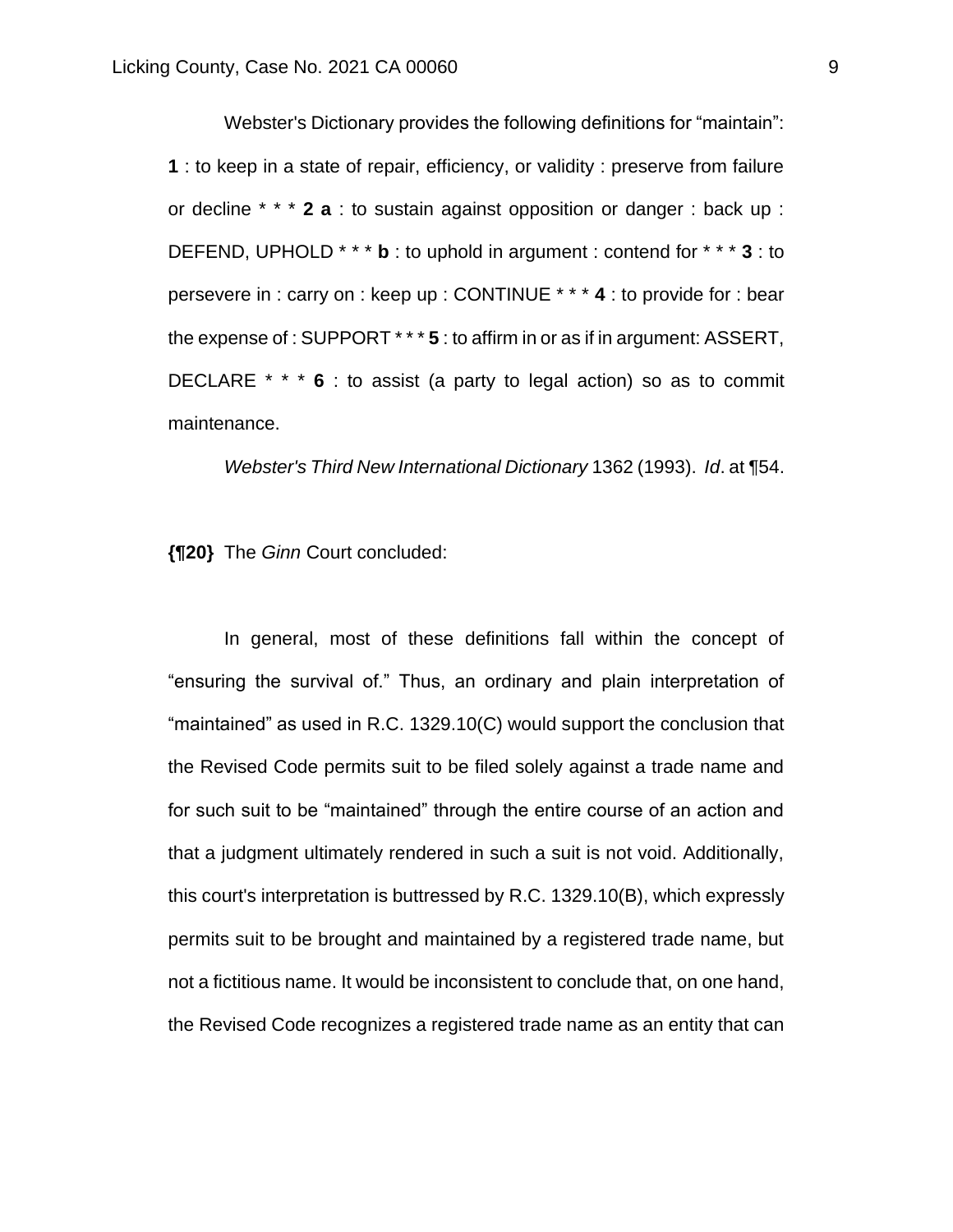Webster's Dictionary provides the following definitions for "maintain": **1** : to keep in a state of repair, efficiency, or validity : preserve from failure or decline * * * **2 a** : to sustain against opposition or danger : back up : DEFEND, UPHOLD * * * **b** : to uphold in argument : contend for * * * **3** : to persevere in : carry on : keep up : CONTINUE * * * **4** : to provide for : bear the expense of : SUPPORT * * * **5** : to affirm in or as if in argument: ASSERT, DECLARE * * * **6** : to assist (a party to legal action) so as to commit maintenance.

*Webster's Third New International Dictionary* 1362 (1993). *Id*. at ¶54.

**{¶20}** The *Ginn* Court concluded:

In general, most of these definitions fall within the concept of "ensuring the survival of." Thus, an ordinary and plain interpretation of "maintained" as used in R.C. 1329.10(C) would support the conclusion that the Revised Code permits suit to be filed solely against a trade name and for such suit to be "maintained" through the entire course of an action and that a judgment ultimately rendered in such a suit is not void. Additionally, this court's interpretation is buttressed by R.C. 1329.10(B), which expressly permits suit to be brought and maintained by a registered trade name, but not a fictitious name. It would be inconsistent to conclude that, on one hand, the Revised Code recognizes a registered trade name as an entity that can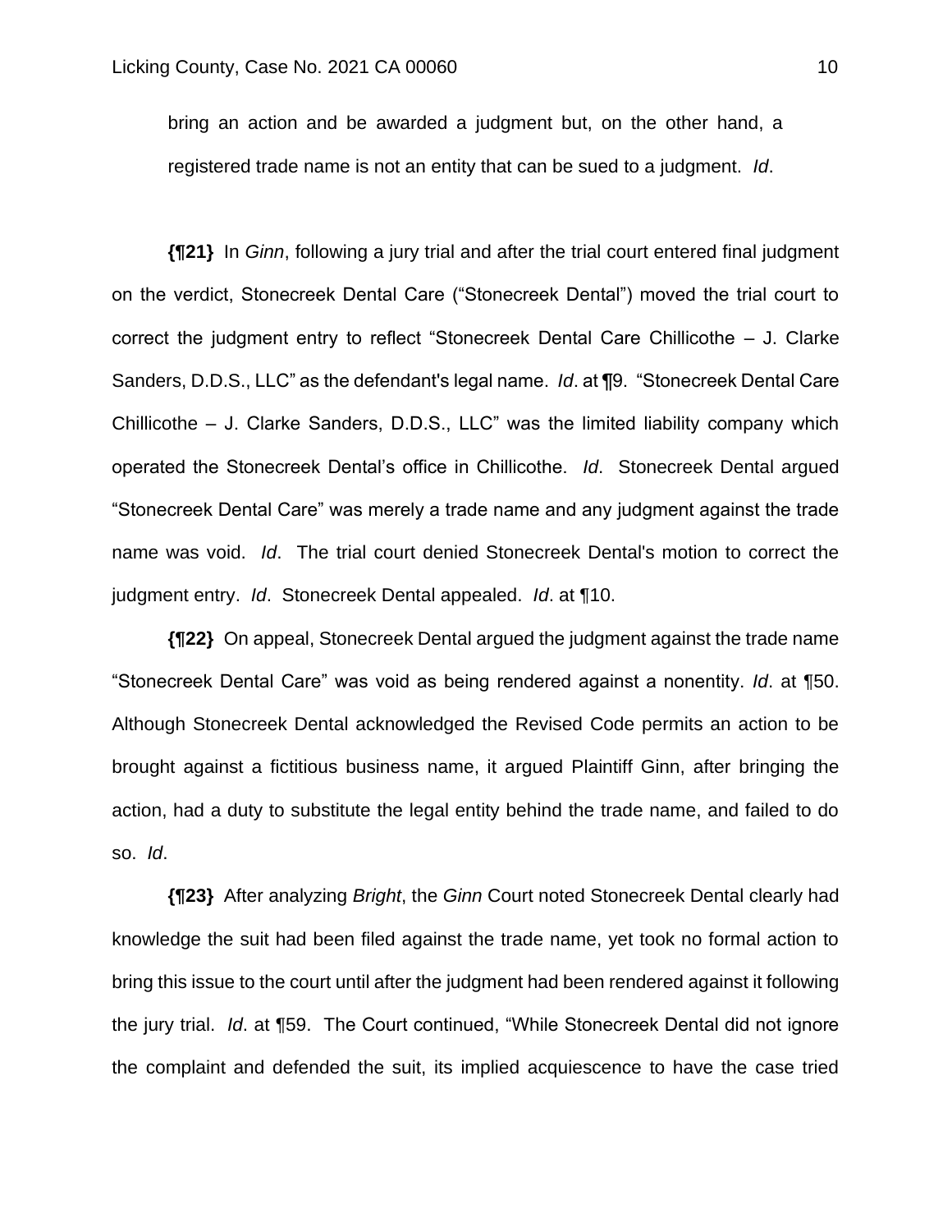bring an action and be awarded a judgment but, on the other hand, a registered trade name is not an entity that can be sued to a judgment. *Id*.

**{¶21}** In *Ginn*, following a jury trial and after the trial court entered final judgment on the verdict, Stonecreek Dental Care ("Stonecreek Dental") moved the trial court to correct the judgment entry to reflect "Stonecreek Dental Care Chillicothe – J. Clarke Sanders, D.D.S., LLC" as the defendant's legal name. *Id*. at ¶9. "Stonecreek Dental Care Chillicothe – J. Clarke Sanders, D.D.S., LLC" was the limited liability company which operated the Stonecreek Dental's office in Chillicothe. *Id*. Stonecreek Dental argued "Stonecreek Dental Care" was merely a trade name and any judgment against the trade name was void. *Id*. The trial court denied Stonecreek Dental's motion to correct the judgment entry. *Id*. Stonecreek Dental appealed. *Id*. at ¶10.

**{¶22}** On appeal, Stonecreek Dental argued the judgment against the trade name "Stonecreek Dental Care" was void as being rendered against a nonentity. *Id*. at ¶50. Although Stonecreek Dental acknowledged the Revised Code permits an action to be brought against a fictitious business name, it argued Plaintiff Ginn, after bringing the action, had a duty to substitute the legal entity behind the trade name, and failed to do so. *Id*.

**{¶23}** After analyzing *Bright*, the *Ginn* Court noted Stonecreek Dental clearly had knowledge the suit had been filed against the trade name, yet took no formal action to bring this issue to the court until after the judgment had been rendered against it following the jury trial. *Id*. at ¶59. The Court continued, "While Stonecreek Dental did not ignore the complaint and defended the suit, its implied acquiescence to have the case tried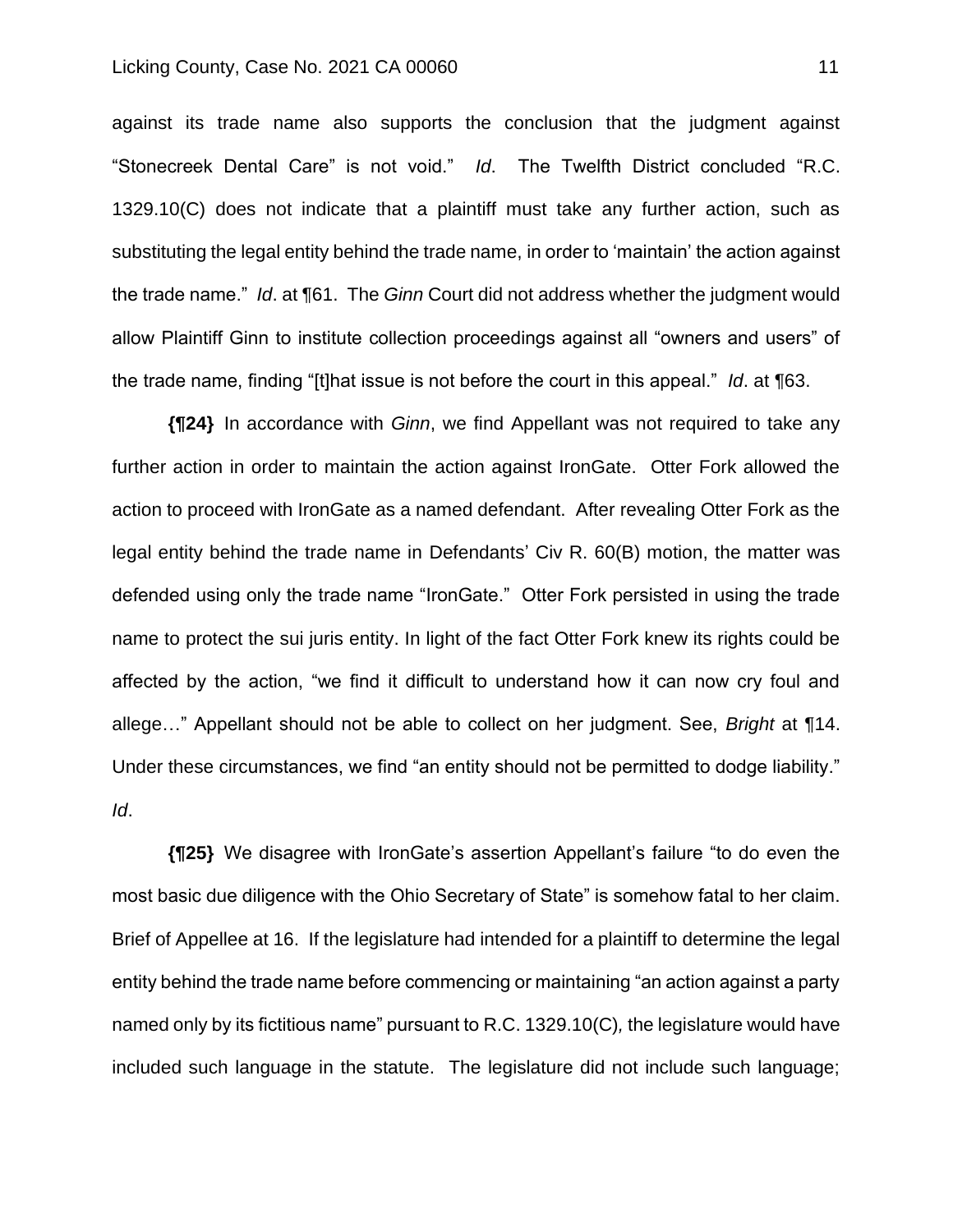against its trade name also supports the conclusion that the judgment against "Stonecreek Dental Care" is not void." *Id*. The Twelfth District concluded "R.C. 1329.10(C) does not indicate that a plaintiff must take any further action, such as substituting the legal entity behind the trade name, in order to 'maintain' the action against the trade name." *Id*. at ¶61. The *Ginn* Court did not address whether the judgment would allow Plaintiff Ginn to institute collection proceedings against all "owners and users" of the trade name, finding "[t]hat issue is not before the court in this appeal." *Id*. at ¶63.

**{¶24}** In accordance with *Ginn*, we find Appellant was not required to take any further action in order to maintain the action against IronGate. Otter Fork allowed the action to proceed with IronGate as a named defendant. After revealing Otter Fork as the legal entity behind the trade name in Defendants' Civ R. 60(B) motion, the matter was defended using only the trade name "IronGate." Otter Fork persisted in using the trade name to protect the sui juris entity. In light of the fact Otter Fork knew its rights could be affected by the action, "we find it difficult to understand how it can now cry foul and allege…" Appellant should not be able to collect on her judgment. See, *Bright* at ¶14. Under these circumstances, we find "an entity should not be permitted to dodge liability." *Id*.

**{¶25}** We disagree with IronGate's assertion Appellant's failure "to do even the most basic due diligence with the Ohio Secretary of State" is somehow fatal to her claim. Brief of Appellee at 16. If the legislature had intended for a plaintiff to determine the legal entity behind the trade name before commencing or maintaining "an action against a party named only by its fictitious name" pursuant to R.C. 1329.10(C), the legislature would have included such language in the statute. The legislature did not include such language;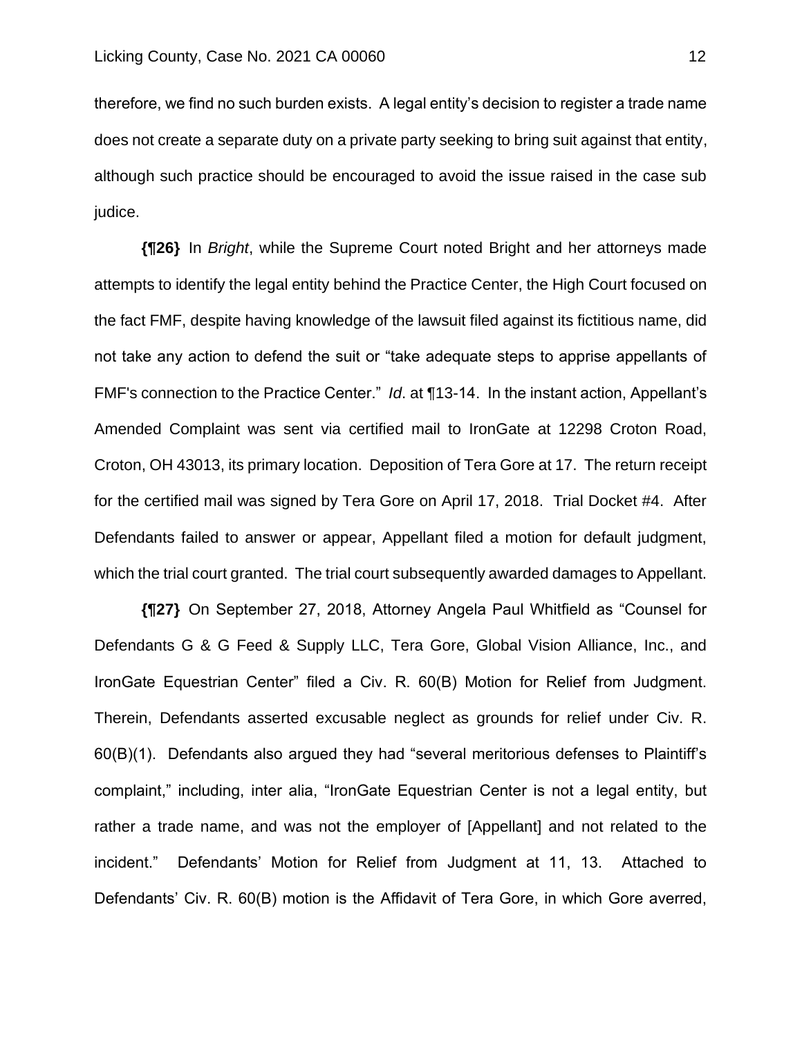therefore, we find no such burden exists. A legal entity's decision to register a trade name does not create a separate duty on a private party seeking to bring suit against that entity, although such practice should be encouraged to avoid the issue raised in the case sub judice.

**{¶26}** In *Bright*, while the Supreme Court noted Bright and her attorneys made attempts to identify the legal entity behind the Practice Center, the High Court focused on the fact FMF, despite having knowledge of the lawsuit filed against its fictitious name, did not take any action to defend the suit or "take adequate steps to apprise appellants of FMF's connection to the Practice Center." *Id*. at ¶13-14. In the instant action, Appellant's Amended Complaint was sent via certified mail to IronGate at 12298 Croton Road, Croton, OH 43013, its primary location. Deposition of Tera Gore at 17. The return receipt for the certified mail was signed by Tera Gore on April 17, 2018. Trial Docket #4. After Defendants failed to answer or appear, Appellant filed a motion for default judgment, which the trial court granted. The trial court subsequently awarded damages to Appellant.

**{¶27}** On September 27, 2018, Attorney Angela Paul Whitfield as "Counsel for Defendants G & G Feed & Supply LLC, Tera Gore, Global Vision Alliance, Inc., and IronGate Equestrian Center" filed a Civ. R. 60(B) Motion for Relief from Judgment. Therein, Defendants asserted excusable neglect as grounds for relief under Civ. R. 60(B)(1). Defendants also argued they had "several meritorious defenses to Plaintiff's complaint," including, inter alia, "IronGate Equestrian Center is not a legal entity, but rather a trade name, and was not the employer of [Appellant] and not related to the incident." Defendants' Motion for Relief from Judgment at 11, 13. Attached to Defendants' Civ. R. 60(B) motion is the Affidavit of Tera Gore, in which Gore averred,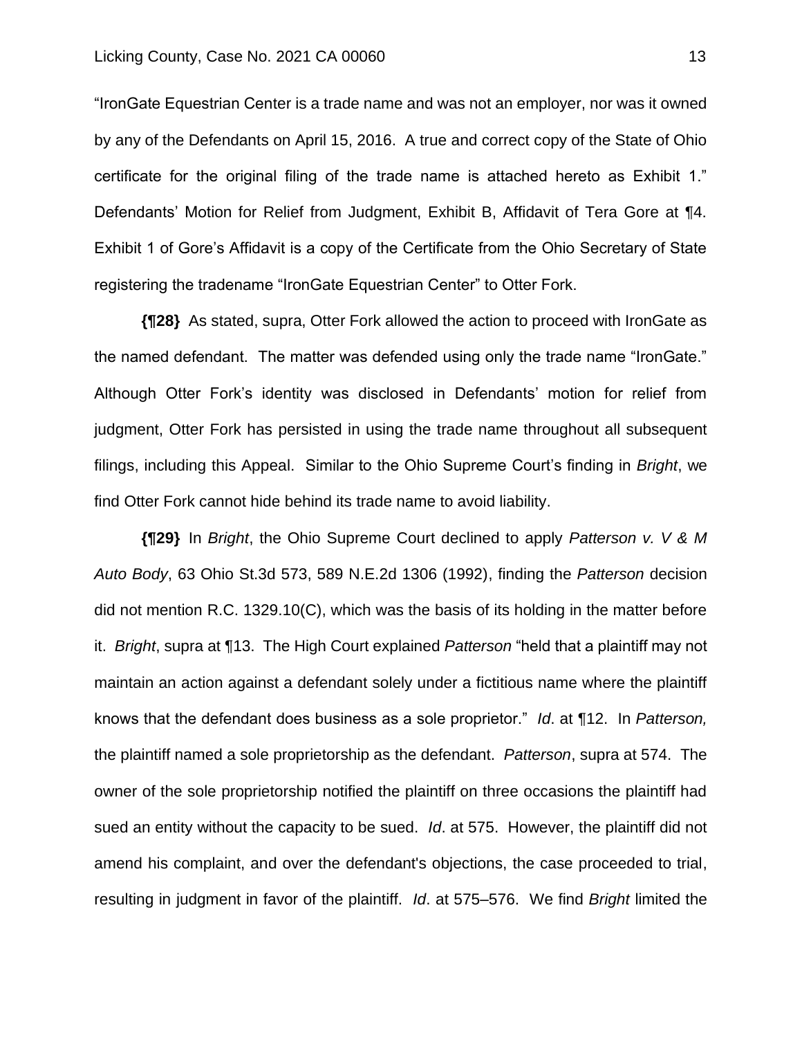"IronGate Equestrian Center is a trade name and was not an employer, nor was it owned by any of the Defendants on April 15, 2016. A true and correct copy of the State of Ohio certificate for the original filing of the trade name is attached hereto as Exhibit 1." Defendants' Motion for Relief from Judgment, Exhibit B, Affidavit of Tera Gore at ¶4. Exhibit 1 of Gore's Affidavit is a copy of the Certificate from the Ohio Secretary of State registering the tradename "IronGate Equestrian Center" to Otter Fork.

**{¶28}** As stated, supra, Otter Fork allowed the action to proceed with IronGate as the named defendant. The matter was defended using only the trade name "IronGate." Although Otter Fork's identity was disclosed in Defendants' motion for relief from judgment, Otter Fork has persisted in using the trade name throughout all subsequent filings, including this Appeal. Similar to the Ohio Supreme Court's finding in *Bright*, we find Otter Fork cannot hide behind its trade name to avoid liability.

**{¶29}** In *Bright*, the Ohio Supreme Court declined to apply *Patterson v. V & M Auto Body*, 63 Ohio St.3d 573, 589 N.E.2d 1306 (1992), finding the *Patterson* decision did not mention R.C. 1329.10(C), which was the basis of its holding in the matter before it. *Bright*, supra at ¶13. The High Court explained *Patterson* "held that a plaintiff may not maintain an action against a defendant solely under a fictitious name where the plaintiff knows that the defendant does business as a sole proprietor." *Id*. at ¶12. In *Patterson,* the plaintiff named a sole proprietorship as the defendant. *Patterson*, supra at 574. The owner of the sole proprietorship notified the plaintiff on three occasions the plaintiff had sued an entity without the capacity to be sued. *Id*. at 575. However, the plaintiff did not amend his complaint, and over the defendant's objections, the case proceeded to trial, resulting in judgment in favor of the plaintiff. *Id*. at 575–576. We find *Bright* limited the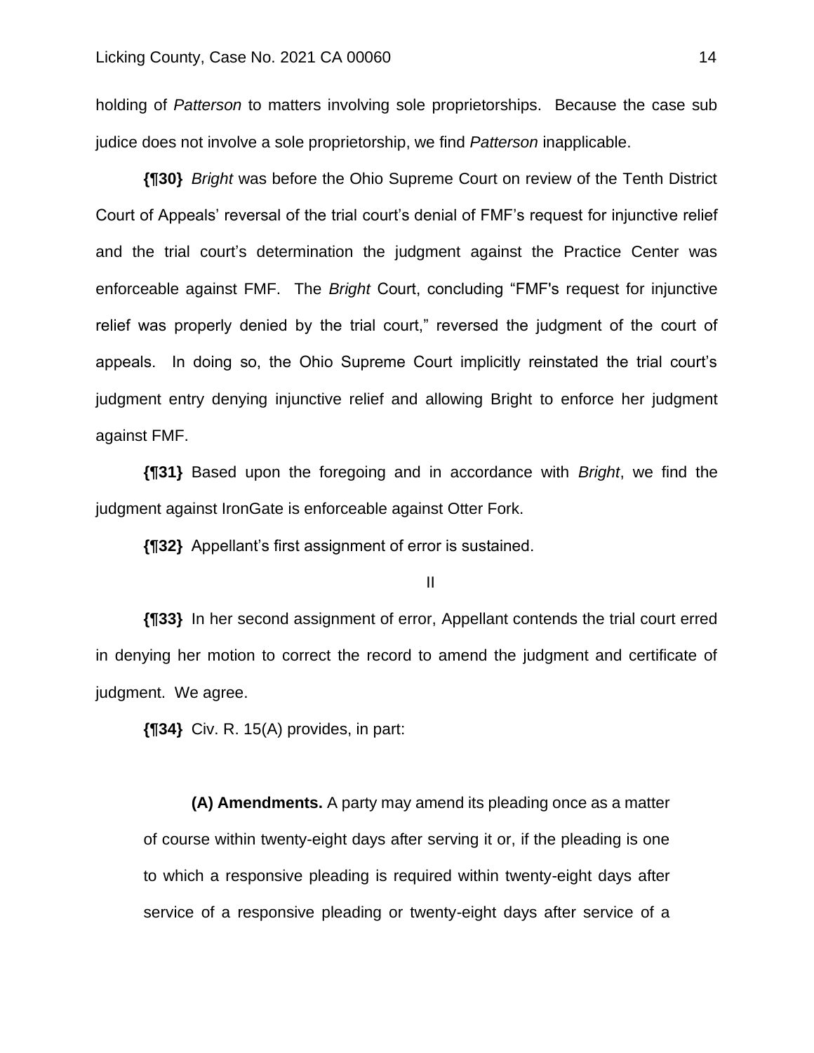holding of *Patterson* to matters involving sole proprietorships. Because the case sub judice does not involve a sole proprietorship, we find *Patterson* inapplicable.

**{¶30}** *Bright* was before the Ohio Supreme Court on review of the Tenth District Court of Appeals' reversal of the trial court's denial of FMF's request for injunctive relief and the trial court's determination the judgment against the Practice Center was enforceable against FMF. The *Bright* Court, concluding "FMF's request for injunctive relief was properly denied by the trial court," reversed the judgment of the court of appeals. In doing so, the Ohio Supreme Court implicitly reinstated the trial court's judgment entry denying injunctive relief and allowing Bright to enforce her judgment against FMF.

**{¶31}** Based upon the foregoing and in accordance with *Bright*, we find the judgment against IronGate is enforceable against Otter Fork.

**{¶32}** Appellant's first assignment of error is sustained.

II

**{¶33}** In her second assignment of error, Appellant contends the trial court erred in denying her motion to correct the record to amend the judgment and certificate of judgment. We agree.

**{¶34}** Civ. R. 15(A) provides, in part:

> **(A) Amendments.** A party may amend its pleading once as a matter of course within twenty-eight days after serving it or, if the pleading is one to which a responsive pleading is required within twenty-eight days after service of a responsive pleading or twenty-eight days after service of a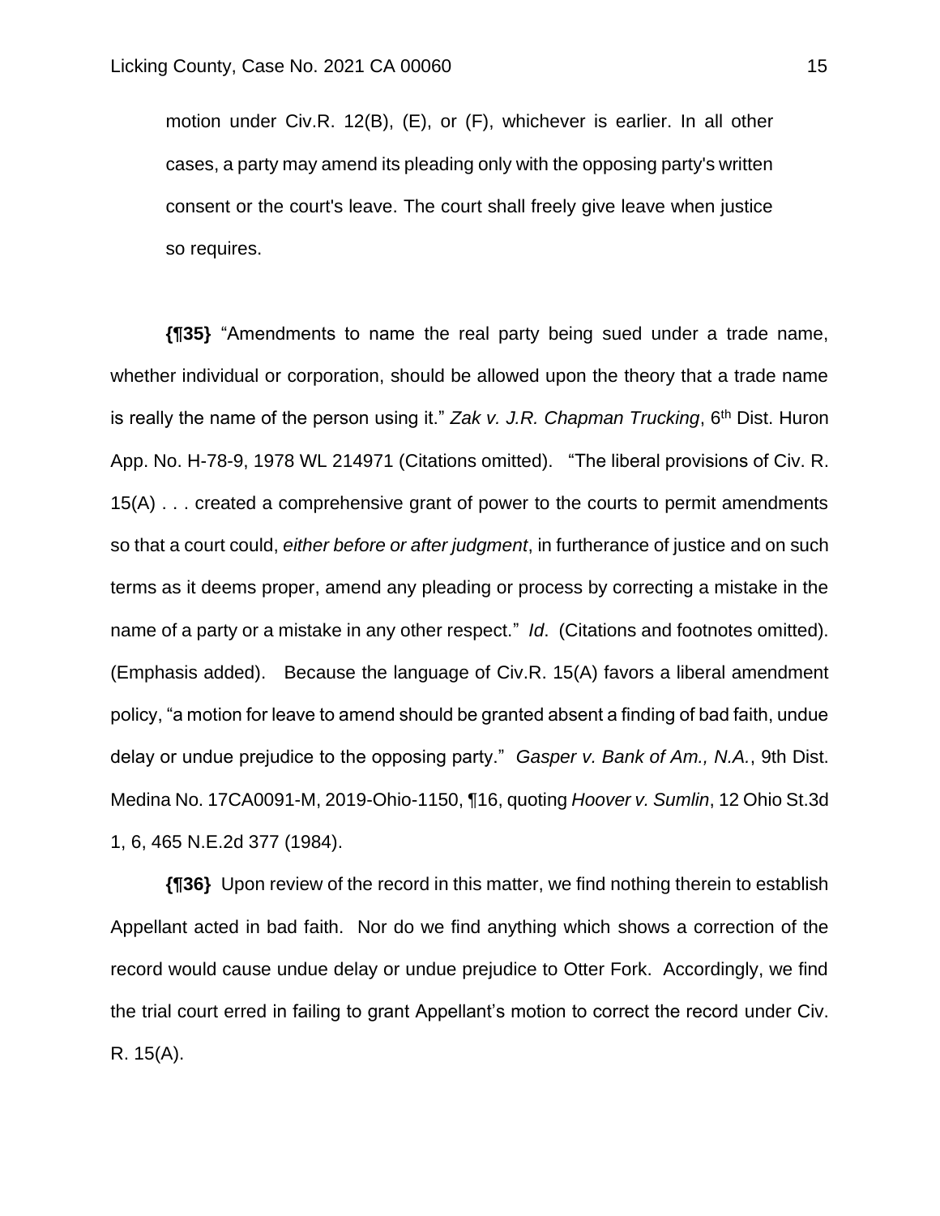> motion under Civ.R. 12(B), (E), or (F), whichever is earlier. In all other cases, a party may amend its pleading only with the opposing party's written consent or the court's leave. The court shall freely give leave when justice so requires.

**{¶35}** "Amendments to name the real party being sued under a trade name, whether individual or corporation, should be allowed upon the theory that a trade name is really the name of the person using it." *Zak v. J.R. Chapman Trucking*, 6th Dist. Huron App. No. H-78-9, 1978 WL 214971 (Citations omitted). "The liberal provisions of Civ. R. 15(A) . . . created a comprehensive grant of power to the courts to permit amendments so that a court could, *either before or after judgment*, in furtherance of justice and on such terms as it deems proper, amend any pleading or process by correcting a mistake in the name of a party or a mistake in any other respect." *Id*. (Citations and footnotes omitted). (Emphasis added). Because the language of Civ.R. 15(A) favors a liberal amendment policy, "a motion for leave to amend should be granted absent a finding of bad faith, undue delay or undue prejudice to the opposing party." *Gasper v. Bank of Am., N.A.*, 9th Dist. Medina No. 17CA0091-M, 2019-Ohio-1150, ¶16, quoting *Hoover v. Sumlin*, 12 Ohio St.3d 1, 6, 465 N.E.2d 377 (1984).

**{¶36}** Upon review of the record in this matter, we find nothing therein to establish Appellant acted in bad faith. Nor do we find anything which shows a correction of the record would cause undue delay or undue prejudice to Otter Fork. Accordingly, we find the trial court erred in failing to grant Appellant's motion to correct the record under Civ. R. 15(A).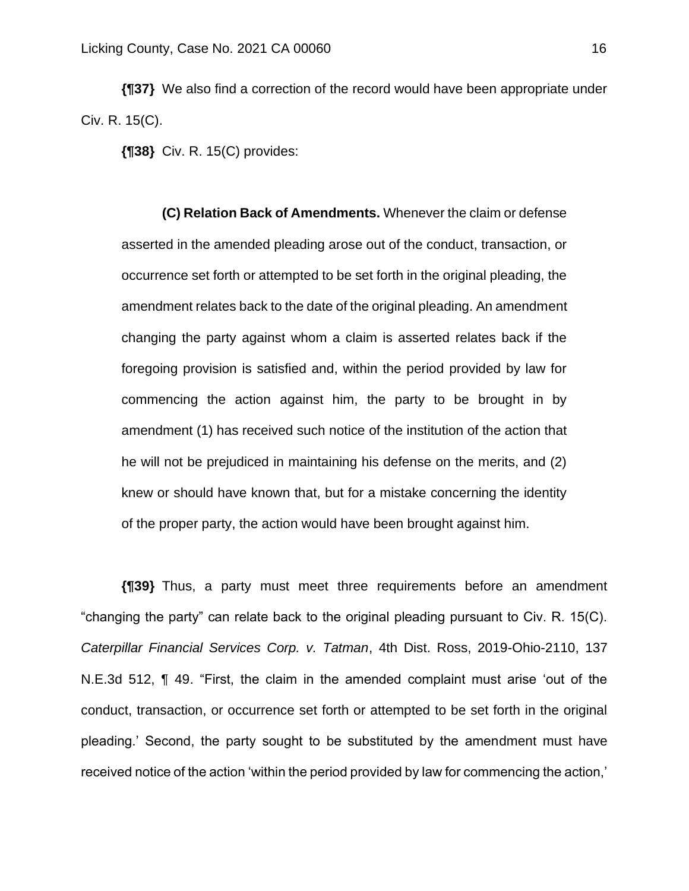**{¶37}** We also find a correction of the record would have been appropriate under Civ. R. 15(C).

**{¶38}** Civ. R. 15(C) provides:

> **(C) Relation Back of Amendments.** Whenever the claim or defense asserted in the amended pleading arose out of the conduct, transaction, or occurrence set forth or attempted to be set forth in the original pleading, the amendment relates back to the date of the original pleading. An amendment changing the party against whom a claim is asserted relates back if the foregoing provision is satisfied and, within the period provided by law for commencing the action against him, the party to be brought in by amendment (1) has received such notice of the institution of the action that he will not be prejudiced in maintaining his defense on the merits, and (2) knew or should have known that, but for a mistake concerning the identity of the proper party, the action would have been brought against him.

**{¶39}** Thus, a party must meet three requirements before an amendment "changing the party" can relate back to the original pleading pursuant to Civ. R. 15(C). *Caterpillar Financial Services Corp. v. Tatman*, 4th Dist. Ross, 2019-Ohio-2110, 137 N.E.3d 512, ¶ 49. "First, the claim in the amended complaint must arise 'out of the conduct, transaction, or occurrence set forth or attempted to be set forth in the original pleading.' Second, the party sought to be substituted by the amendment must have received notice of the action 'within the period provided by law for commencing the action,'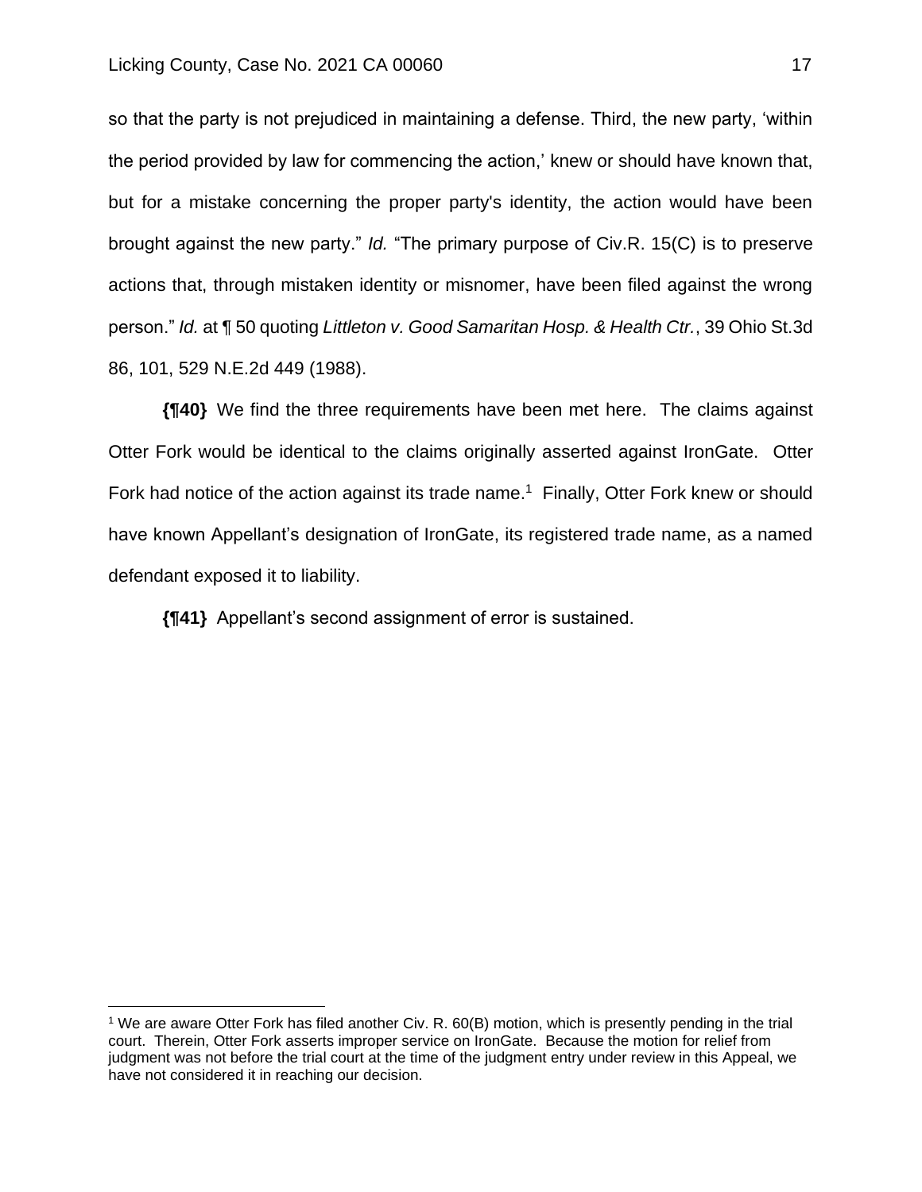so that the party is not prejudiced in maintaining a defense. Third, the new party, 'within the period provided by law for commencing the action,' knew or should have known that, but for a mistake concerning the proper party's identity, the action would have been brought against the new party." *Id.* "The primary purpose of Civ.R. 15(C) is to preserve actions that, through mistaken identity or misnomer, have been filed against the wrong person." *Id.* at ¶ 50 quoting *Littleton v. Good Samaritan Hosp. & Health Ctr.*, 39 Ohio St.3d 86, 101, 529 N.E.2d 449 (1988).

**{¶40}** We find the three requirements have been met here. The claims against Otter Fork would be identical to the claims originally asserted against IronGate. Otter Fork had notice of the action against its trade name.[1] Finally, Otter Fork knew or should have known Appellant's designation of IronGate, its registered trade name, as a named defendant exposed it to liability.

**{¶41}** Appellant's second assignment of error is sustained.

---

[1] We are aware Otter Fork has filed another Civ. R. 60(B) motion, which is presently pending in the trial court. Therein, Otter Fork asserts improper service on IronGate. Because the motion for relief from judgment was not before the trial court at the time of the judgment entry under review in this Appeal, we have not considered it in reaching our decision.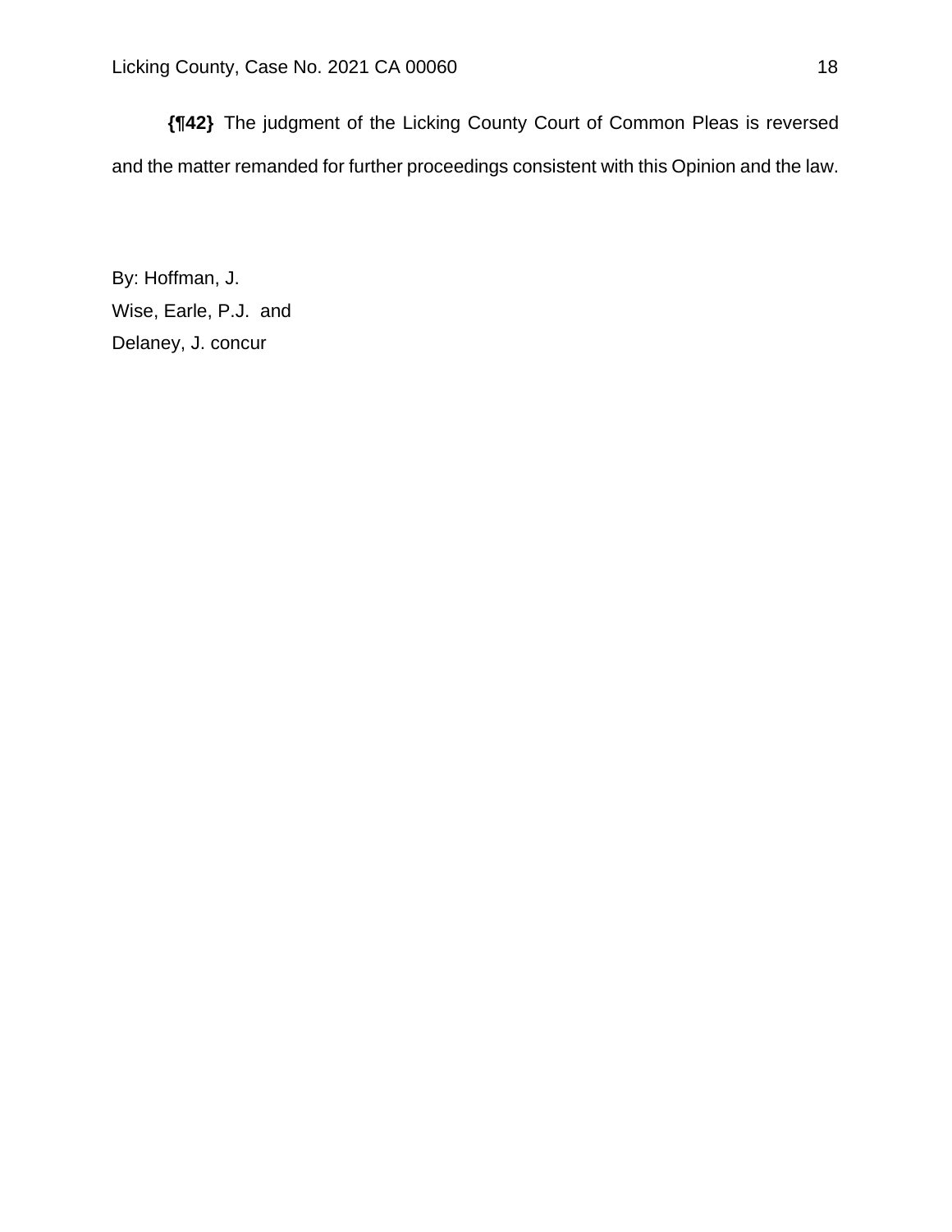**{¶42}** The judgment of the Licking County Court of Common Pleas is reversed and the matter remanded for further proceedings consistent with this Opinion and the law.

By: Hoffman, J.
Wise, Earle, P.J. and
Delaney, J. concur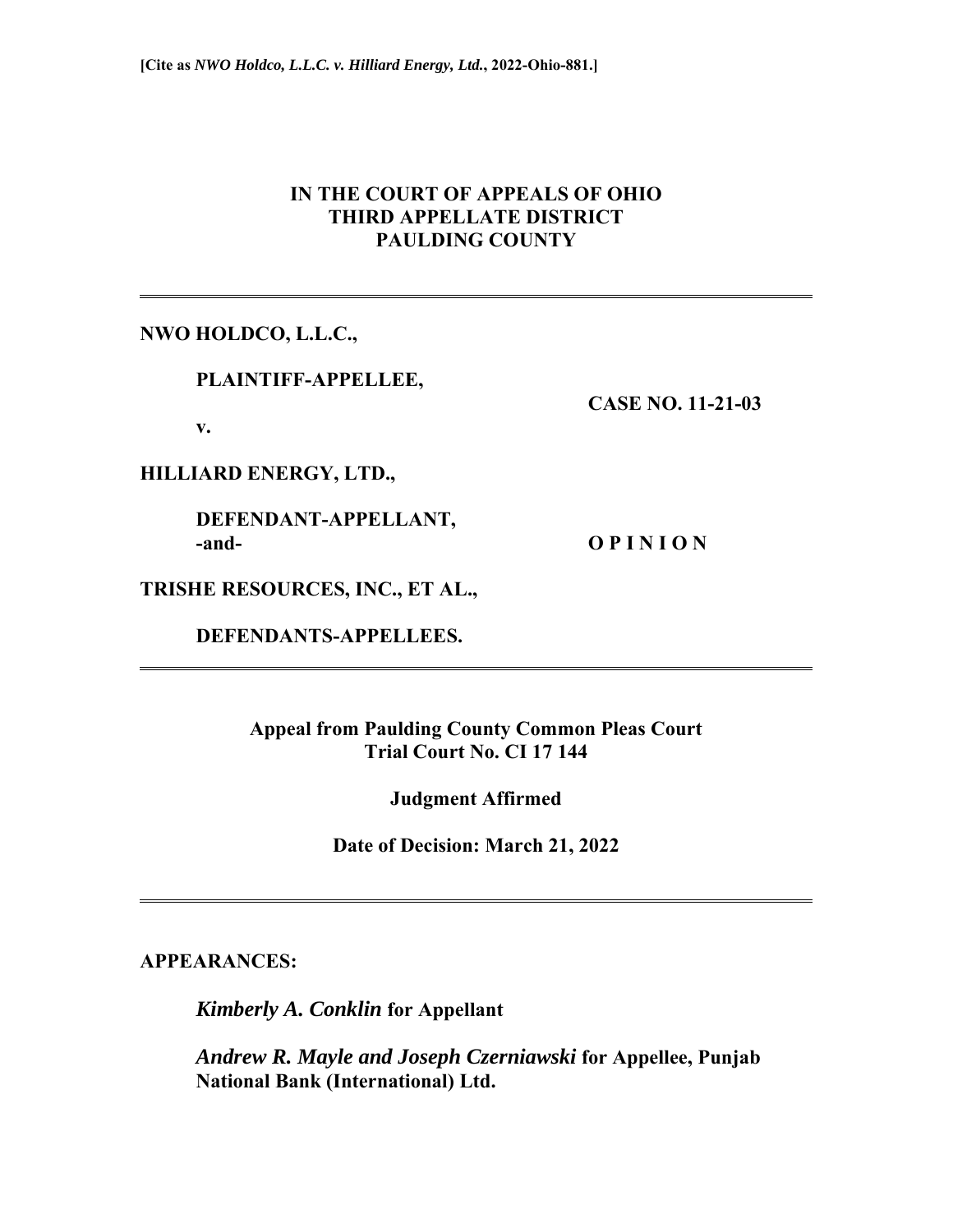[Cite as *NWO Holdco, L.L.C. v. Hilliard Energy, Ltd.*, 2022-Ohio-881.]

**IN THE COURT OF APPEALS OF OHIO
THIRD APPELLATE DISTRICT
PAULDING COUNTY**

---

**NWO HOLDCO, L.L.C.,**

**PLAINTIFF-APPELLEE,**

**CASE NO. 11-21-03**

**v.**

**HILLIARD ENERGY, LTD.,**

**DEFENDANT-APPELLANT,**
**-and-**

**O P I N I O N**

**TRISHE RESOURCES, INC., ET AL.,**

**DEFENDANTS-APPELLEES.**

---

**Appeal from Paulding County Common Pleas Court
Trial Court No. CI 17 144**

**Judgment Affirmed**

**Date of Decision: March 21, 2022**

---

**APPEARANCES:**

***Kimberly A. Conklin*** **for Appellant**

***Andrew R. Mayle and Joseph Czerniawski*** **for Appellee, Punjab National Bank (International) Ltd.**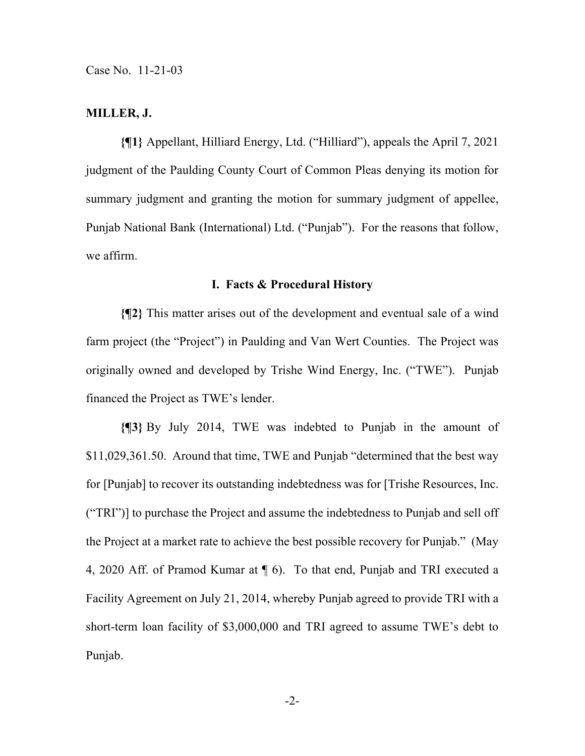Case No. 11-21-03

**MILLER, J.**

**{¶1}** Appellant, Hilliard Energy, Ltd. ("Hilliard"), appeals the April 7, 2021 judgment of the Paulding County Court of Common Pleas denying its motion for summary judgment and granting the motion for summary judgment of appellee, Punjab National Bank (International) Ltd. ("Punjab"). For the reasons that follow, we affirm.

## I. Facts & Procedural History

**{¶2}** This matter arises out of the development and eventual sale of a wind farm project (the "Project") in Paulding and Van Wert Counties. The Project was originally owned and developed by Trishe Wind Energy, Inc. ("TWE"). Punjab financed the Project as TWE's lender.

**{¶3}** By July 2014, TWE was indebted to Punjab in the amount of $11,029,361.50. Around that time, TWE and Punjab "determined that the best way for [Punjab] to recover its outstanding indebtedness was for [Trishe Resources, Inc. ("TRI")] to purchase the Project and assume the indebtedness to Punjab and sell off the Project at a market rate to achieve the best possible recovery for Punjab." (May 4, 2020 Aff. of Pramod Kumar at ¶ 6). To that end, Punjab and TRI executed a Facility Agreement on July 21, 2014, whereby Punjab agreed to provide TRI with a short-term loan facility of $3,000,000 and TRI agreed to assume TWE's debt to Punjab.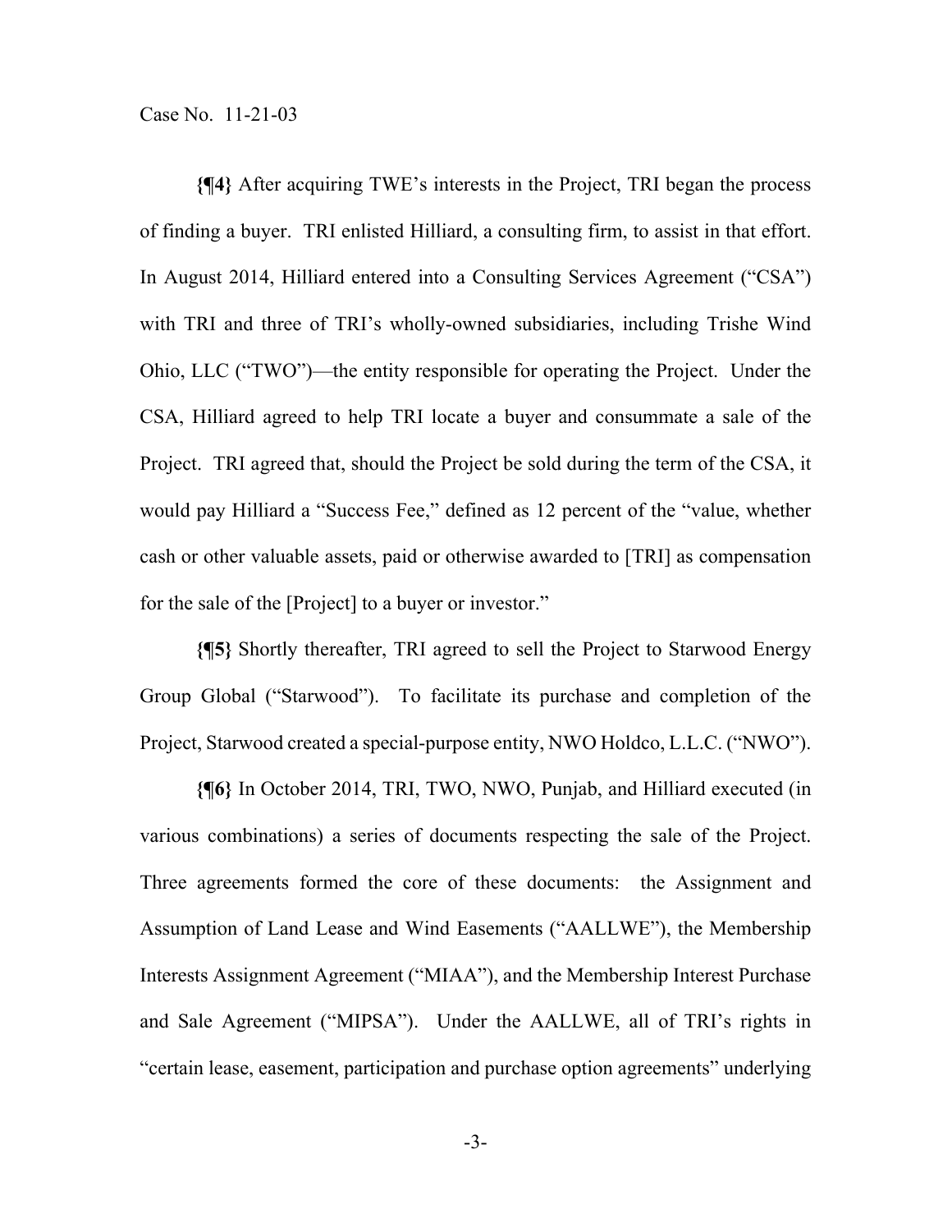**{¶4}** After acquiring TWE's interests in the Project, TRI began the process of finding a buyer. TRI enlisted Hilliard, a consulting firm, to assist in that effort. In August 2014, Hilliard entered into a Consulting Services Agreement ("CSA") with TRI and three of TRI's wholly-owned subsidiaries, including Trishe Wind Ohio, LLC ("TWO")—the entity responsible for operating the Project. Under the CSA, Hilliard agreed to help TRI locate a buyer and consummate a sale of the Project. TRI agreed that, should the Project be sold during the term of the CSA, it would pay Hilliard a "Success Fee," defined as 12 percent of the "value, whether cash or other valuable assets, paid or otherwise awarded to [TRI] as compensation for the sale of the [Project] to a buyer or investor."

**{¶5}** Shortly thereafter, TRI agreed to sell the Project to Starwood Energy Group Global ("Starwood"). To facilitate its purchase and completion of the Project, Starwood created a special-purpose entity, NWO Holdco, L.L.C. ("NWO").

**{¶6}** In October 2014, TRI, TWO, NWO, Punjab, and Hilliard executed (in various combinations) a series of documents respecting the sale of the Project. Three agreements formed the core of these documents: the Assignment and Assumption of Land Lease and Wind Easements ("AALLWE"), the Membership Interests Assignment Agreement ("MIAA"), and the Membership Interest Purchase and Sale Agreement ("MIPSA"). Under the AALLWE, all of TRI's rights in "certain lease, easement, participation and purchase option agreements" underlying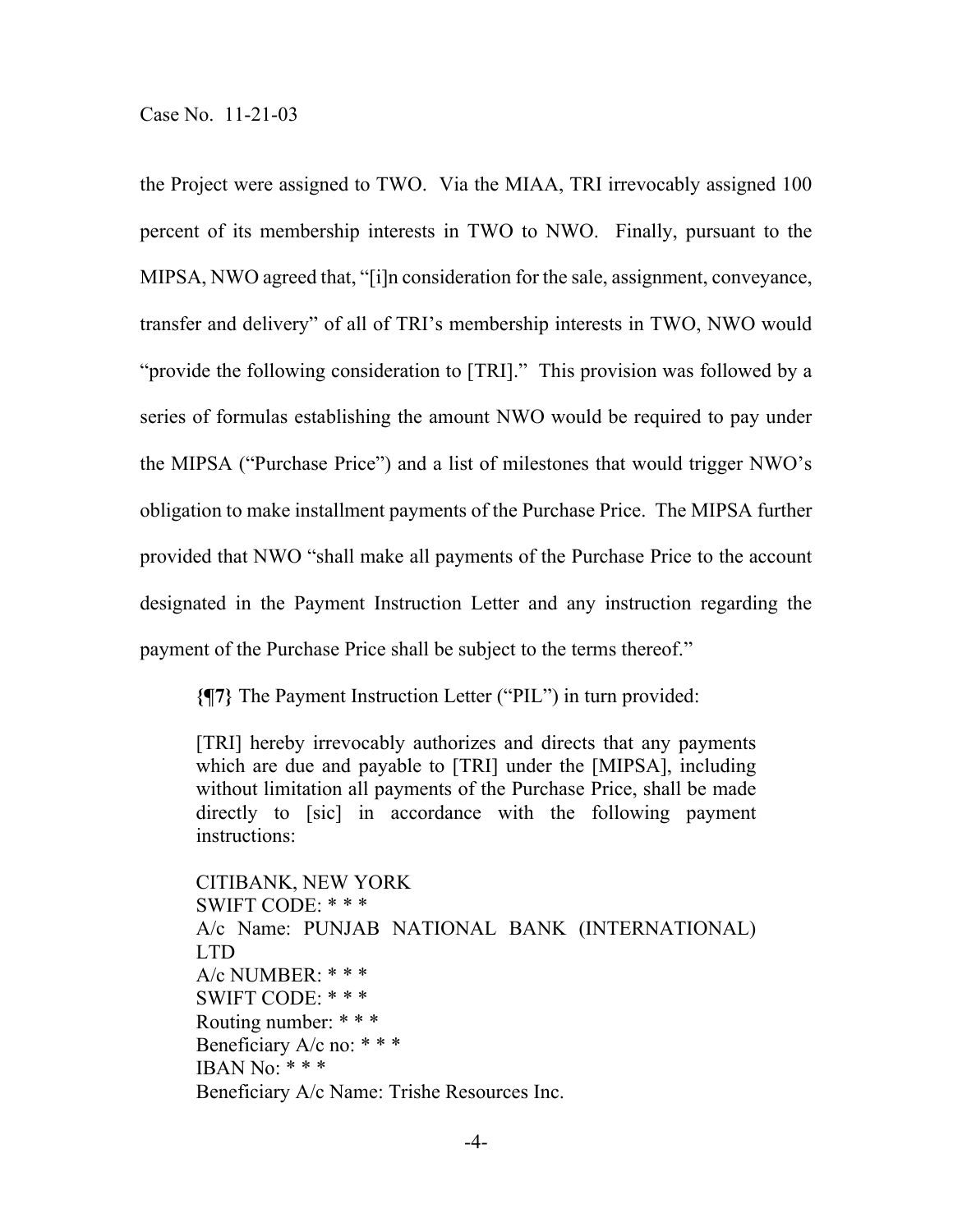the Project were assigned to TWO. Via the MIAA, TRI irrevocably assigned 100 percent of its membership interests in TWO to NWO. Finally, pursuant to the MIPSA, NWO agreed that, "[i]n consideration for the sale, assignment, conveyance, transfer and delivery" of all of TRI's membership interests in TWO, NWO would "provide the following consideration to [TRI]." This provision was followed by a series of formulas establishing the amount NWO would be required to pay under the MIPSA ("Purchase Price") and a list of milestones that would trigger NWO's obligation to make installment payments of the Purchase Price. The MIPSA further provided that NWO "shall make all payments of the Purchase Price to the account designated in the Payment Instruction Letter and any instruction regarding the payment of the Purchase Price shall be subject to the terms thereof."

**{¶7}** The Payment Instruction Letter ("PIL") in turn provided:

> [TRI] hereby irrevocably authorizes and directs that any payments which are due and payable to [TRI] under the [MIPSA], including without limitation all payments of the Purchase Price, shall be made directly to [sic] in accordance with the following payment instructions:
>
> CITIBANK, NEW YORK
> SWIFT CODE: * * *
> A/c Name: PUNJAB NATIONAL BANK (INTERNATIONAL) LTD
> A/c NUMBER: * * *
> SWIFT CODE: * * *
> Routing number: * * *
> Beneficiary A/c no: * * *
> IBAN No: * * *
> Beneficiary A/c Name: Trishe Resources Inc.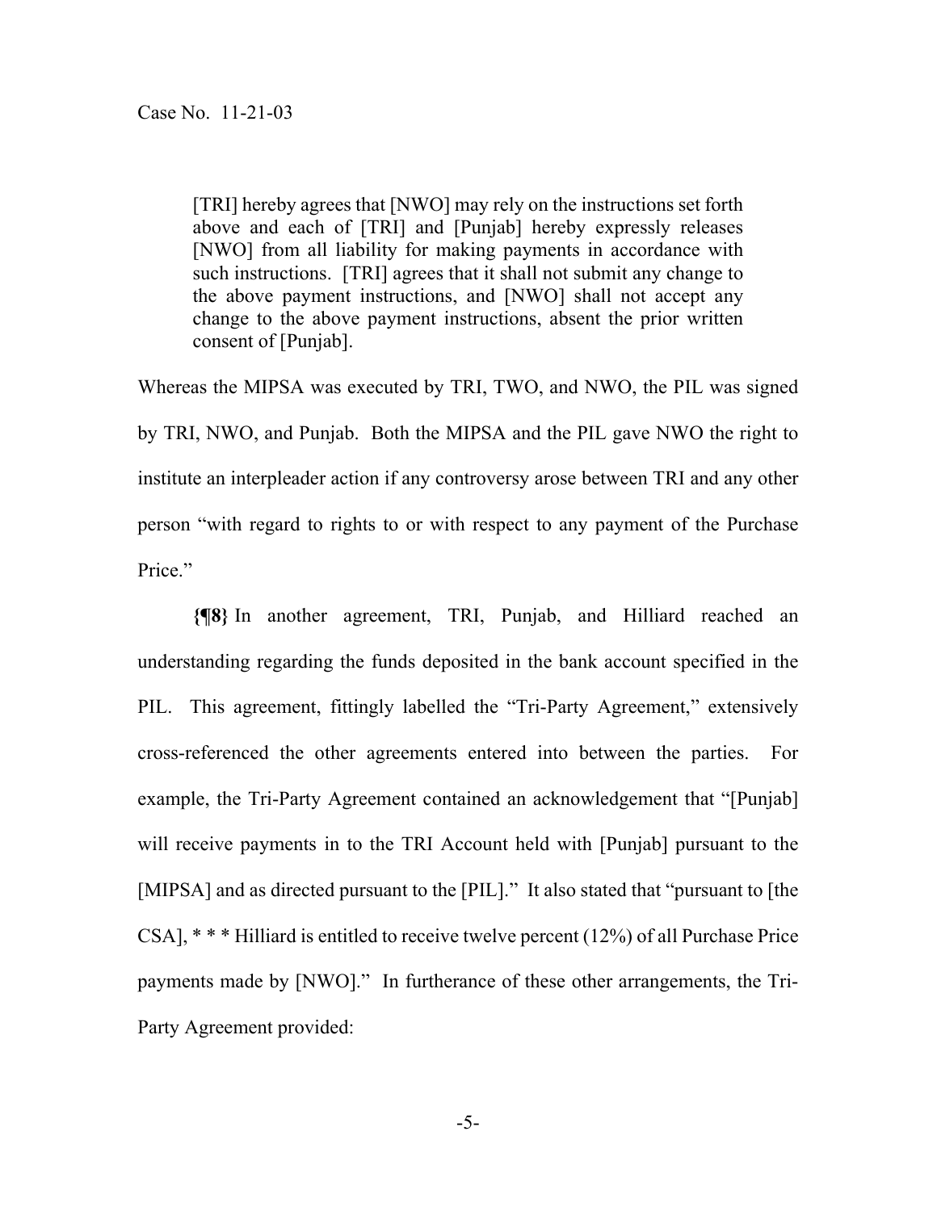> [TRI] hereby agrees that [NWO] may rely on the instructions set forth above and each of [TRI] and [Punjab] hereby expressly releases [NWO] from all liability for making payments in accordance with such instructions. [TRI] agrees that it shall not submit any change to the above payment instructions, and [NWO] shall not accept any change to the above payment instructions, absent the prior written consent of [Punjab].

Whereas the MIPSA was executed by TRI, TWO, and NWO, the PIL was signed by TRI, NWO, and Punjab. Both the MIPSA and the PIL gave NWO the right to institute an interpleader action if any controversy arose between TRI and any other person "with regard to rights to or with respect to any payment of the Purchase Price."

**{¶8}** In another agreement, TRI, Punjab, and Hilliard reached an understanding regarding the funds deposited in the bank account specified in the PIL. This agreement, fittingly labelled the "Tri-Party Agreement," extensively cross-referenced the other agreements entered into between the parties. For example, the Tri-Party Agreement contained an acknowledgement that "[Punjab] will receive payments in to the TRI Account held with [Punjab] pursuant to the [MIPSA] and as directed pursuant to the [PIL]." It also stated that "pursuant to [the CSA], * * * Hilliard is entitled to receive twelve percent (12%) of all Purchase Price payments made by [NWO]." In furtherance of these other arrangements, the Tri-Party Agreement provided: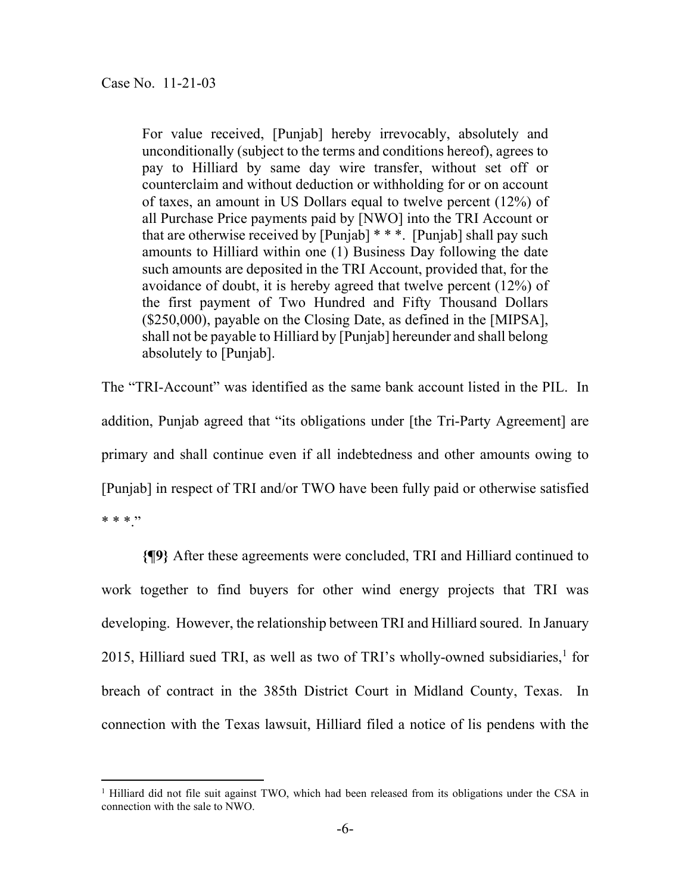> For value received, [Punjab] hereby irrevocably, absolutely and unconditionally (subject to the terms and conditions hereof), agrees to pay to Hilliard by same day wire transfer, without set off or counterclaim and without deduction or withholding for or on account of taxes, an amount in US Dollars equal to twelve percent (12%) of all Purchase Price payments paid by [NWO] into the TRI Account or that are otherwise received by [Punjab] * * *. [Punjab] shall pay such amounts to Hilliard within one (1) Business Day following the date such amounts are deposited in the TRI Account, provided that, for the avoidance of doubt, it is hereby agreed that twelve percent (12%) of the first payment of Two Hundred and Fifty Thousand Dollars ($250,000), payable on the Closing Date, as defined in the [MIPSA], shall not be payable to Hilliard by [Punjab] hereunder and shall belong absolutely to [Punjab].

The "TRI-Account" was identified as the same bank account listed in the PIL. In addition, Punjab agreed that "its obligations under [the Tri-Party Agreement] are primary and shall continue even if all indebtedness and other amounts owing to [Punjab] in respect of TRI and/or TWO have been fully paid or otherwise satisfied * * *."

**{¶9}** After these agreements were concluded, TRI and Hilliard continued to work together to find buyers for other wind energy projects that TRI was developing. However, the relationship between TRI and Hilliard soured. In January 2015, Hilliard sued TRI, as well as two of TRI's wholly-owned subsidiaries,[1] for breach of contract in the 385th District Court in Midland County, Texas. In connection with the Texas lawsuit, Hilliard filed a notice of lis pendens with the

[1] Hilliard did not file suit against TWO, which had been released from its obligations under the CSA in connection with the sale to NWO.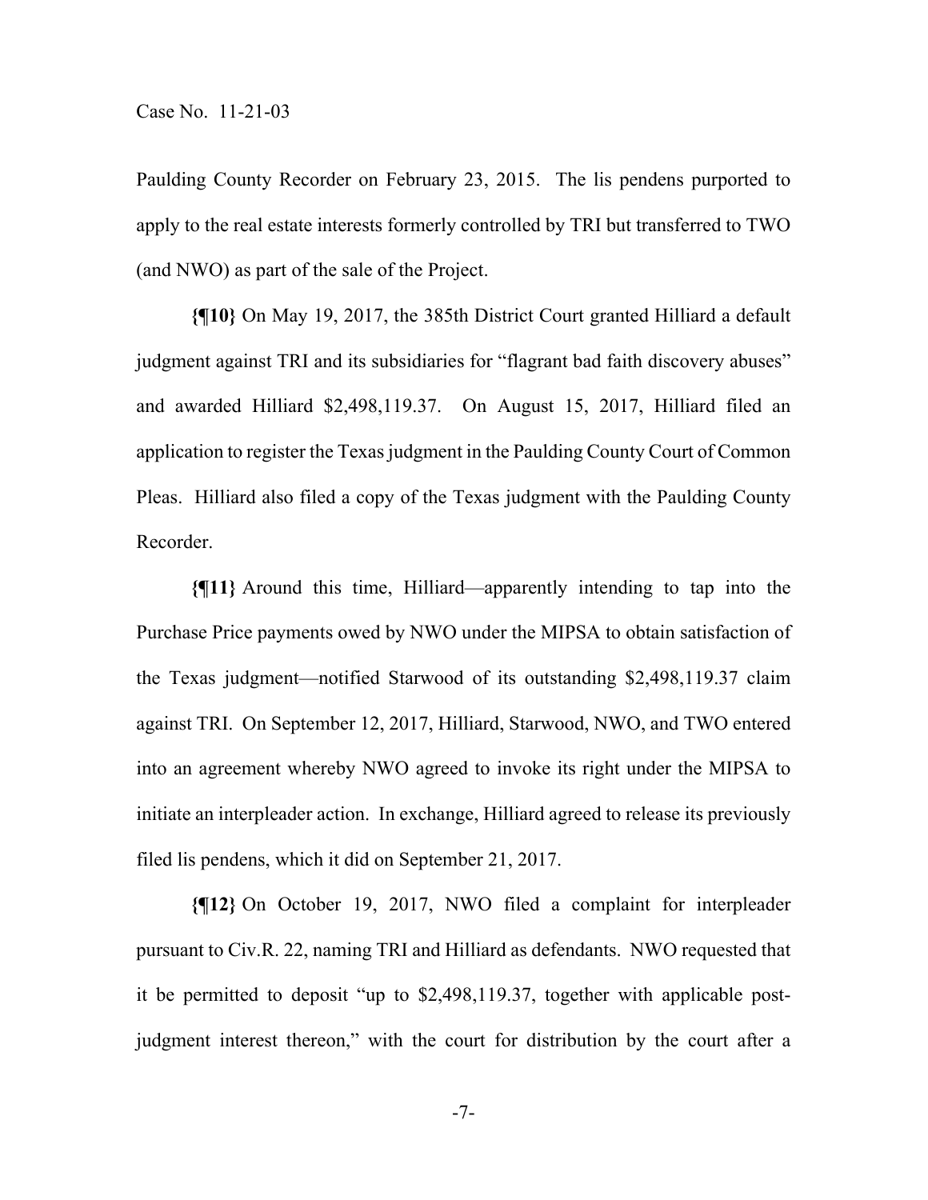Paulding County Recorder on February 23, 2015. The lis pendens purported to apply to the real estate interests formerly controlled by TRI but transferred to TWO (and NWO) as part of the sale of the Project.

**{¶10}** On May 19, 2017, the 385th District Court granted Hilliard a default judgment against TRI and its subsidiaries for "flagrant bad faith discovery abuses" and awarded Hilliard $2,498,119.37. On August 15, 2017, Hilliard filed an application to register the Texas judgment in the Paulding County Court of Common Pleas. Hilliard also filed a copy of the Texas judgment with the Paulding County Recorder.

**{¶11}** Around this time, Hilliard—apparently intending to tap into the Purchase Price payments owed by NWO under the MIPSA to obtain satisfaction of the Texas judgment—notified Starwood of its outstanding $2,498,119.37 claim against TRI. On September 12, 2017, Hilliard, Starwood, NWO, and TWO entered into an agreement whereby NWO agreed to invoke its right under the MIPSA to initiate an interpleader action. In exchange, Hilliard agreed to release its previously filed lis pendens, which it did on September 21, 2017.

**{¶12}** On October 19, 2017, NWO filed a complaint for interpleader pursuant to Civ.R. 22, naming TRI and Hilliard as defendants. NWO requested that it be permitted to deposit "up to $2,498,119.37, together with applicable post-judgment interest thereon," with the court for distribution by the court after a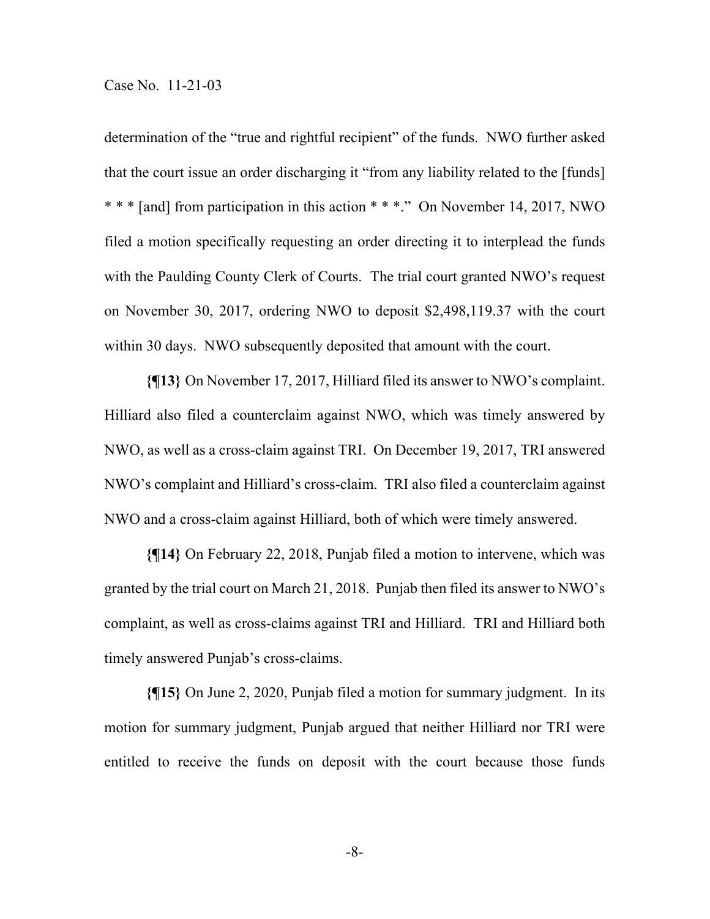determination of the "true and rightful recipient" of the funds. NWO further asked that the court issue an order discharging it "from any liability related to the [funds] * * * [and] from participation in this action * * *." On November 14, 2017, NWO filed a motion specifically requesting an order directing it to interplead the funds with the Paulding County Clerk of Courts. The trial court granted NWO's request on November 30, 2017, ordering NWO to deposit $2,498,119.37 with the court within 30 days. NWO subsequently deposited that amount with the court.

**{¶13}** On November 17, 2017, Hilliard filed its answer to NWO's complaint. Hilliard also filed a counterclaim against NWO, which was timely answered by NWO, as well as a cross-claim against TRI. On December 19, 2017, TRI answered NWO's complaint and Hilliard's cross-claim. TRI also filed a counterclaim against NWO and a cross-claim against Hilliard, both of which were timely answered.

**{¶14}** On February 22, 2018, Punjab filed a motion to intervene, which was granted by the trial court on March 21, 2018. Punjab then filed its answer to NWO's complaint, as well as cross-claims against TRI and Hilliard. TRI and Hilliard both timely answered Punjab's cross-claims.

**{¶15}** On June 2, 2020, Punjab filed a motion for summary judgment. In its motion for summary judgment, Punjab argued that neither Hilliard nor TRI were entitled to receive the funds on deposit with the court because those funds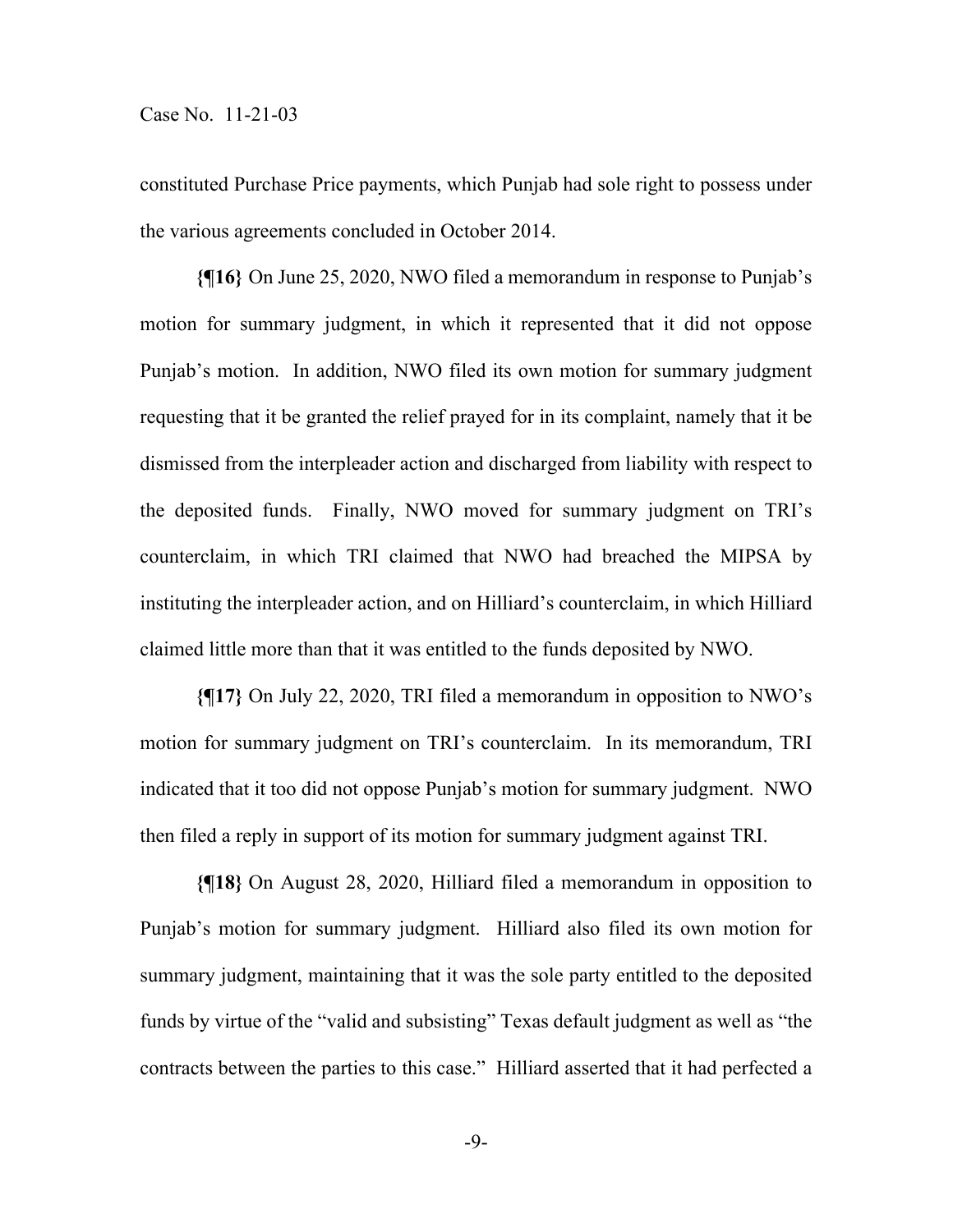constituted Purchase Price payments, which Punjab had sole right to possess under the various agreements concluded in October 2014.

**{¶16}** On June 25, 2020, NWO filed a memorandum in response to Punjab's motion for summary judgment, in which it represented that it did not oppose Punjab's motion. In addition, NWO filed its own motion for summary judgment requesting that it be granted the relief prayed for in its complaint, namely that it be dismissed from the interpleader action and discharged from liability with respect to the deposited funds. Finally, NWO moved for summary judgment on TRI's counterclaim, in which TRI claimed that NWO had breached the MIPSA by instituting the interpleader action, and on Hilliard's counterclaim, in which Hilliard claimed little more than that it was entitled to the funds deposited by NWO.

**{¶17}** On July 22, 2020, TRI filed a memorandum in opposition to NWO's motion for summary judgment on TRI's counterclaim. In its memorandum, TRI indicated that it too did not oppose Punjab's motion for summary judgment. NWO then filed a reply in support of its motion for summary judgment against TRI.

**{¶18}** On August 28, 2020, Hilliard filed a memorandum in opposition to Punjab's motion for summary judgment. Hilliard also filed its own motion for summary judgment, maintaining that it was the sole party entitled to the deposited funds by virtue of the "valid and subsisting" Texas default judgment as well as "the contracts between the parties to this case." Hilliard asserted that it had perfected a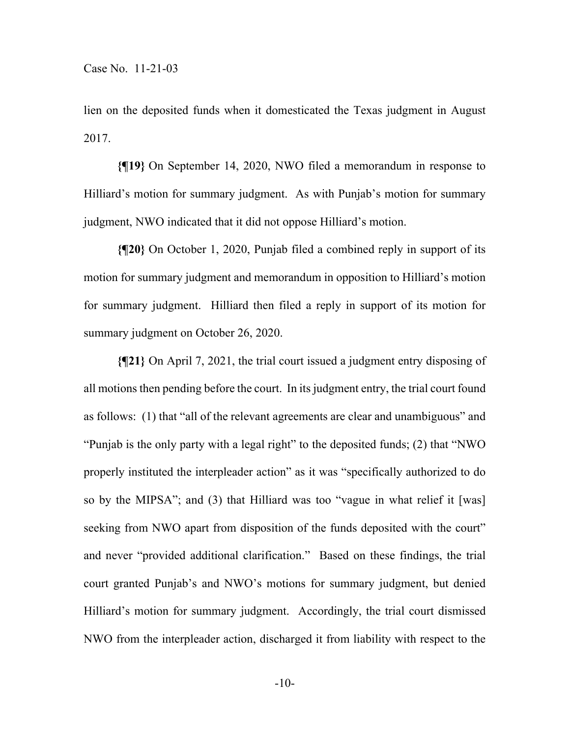lien on the deposited funds when it domesticated the Texas judgment in August 2017.

**{¶19}** On September 14, 2020, NWO filed a memorandum in response to Hilliard's motion for summary judgment. As with Punjab's motion for summary judgment, NWO indicated that it did not oppose Hilliard's motion.

**{¶20}** On October 1, 2020, Punjab filed a combined reply in support of its motion for summary judgment and memorandum in opposition to Hilliard's motion for summary judgment. Hilliard then filed a reply in support of its motion for summary judgment on October 26, 2020.

**{¶21}** On April 7, 2021, the trial court issued a judgment entry disposing of all motions then pending before the court. In its judgment entry, the trial court found as follows: (1) that "all of the relevant agreements are clear and unambiguous" and "Punjab is the only party with a legal right" to the deposited funds; (2) that "NWO properly instituted the interpleader action" as it was "specifically authorized to do so by the MIPSA"; and (3) that Hilliard was too "vague in what relief it [was] seeking from NWO apart from disposition of the funds deposited with the court" and never "provided additional clarification." Based on these findings, the trial court granted Punjab's and NWO's motions for summary judgment, but denied Hilliard's motion for summary judgment. Accordingly, the trial court dismissed NWO from the interpleader action, discharged it from liability with respect to the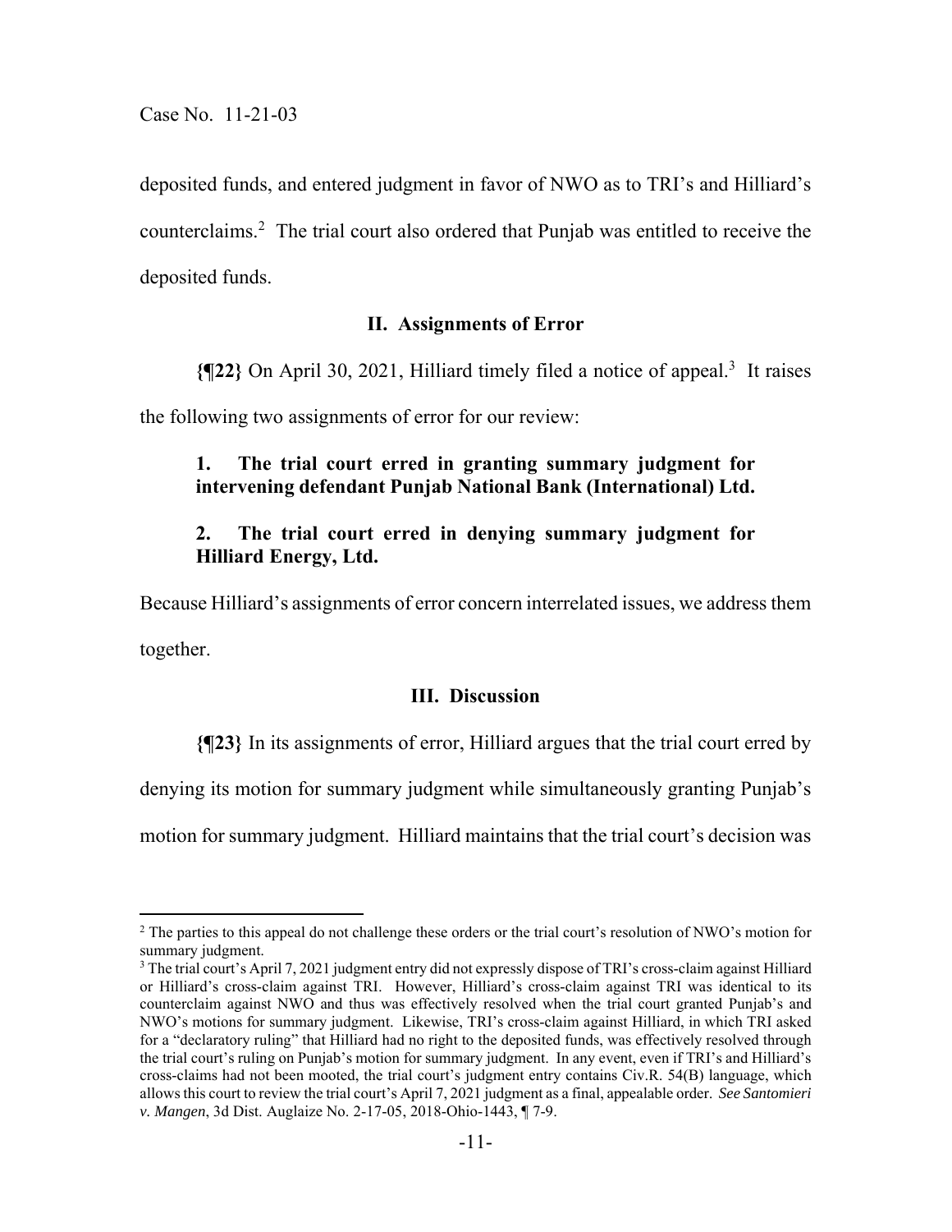deposited funds, and entered judgment in favor of NWO as to TRI's and Hilliard's counterclaims.[2] The trial court also ordered that Punjab was entitled to receive the deposited funds.

## II. Assignments of Error

**{¶22}** On April 30, 2021, Hilliard timely filed a notice of appeal.[3] It raises the following two assignments of error for our review:

> **1. The trial court erred in granting summary judgment for intervening defendant Punjab National Bank (International) Ltd.**
>
> **2. The trial court erred in denying summary judgment for Hilliard Energy, Ltd.**

Because Hilliard's assignments of error concern interrelated issues, we address them together.

## III. Discussion

**{¶23}** In its assignments of error, Hilliard argues that the trial court erred by denying its motion for summary judgment while simultaneously granting Punjab's motion for summary judgment. Hilliard maintains that the trial court's decision was

---

[2] The parties to this appeal do not challenge these orders or the trial court's resolution of NWO's motion for summary judgment.

[3] The trial court's April 7, 2021 judgment entry did not expressly dispose of TRI's cross-claim against Hilliard or Hilliard's cross-claim against TRI. However, Hilliard's cross-claim against TRI was identical to its counterclaim against NWO and thus was effectively resolved when the trial court granted Punjab's and NWO's motions for summary judgment. Likewise, TRI's cross-claim against Hilliard, in which TRI asked for a "declaratory ruling" that Hilliard had no right to the deposited funds, was effectively resolved through the trial court's ruling on Punjab's motion for summary judgment. In any event, even if TRI's and Hilliard's cross-claims had not been mooted, the trial court's judgment entry contains Civ.R. 54(B) language, which allows this court to review the trial court's April 7, 2021 judgment as a final, appealable order. *See Santomieri v. Mangen*, 3d Dist. Auglaize No. 2-17-05, 2018-Ohio-1443, ¶ 7-9.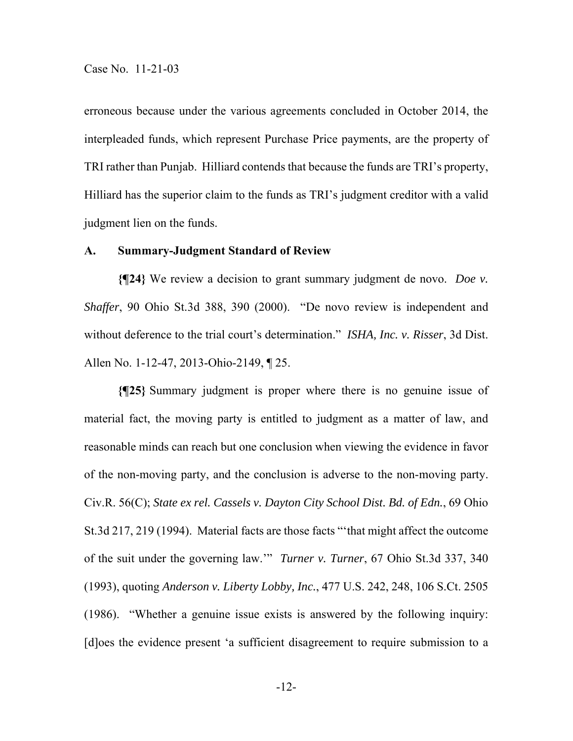erroneous because under the various agreements concluded in October 2014, the interpleaded funds, which represent Purchase Price payments, are the property of TRI rather than Punjab. Hilliard contends that because the funds are TRI's property, Hilliard has the superior claim to the funds as TRI's judgment creditor with a valid judgment lien on the funds.

### A. Summary-Judgment Standard of Review

**{¶24}** We review a decision to grant summary judgment de novo. *Doe v. Shaffer*, 90 Ohio St.3d 388, 390 (2000). "De novo review is independent and without deference to the trial court's determination." *ISHA, Inc. v. Risser*, 3d Dist. Allen No. 1-12-47, 2013-Ohio-2149, ¶ 25.

**{¶25}** Summary judgment is proper where there is no genuine issue of material fact, the moving party is entitled to judgment as a matter of law, and reasonable minds can reach but one conclusion when viewing the evidence in favor of the non-moving party, and the conclusion is adverse to the non-moving party. Civ.R. 56(C); *State ex rel. Cassels v. Dayton City School Dist. Bd. of Edn.*, 69 Ohio St.3d 217, 219 (1994). Material facts are those facts "'that might affect the outcome of the suit under the governing law.'" *Turner v. Turner*, 67 Ohio St.3d 337, 340 (1993), quoting *Anderson v. Liberty Lobby, Inc.*, 477 U.S. 242, 248, 106 S.Ct. 2505 (1986). "Whether a genuine issue exists is answered by the following inquiry: [d]oes the evidence present 'a sufficient disagreement to require submission to a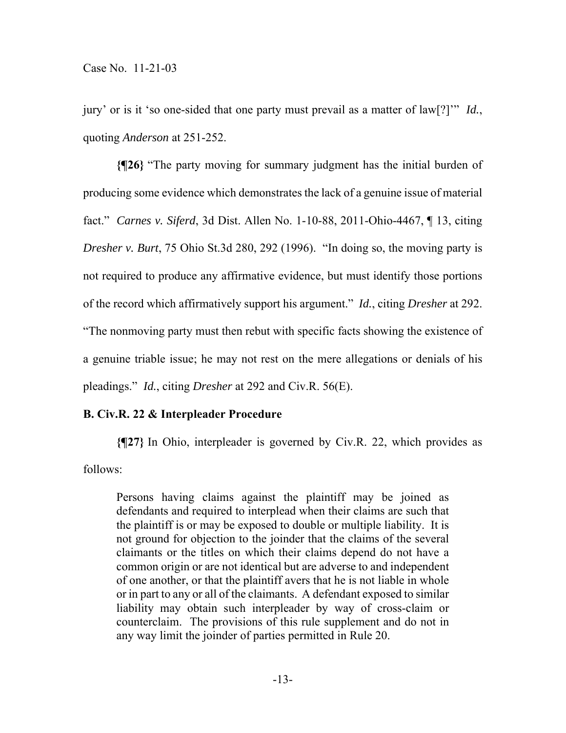jury' or is it 'so one-sided that one party must prevail as a matter of law[?]'" *Id.*, quoting *Anderson* at 251-252.

**{¶26}** "The party moving for summary judgment has the initial burden of producing some evidence which demonstrates the lack of a genuine issue of material fact." *Carnes v. Siferd*, 3d Dist. Allen No. 1-10-88, 2011-Ohio-4467, ¶ 13, citing *Dresher v. Burt*, 75 Ohio St.3d 280, 292 (1996). "In doing so, the moving party is not required to produce any affirmative evidence, but must identify those portions of the record which affirmatively support his argument." *Id.*, citing *Dresher* at 292. "The nonmoving party must then rebut with specific facts showing the existence of a genuine triable issue; he may not rest on the mere allegations or denials of his pleadings." *Id.*, citing *Dresher* at 292 and Civ.R. 56(E).

**B. Civ.R. 22 & Interpleader Procedure**

**{¶27}** In Ohio, interpleader is governed by Civ.R. 22, which provides as follows:

> Persons having claims against the plaintiff may be joined as defendants and required to interplead when their claims are such that the plaintiff is or may be exposed to double or multiple liability. It is not ground for objection to the joinder that the claims of the several claimants or the titles on which their claims depend do not have a common origin or are not identical but are adverse to and independent of one another, or that the plaintiff avers that he is not liable in whole or in part to any or all of the claimants. A defendant exposed to similar liability may obtain such interpleader by way of cross-claim or counterclaim. The provisions of this rule supplement and do not in any way limit the joinder of parties permitted in Rule 20.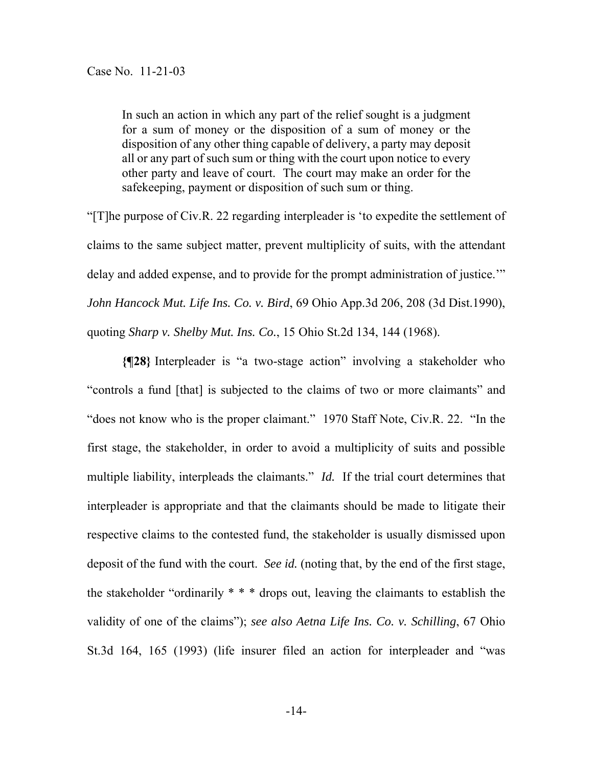> In such an action in which any part of the relief sought is a judgment for a sum of money or the disposition of a sum of money or the disposition of any other thing capable of delivery, a party may deposit all or any part of such sum or thing with the court upon notice to every other party and leave of court. The court may make an order for the safekeeping, payment or disposition of such sum or thing.

"[T]he purpose of Civ.R. 22 regarding interpleader is 'to expedite the settlement of claims to the same subject matter, prevent multiplicity of suits, with the attendant delay and added expense, and to provide for the prompt administration of justice.'" *John Hancock Mut. Life Ins. Co. v. Bird*, 69 Ohio App.3d 206, 208 (3d Dist.1990), quoting *Sharp v. Shelby Mut. Ins. Co.*, 15 Ohio St.2d 134, 144 (1968).

**{¶28}** Interpleader is "a two-stage action" involving a stakeholder who "controls a fund [that] is subjected to the claims of two or more claimants" and "does not know who is the proper claimant." 1970 Staff Note, Civ.R. 22. "In the first stage, the stakeholder, in order to avoid a multiplicity of suits and possible multiple liability, interpleads the claimants." *Id.* If the trial court determines that interpleader is appropriate and that the claimants should be made to litigate their respective claims to the contested fund, the stakeholder is usually dismissed upon deposit of the fund with the court. *See id.* (noting that, by the end of the first stage, the stakeholder "ordinarily * * * drops out, leaving the claimants to establish the validity of one of the claims"); *see also Aetna Life Ins. Co. v. Schilling*, 67 Ohio St.3d 164, 165 (1993) (life insurer filed an action for interpleader and "was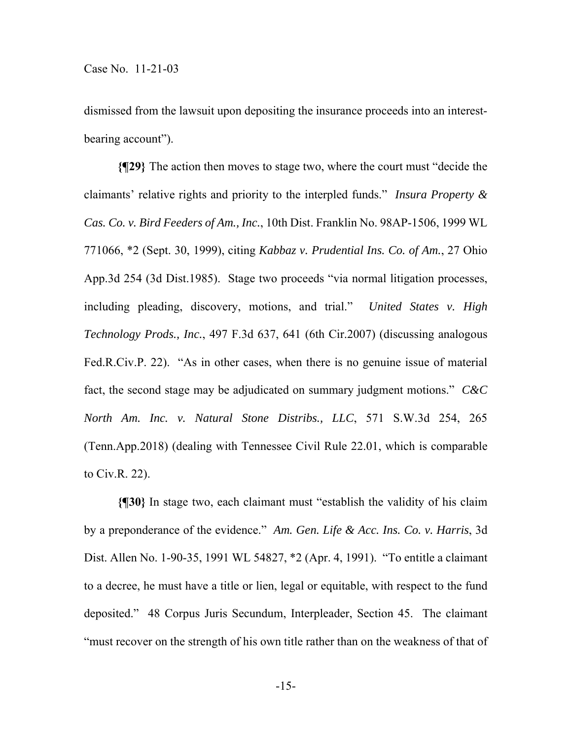dismissed from the lawsuit upon depositing the insurance proceeds into an interest-bearing account").

**{¶29}** The action then moves to stage two, where the court must "decide the claimants' relative rights and priority to the interpled funds." *Insura Property & Cas. Co. v. Bird Feeders of Am., Inc.*, 10th Dist. Franklin No. 98AP-1506, 1999 WL 771066, *2 (Sept. 30, 1999), citing *Kabbaz v. Prudential Ins. Co. of Am.*, 27 Ohio App.3d 254 (3d Dist.1985). Stage two proceeds "via normal litigation processes, including pleading, discovery, motions, and trial." *United States v. High Technology Prods., Inc.*, 497 F.3d 637, 641 (6th Cir.2007) (discussing analogous Fed.R.Civ.P. 22). "As in other cases, when there is no genuine issue of material fact, the second stage may be adjudicated on summary judgment motions." *C&C North Am. Inc. v. Natural Stone Distribs., LLC*, 571 S.W.3d 254, 265 (Tenn.App.2018) (dealing with Tennessee Civil Rule 22.01, which is comparable to Civ.R. 22).

**{¶30}** In stage two, each claimant must "establish the validity of his claim by a preponderance of the evidence." *Am. Gen. Life & Acc. Ins. Co. v. Harris*, 3d Dist. Allen No. 1-90-35, 1991 WL 54827, *2 (Apr. 4, 1991). "To entitle a claimant to a decree, he must have a title or lien, legal or equitable, with respect to the fund deposited." 48 Corpus Juris Secundum, Interpleader, Section 45. The claimant "must recover on the strength of his own title rather than on the weakness of that of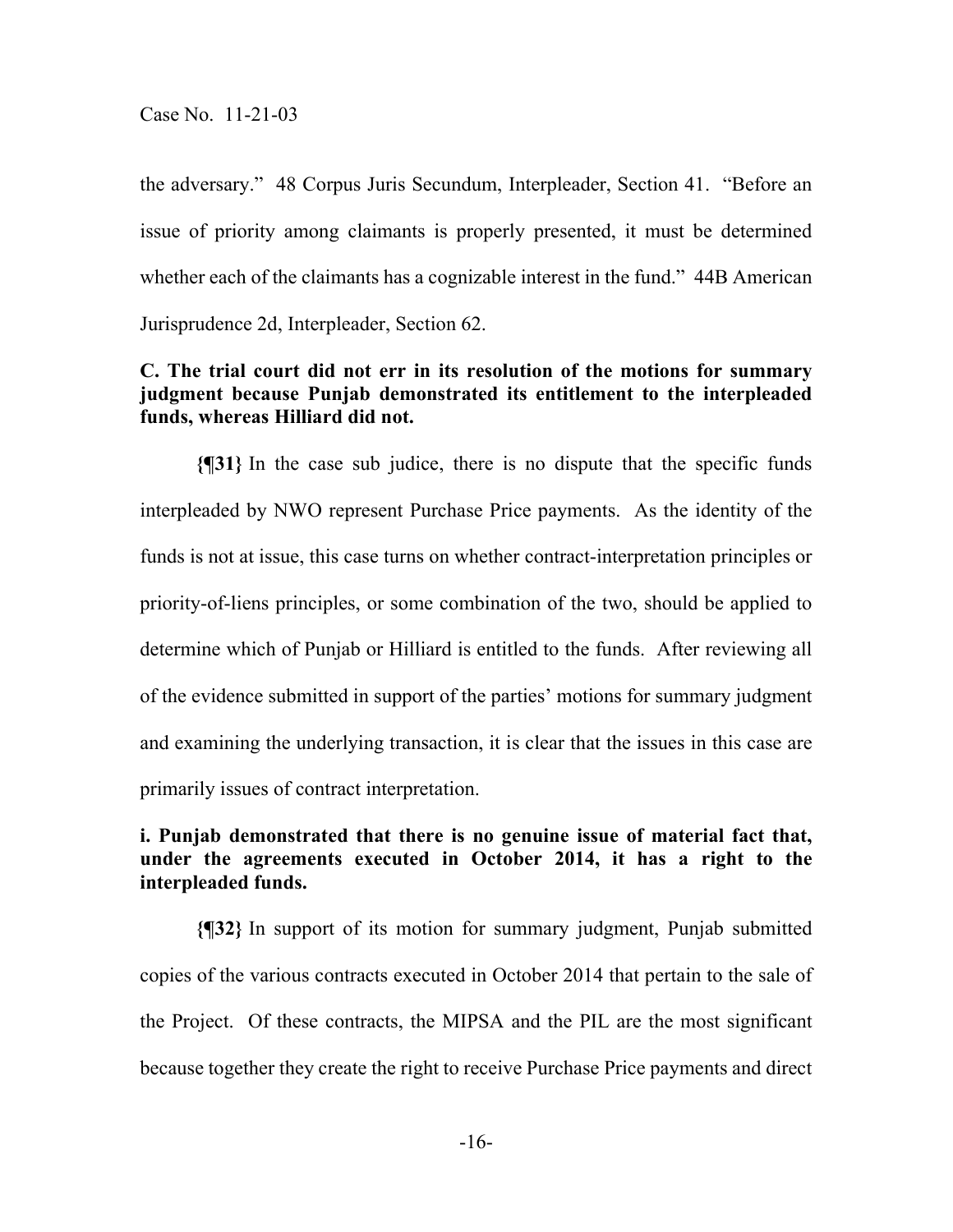the adversary." 48 Corpus Juris Secundum, Interpleader, Section 41. "Before an issue of priority among claimants is properly presented, it must be determined whether each of the claimants has a cognizable interest in the fund." 44B American Jurisprudence 2d, Interpleader, Section 62.

**C. The trial court did not err in its resolution of the motions for summary judgment because Punjab demonstrated its entitlement to the interpleaded funds, whereas Hilliard did not.**

**{¶31}** In the case sub judice, there is no dispute that the specific funds interpleaded by NWO represent Purchase Price payments. As the identity of the funds is not at issue, this case turns on whether contract-interpretation principles or priority-of-liens principles, or some combination of the two, should be applied to determine which of Punjab or Hilliard is entitled to the funds. After reviewing all of the evidence submitted in support of the parties' motions for summary judgment and examining the underlying transaction, it is clear that the issues in this case are primarily issues of contract interpretation.

**i. Punjab demonstrated that there is no genuine issue of material fact that, under the agreements executed in October 2014, it has a right to the interpleaded funds.**

**{¶32}** In support of its motion for summary judgment, Punjab submitted copies of the various contracts executed in October 2014 that pertain to the sale of the Project. Of these contracts, the MIPSA and the PIL are the most significant because together they create the right to receive Purchase Price payments and direct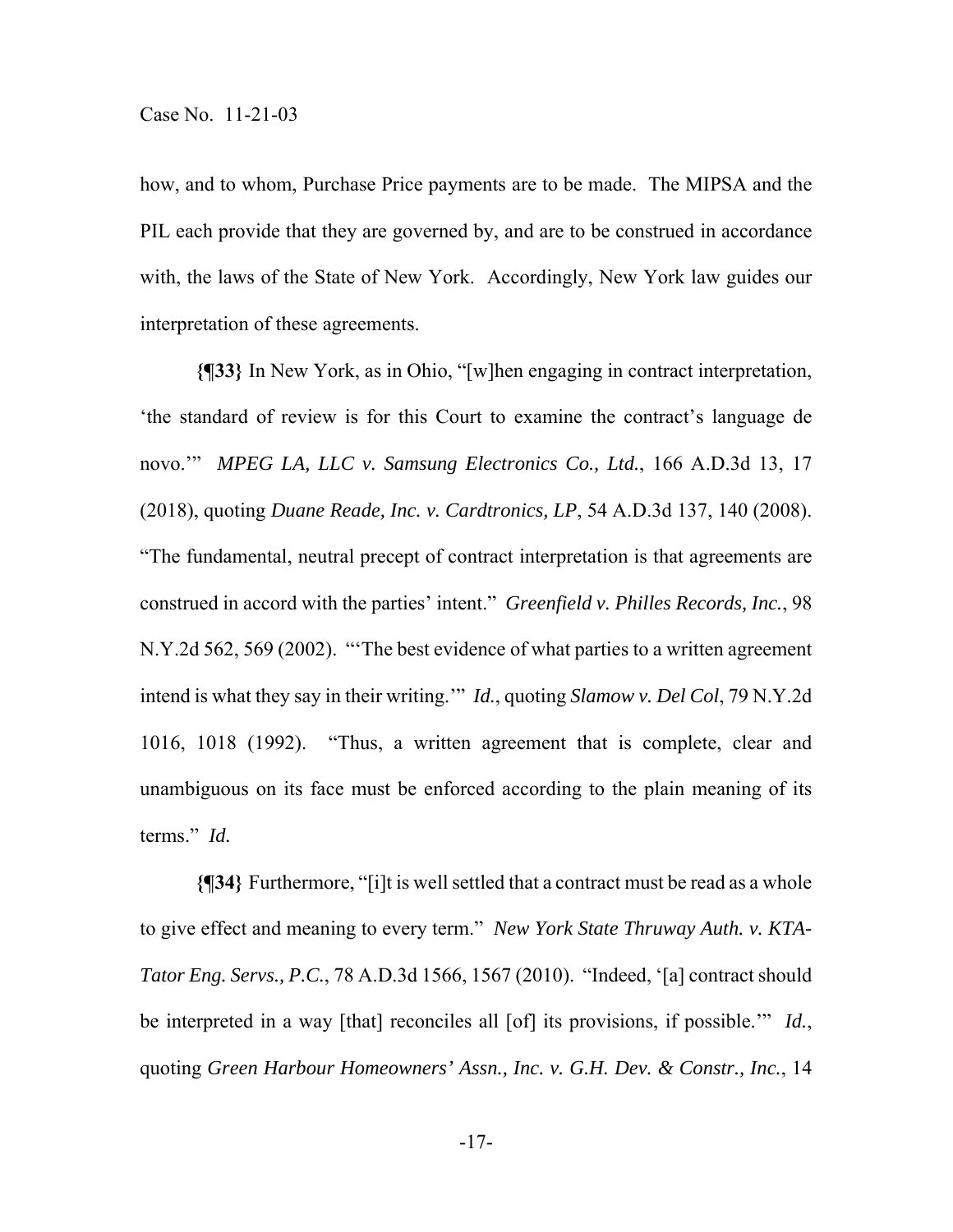how, and to whom, Purchase Price payments are to be made. The MIPSA and the PIL each provide that they are governed by, and are to be construed in accordance with, the laws of the State of New York. Accordingly, New York law guides our interpretation of these agreements.

**{¶33}** In New York, as in Ohio, "[w]hen engaging in contract interpretation, 'the standard of review is for this Court to examine the contract's language de novo.'" *MPEG LA, LLC v. Samsung Electronics Co., Ltd.*, 166 A.D.3d 13, 17 (2018), quoting *Duane Reade, Inc. v. Cardtronics, LP*, 54 A.D.3d 137, 140 (2008). "The fundamental, neutral precept of contract interpretation is that agreements are construed in accord with the parties' intent." *Greenfield v. Philles Records, Inc.*, 98 N.Y.2d 562, 569 (2002). "'The best evidence of what parties to a written agreement intend is what they say in their writing.'" *Id.*, quoting *Slamow v. Del Col*, 79 N.Y.2d 1016, 1018 (1992). "Thus, a written agreement that is complete, clear and unambiguous on its face must be enforced according to the plain meaning of its terms." *Id.*

**{¶34}** Furthermore, "[i]t is well settled that a contract must be read as a whole to give effect and meaning to every term." *New York State Thruway Auth. v. KTA-Tator Eng. Servs., P.C.*, 78 A.D.3d 1566, 1567 (2010). "Indeed, '[a] contract should be interpreted in a way [that] reconciles all [of] its provisions, if possible.'" *Id.*, quoting *Green Harbour Homeowners' Assn., Inc. v. G.H. Dev. & Constr., Inc.*, 14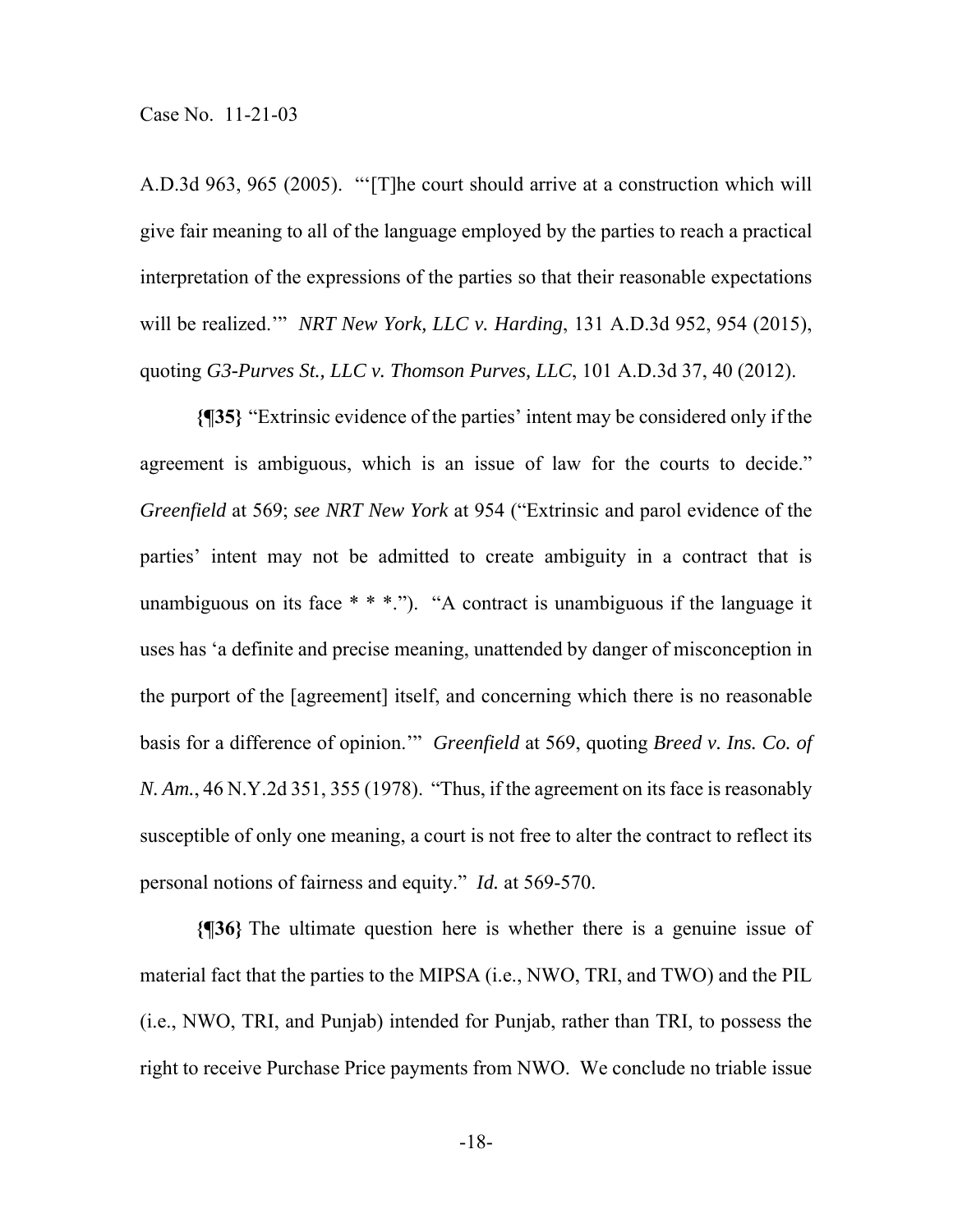A.D.3d 963, 965 (2005). "'[T]he court should arrive at a construction which will give fair meaning to all of the language employed by the parties to reach a practical interpretation of the expressions of the parties so that their reasonable expectations will be realized.'" *NRT New York, LLC v. Harding*, 131 A.D.3d 952, 954 (2015), quoting *G3-Purves St., LLC v. Thomson Purves, LLC*, 101 A.D.3d 37, 40 (2012).

**{¶35}** "Extrinsic evidence of the parties' intent may be considered only if the agreement is ambiguous, which is an issue of law for the courts to decide." *Greenfield* at 569; *see NRT New York* at 954 ("Extrinsic and parol evidence of the parties' intent may not be admitted to create ambiguity in a contract that is unambiguous on its face * * *."). "A contract is unambiguous if the language it uses has 'a definite and precise meaning, unattended by danger of misconception in the purport of the [agreement] itself, and concerning which there is no reasonable basis for a difference of opinion.'" *Greenfield* at 569, quoting *Breed v. Ins. Co. of N. Am.*, 46 N.Y.2d 351, 355 (1978). "Thus, if the agreement on its face is reasonably susceptible of only one meaning, a court is not free to alter the contract to reflect its personal notions of fairness and equity." *Id.* at 569-570.

**{¶36}** The ultimate question here is whether there is a genuine issue of material fact that the parties to the MIPSA (i.e., NWO, TRI, and TWO) and the PIL (i.e., NWO, TRI, and Punjab) intended for Punjab, rather than TRI, to possess the right to receive Purchase Price payments from NWO. We conclude no triable issue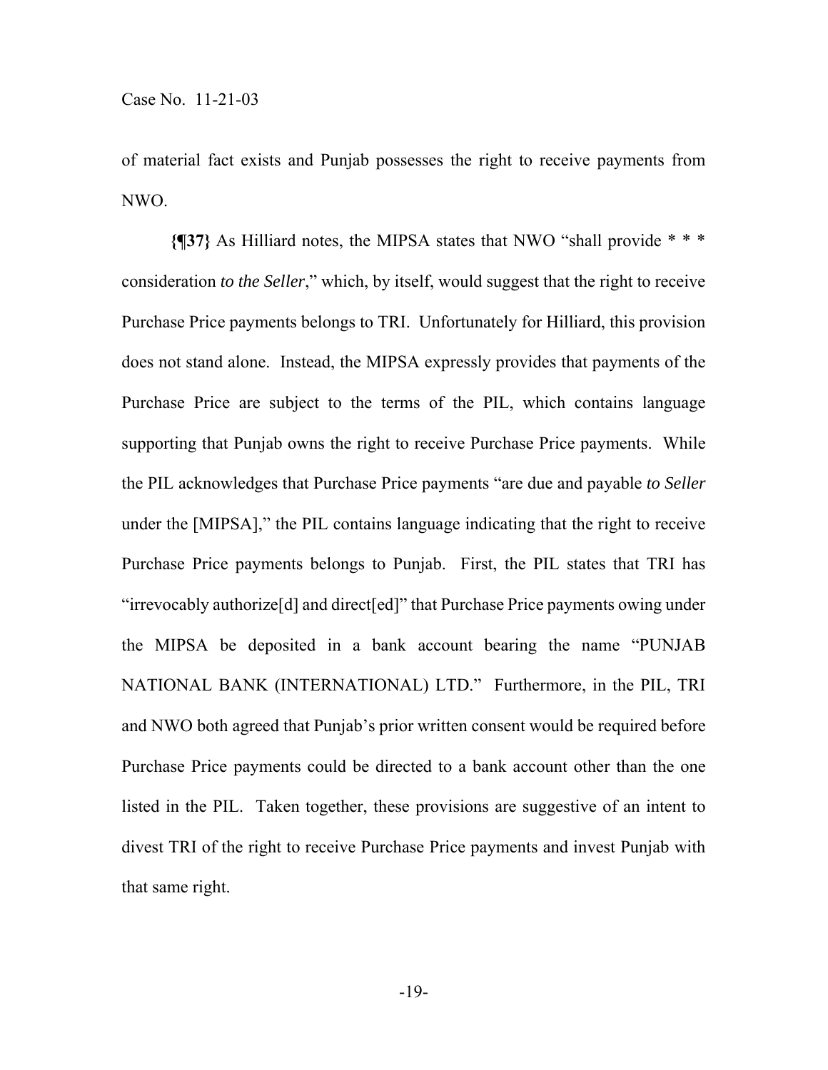of material fact exists and Punjab possesses the right to receive payments from NWO.

**{¶37}** As Hilliard notes, the MIPSA states that NWO "shall provide * * * consideration *to the Seller*," which, by itself, would suggest that the right to receive Purchase Price payments belongs to TRI. Unfortunately for Hilliard, this provision does not stand alone. Instead, the MIPSA expressly provides that payments of the Purchase Price are subject to the terms of the PIL, which contains language supporting that Punjab owns the right to receive Purchase Price payments. While the PIL acknowledges that Purchase Price payments "are due and payable *to Seller* under the [MIPSA]," the PIL contains language indicating that the right to receive Purchase Price payments belongs to Punjab. First, the PIL states that TRI has "irrevocably authorize[d] and direct[ed]" that Purchase Price payments owing under the MIPSA be deposited in a bank account bearing the name "PUNJAB NATIONAL BANK (INTERNATIONAL) LTD." Furthermore, in the PIL, TRI and NWO both agreed that Punjab's prior written consent would be required before Purchase Price payments could be directed to a bank account other than the one listed in the PIL. Taken together, these provisions are suggestive of an intent to divest TRI of the right to receive Purchase Price payments and invest Punjab with that same right.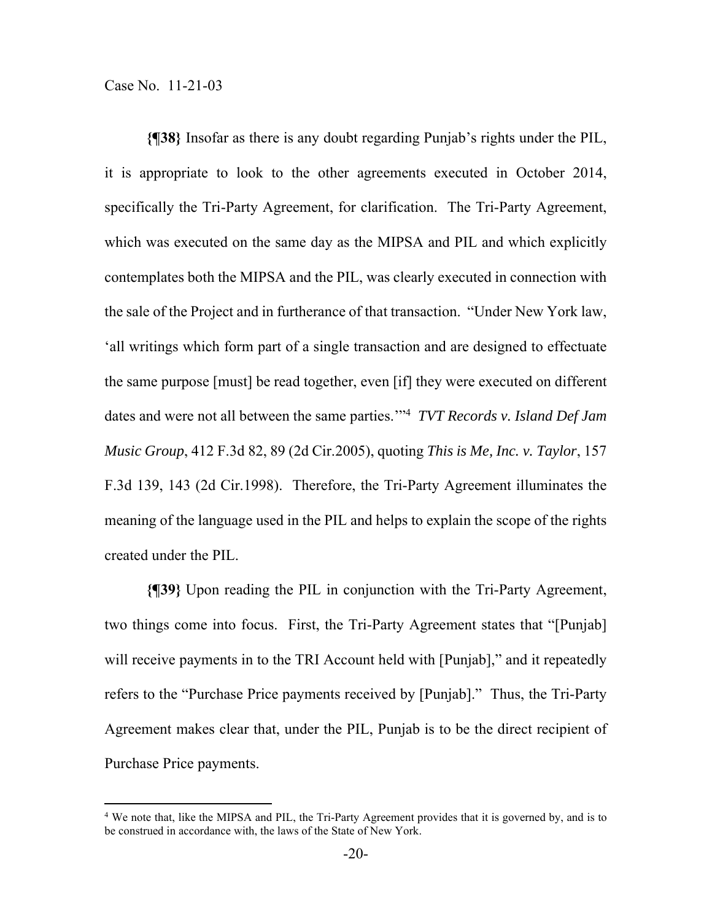**{¶38}** Insofar as there is any doubt regarding Punjab's rights under the PIL, it is appropriate to look to the other agreements executed in October 2014, specifically the Tri-Party Agreement, for clarification. The Tri-Party Agreement, which was executed on the same day as the MIPSA and PIL and which explicitly contemplates both the MIPSA and the PIL, was clearly executed in connection with the sale of the Project and in furtherance of that transaction. "Under New York law, 'all writings which form part of a single transaction and are designed to effectuate the same purpose [must] be read together, even [if] they were executed on different dates and were not all between the same parties.'"[4] *TVT Records v. Island Def Jam Music Group*, 412 F.3d 82, 89 (2d Cir.2005), quoting *This is Me, Inc. v. Taylor*, 157 F.3d 139, 143 (2d Cir.1998). Therefore, the Tri-Party Agreement illuminates the meaning of the language used in the PIL and helps to explain the scope of the rights created under the PIL.

**{¶39}** Upon reading the PIL in conjunction with the Tri-Party Agreement, two things come into focus. First, the Tri-Party Agreement states that "[Punjab] will receive payments in to the TRI Account held with [Punjab]," and it repeatedly refers to the "Purchase Price payments received by [Punjab]." Thus, the Tri-Party Agreement makes clear that, under the PIL, Punjab is to be the direct recipient of Purchase Price payments.

[4] We note that, like the MIPSA and PIL, the Tri-Party Agreement provides that it is governed by, and is to be construed in accordance with, the laws of the State of New York.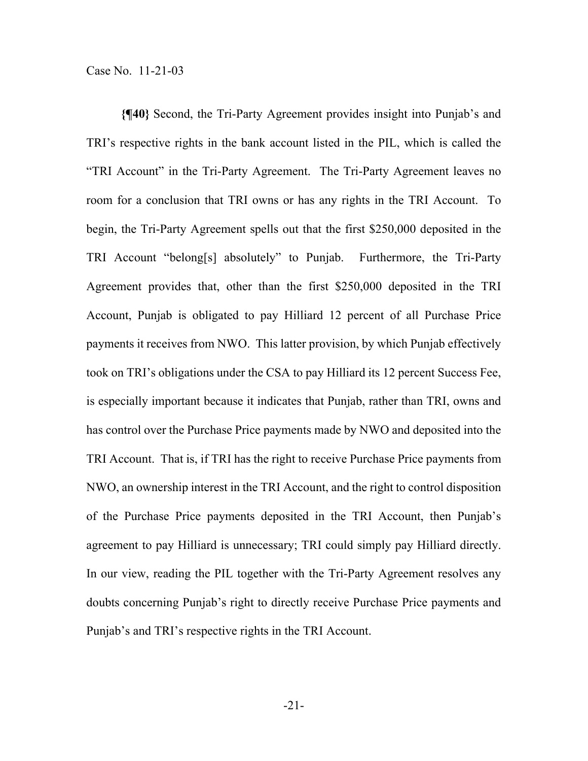**{¶40}** Second, the Tri-Party Agreement provides insight into Punjab's and TRI's respective rights in the bank account listed in the PIL, which is called the "TRI Account" in the Tri-Party Agreement. The Tri-Party Agreement leaves no room for a conclusion that TRI owns or has any rights in the TRI Account. To begin, the Tri-Party Agreement spells out that the first $250,000 deposited in the TRI Account "belong[s] absolutely" to Punjab. Furthermore, the Tri-Party Agreement provides that, other than the first $250,000 deposited in the TRI Account, Punjab is obligated to pay Hilliard 12 percent of all Purchase Price payments it receives from NWO. This latter provision, by which Punjab effectively took on TRI's obligations under the CSA to pay Hilliard its 12 percent Success Fee, is especially important because it indicates that Punjab, rather than TRI, owns and has control over the Purchase Price payments made by NWO and deposited into the TRI Account. That is, if TRI has the right to receive Purchase Price payments from NWO, an ownership interest in the TRI Account, and the right to control disposition of the Purchase Price payments deposited in the TRI Account, then Punjab's agreement to pay Hilliard is unnecessary; TRI could simply pay Hilliard directly. In our view, reading the PIL together with the Tri-Party Agreement resolves any doubts concerning Punjab's right to directly receive Purchase Price payments and Punjab's and TRI's respective rights in the TRI Account.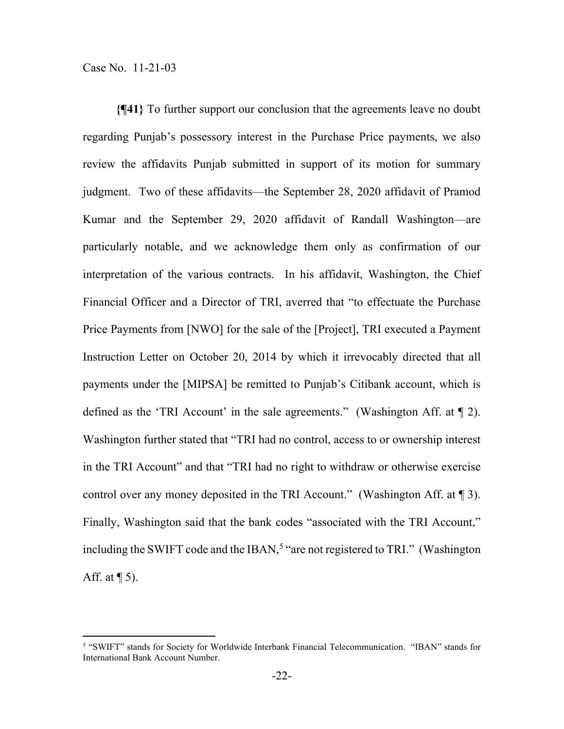**{¶41}** To further support our conclusion that the agreements leave no doubt regarding Punjab's possessory interest in the Purchase Price payments, we also review the affidavits Punjab submitted in support of its motion for summary judgment. Two of these affidavits—the September 28, 2020 affidavit of Pramod Kumar and the September 29, 2020 affidavit of Randall Washington—are particularly notable, and we acknowledge them only as confirmation of our interpretation of the various contracts. In his affidavit, Washington, the Chief Financial Officer and a Director of TRI, averred that "to effectuate the Purchase Price Payments from [NWO] for the sale of the [Project], TRI executed a Payment Instruction Letter on October 20, 2014 by which it irrevocably directed that all payments under the [MIPSA] be remitted to Punjab's Citibank account, which is defined as the 'TRI Account' in the sale agreements." (Washington Aff. at ¶ 2). Washington further stated that "TRI had no control, access to or ownership interest in the TRI Account" and that "TRI had no right to withdraw or otherwise exercise control over any money deposited in the TRI Account." (Washington Aff. at ¶ 3). Finally, Washington said that the bank codes "associated with the TRI Account," including the SWIFT code and the IBAN,[5] "are not registered to TRI." (Washington Aff. at ¶ 5).

---

[5] "SWIFT" stands for Society for Worldwide Interbank Financial Telecommunication. "IBAN" stands for International Bank Account Number.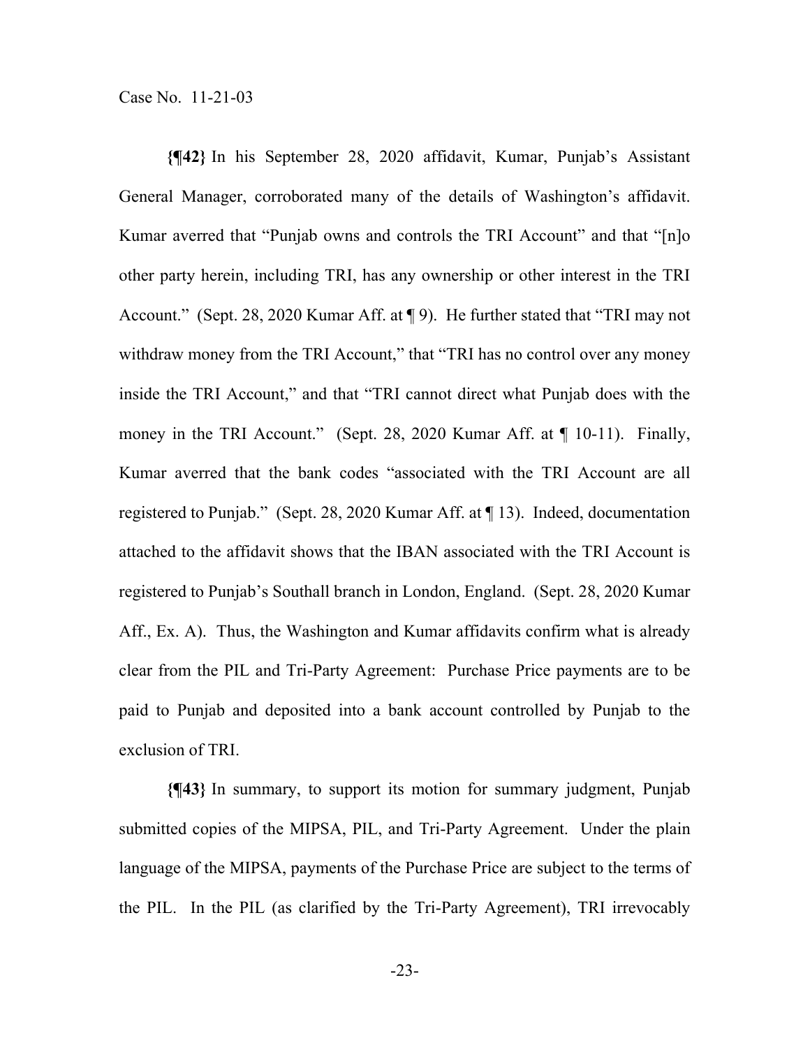**{¶42}** In his September 28, 2020 affidavit, Kumar, Punjab's Assistant General Manager, corroborated many of the details of Washington's affidavit. Kumar averred that "Punjab owns and controls the TRI Account" and that "[n]o other party herein, including TRI, has any ownership or other interest in the TRI Account." (Sept. 28, 2020 Kumar Aff. at ¶ 9). He further stated that "TRI may not withdraw money from the TRI Account," that "TRI has no control over any money inside the TRI Account," and that "TRI cannot direct what Punjab does with the money in the TRI Account." (Sept. 28, 2020 Kumar Aff. at ¶ 10-11). Finally, Kumar averred that the bank codes "associated with the TRI Account are all registered to Punjab." (Sept. 28, 2020 Kumar Aff. at ¶ 13). Indeed, documentation attached to the affidavit shows that the IBAN associated with the TRI Account is registered to Punjab's Southall branch in London, England. (Sept. 28, 2020 Kumar Aff., Ex. A). Thus, the Washington and Kumar affidavits confirm what is already clear from the PIL and Tri-Party Agreement: Purchase Price payments are to be paid to Punjab and deposited into a bank account controlled by Punjab to the exclusion of TRI.

**{¶43}** In summary, to support its motion for summary judgment, Punjab submitted copies of the MIPSA, PIL, and Tri-Party Agreement. Under the plain language of the MIPSA, payments of the Purchase Price are subject to the terms of the PIL. In the PIL (as clarified by the Tri-Party Agreement), TRI irrevocably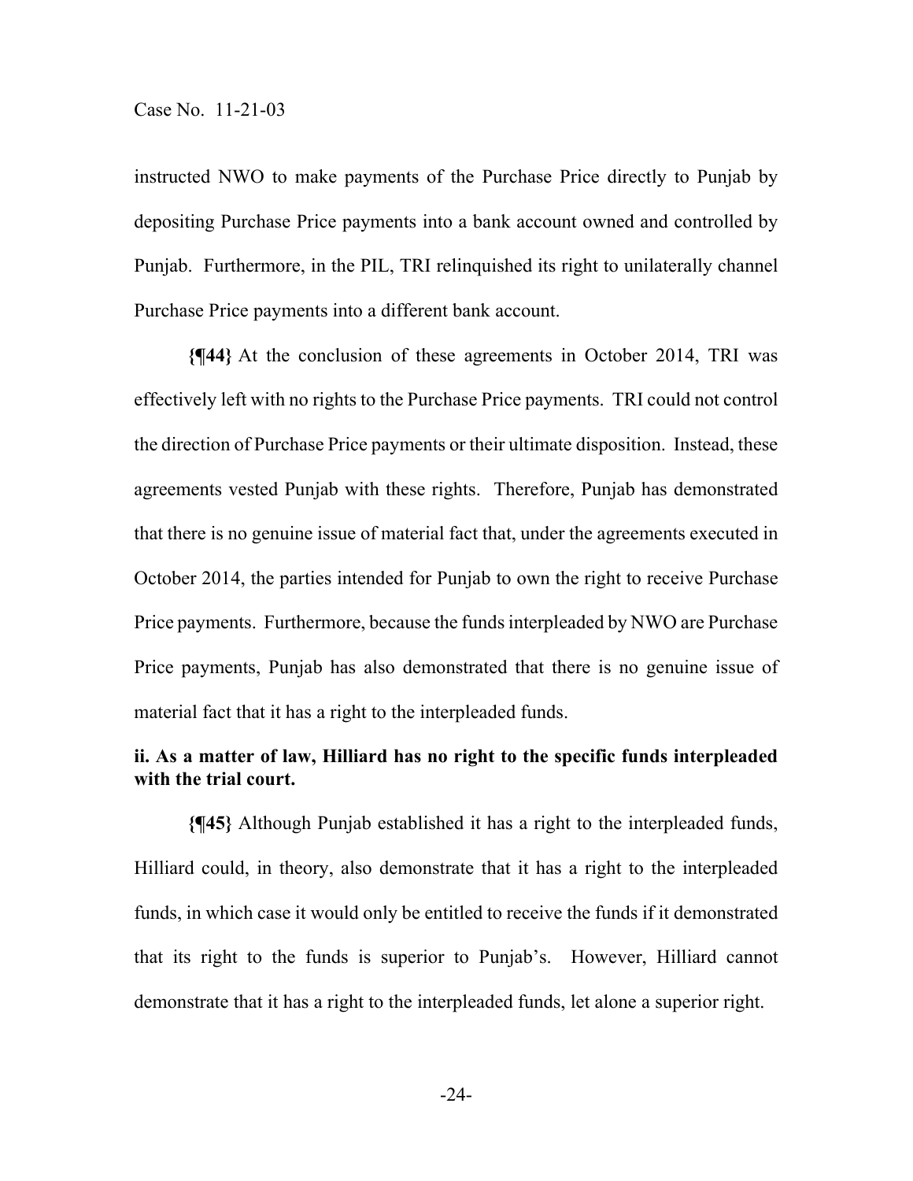instructed NWO to make payments of the Purchase Price directly to Punjab by depositing Purchase Price payments into a bank account owned and controlled by Punjab. Furthermore, in the PIL, TRI relinquished its right to unilaterally channel Purchase Price payments into a different bank account.

**{¶44}** At the conclusion of these agreements in October 2014, TRI was effectively left with no rights to the Purchase Price payments. TRI could not control the direction of Purchase Price payments or their ultimate disposition. Instead, these agreements vested Punjab with these rights. Therefore, Punjab has demonstrated that there is no genuine issue of material fact that, under the agreements executed in October 2014, the parties intended for Punjab to own the right to receive Purchase Price payments. Furthermore, because the funds interpleaded by NWO are Purchase Price payments, Punjab has also demonstrated that there is no genuine issue of material fact that it has a right to the interpleaded funds.

**ii. As a matter of law, Hilliard has no right to the specific funds interpleaded with the trial court.**

**{¶45}** Although Punjab established it has a right to the interpleaded funds, Hilliard could, in theory, also demonstrate that it has a right to the interpleaded funds, in which case it would only be entitled to receive the funds if it demonstrated that its right to the funds is superior to Punjab's. However, Hilliard cannot demonstrate that it has a right to the interpleaded funds, let alone a superior right.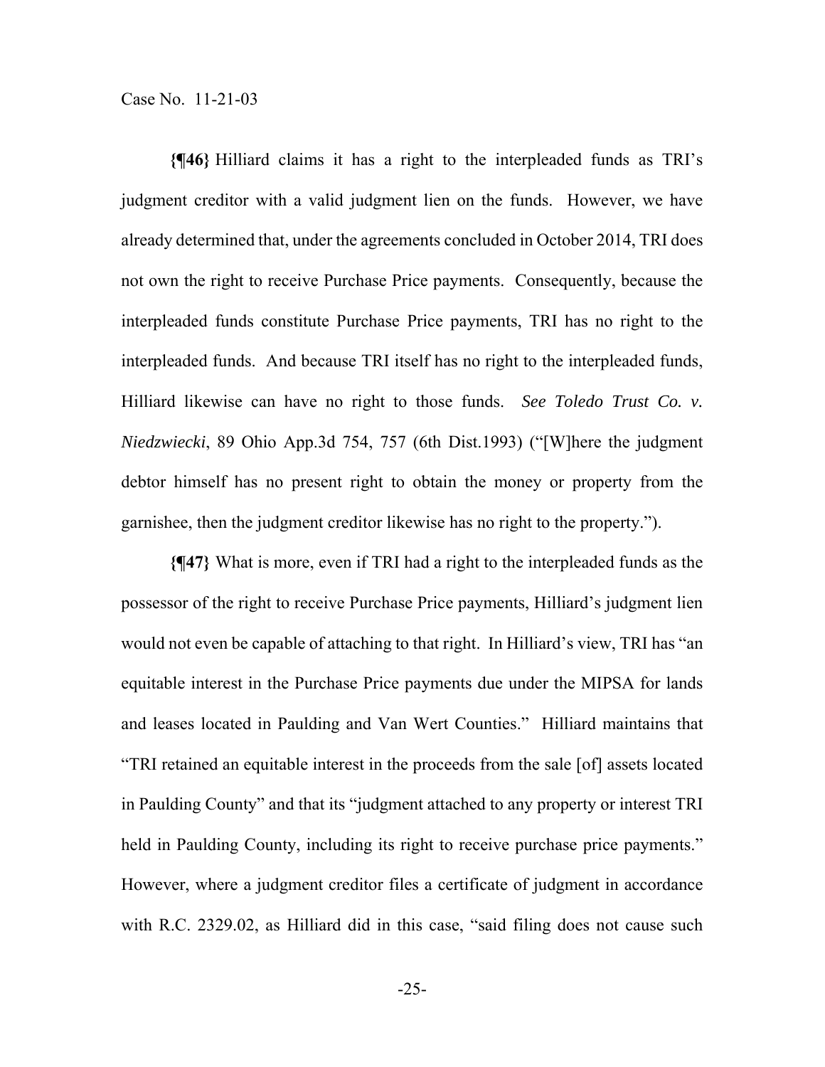**{¶46}** Hilliard claims it has a right to the interpleaded funds as TRI's judgment creditor with a valid judgment lien on the funds. However, we have already determined that, under the agreements concluded in October 2014, TRI does not own the right to receive Purchase Price payments. Consequently, because the interpleaded funds constitute Purchase Price payments, TRI has no right to the interpleaded funds. And because TRI itself has no right to the interpleaded funds, Hilliard likewise can have no right to those funds. *See Toledo Trust Co. v. Niedzwiecki*, 89 Ohio App.3d 754, 757 (6th Dist.1993) ("[W]here the judgment debtor himself has no present right to obtain the money or property from the garnishee, then the judgment creditor likewise has no right to the property.").

**{¶47}** What is more, even if TRI had a right to the interpleaded funds as the possessor of the right to receive Purchase Price payments, Hilliard's judgment lien would not even be capable of attaching to that right. In Hilliard's view, TRI has "an equitable interest in the Purchase Price payments due under the MIPSA for lands and leases located in Paulding and Van Wert Counties." Hilliard maintains that "TRI retained an equitable interest in the proceeds from the sale [of] assets located in Paulding County" and that its "judgment attached to any property or interest TRI held in Paulding County, including its right to receive purchase price payments." However, where a judgment creditor files a certificate of judgment in accordance with R.C. 2329.02, as Hilliard did in this case, "said filing does not cause such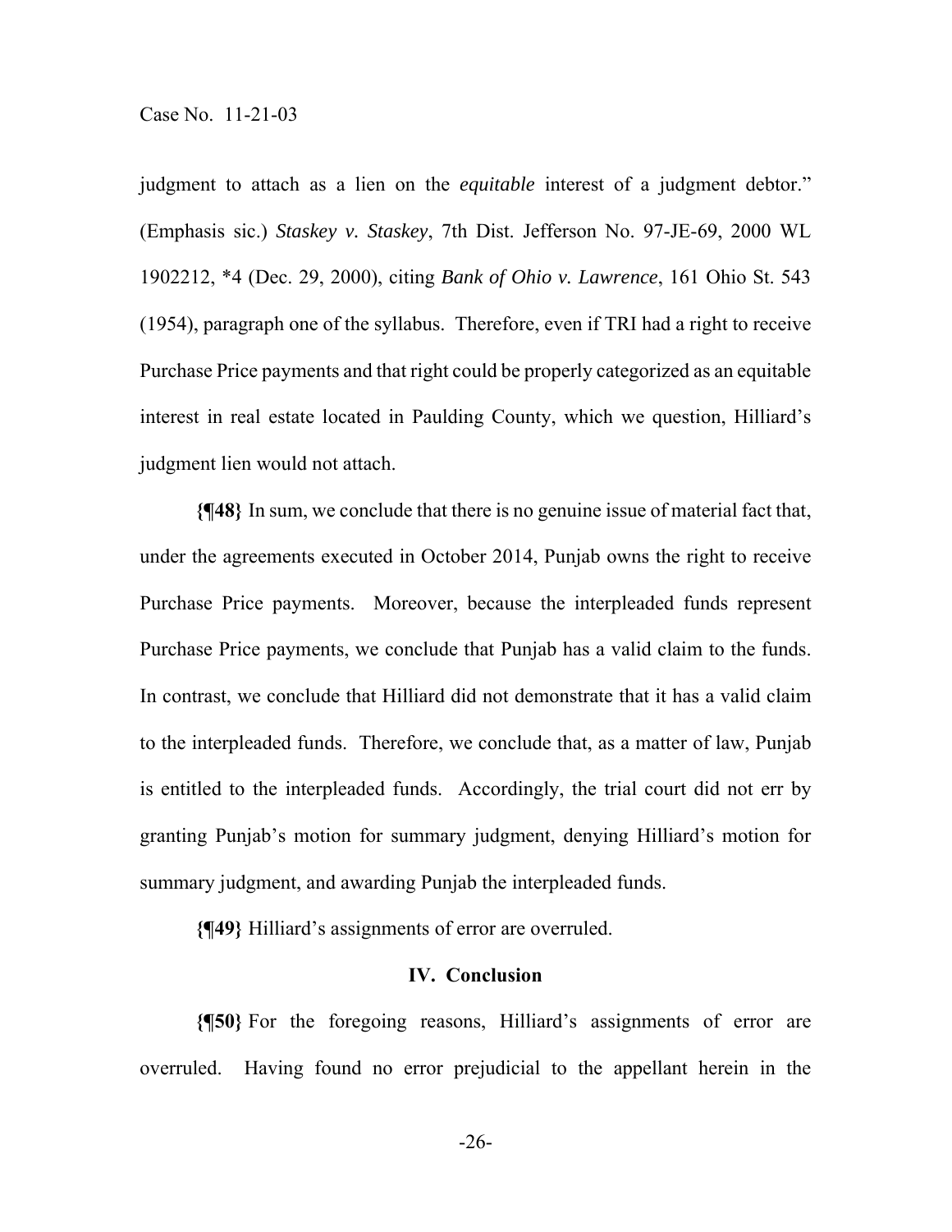judgment to attach as a lien on the *equitable* interest of a judgment debtor." (Emphasis sic.) *Staskey v. Staskey*, 7th Dist. Jefferson No. 97-JE-69, 2000 WL 1902212, *4 (Dec. 29, 2000), citing *Bank of Ohio v. Lawrence*, 161 Ohio St. 543 (1954), paragraph one of the syllabus. Therefore, even if TRI had a right to receive Purchase Price payments and that right could be properly categorized as an equitable interest in real estate located in Paulding County, which we question, Hilliard's judgment lien would not attach.

**{¶48}** In sum, we conclude that there is no genuine issue of material fact that, under the agreements executed in October 2014, Punjab owns the right to receive Purchase Price payments. Moreover, because the interpleaded funds represent Purchase Price payments, we conclude that Punjab has a valid claim to the funds. In contrast, we conclude that Hilliard did not demonstrate that it has a valid claim to the interpleaded funds. Therefore, we conclude that, as a matter of law, Punjab is entitled to the interpleaded funds. Accordingly, the trial court did not err by granting Punjab's motion for summary judgment, denying Hilliard's motion for summary judgment, and awarding Punjab the interpleaded funds.

**{¶49}** Hilliard's assignments of error are overruled.

## IV. Conclusion

**{¶50}** For the foregoing reasons, Hilliard's assignments of error are overruled. Having found no error prejudicial to the appellant herein in the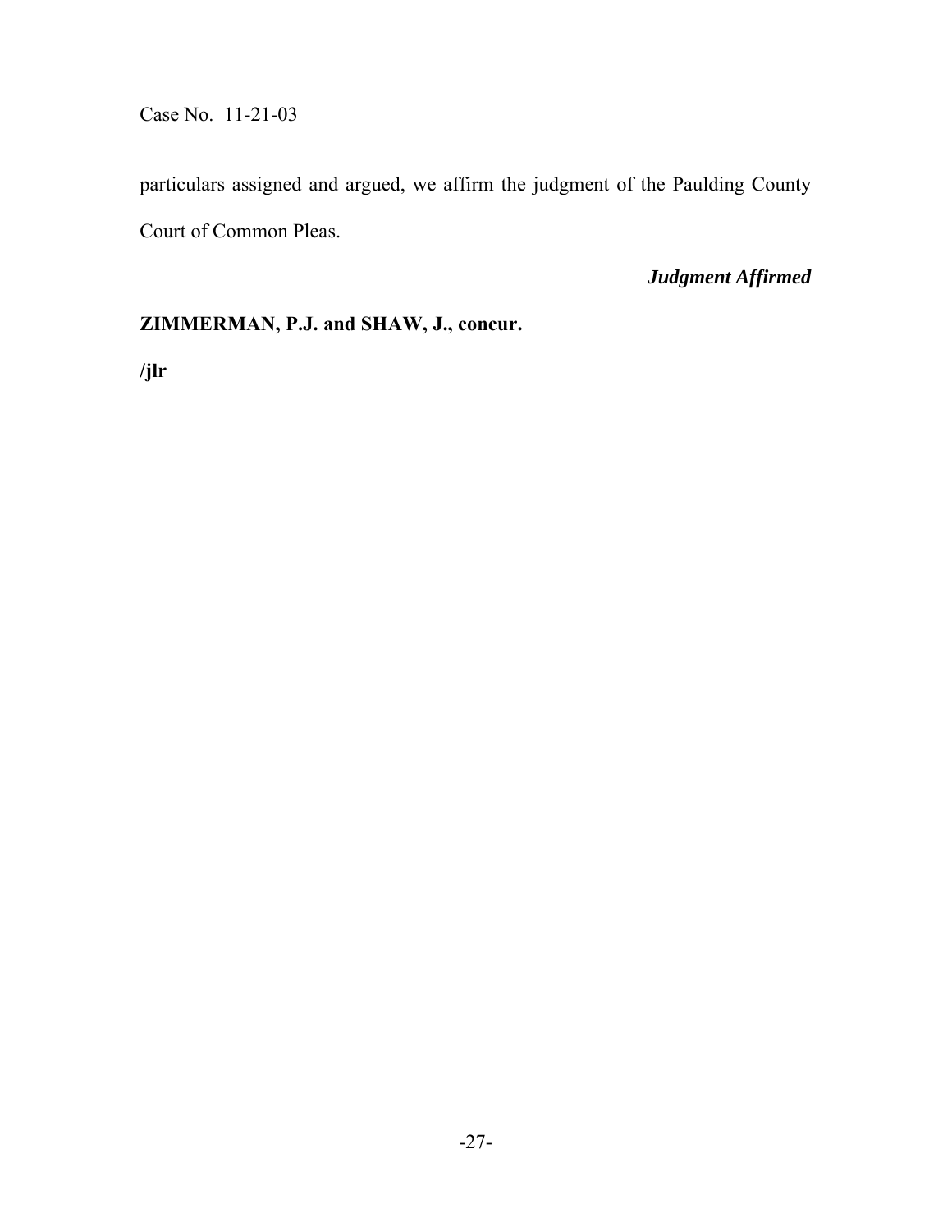particulars assigned and argued, we affirm the judgment of the Paulding County Court of Common Pleas.

*Judgment Affirmed*

**ZIMMERMAN, P.J. and SHAW, J., concur.**

**/jlr**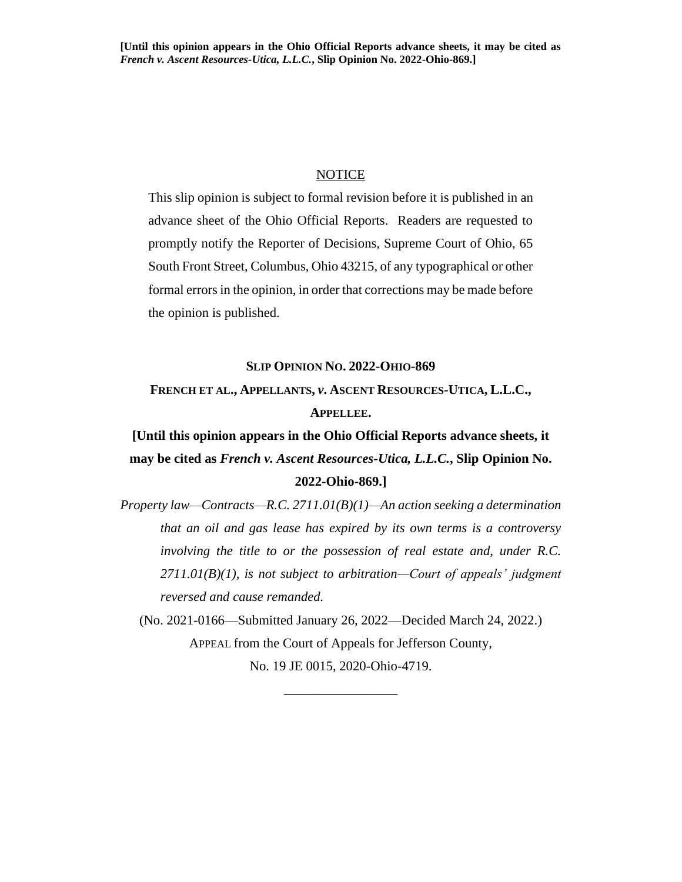**[Until this opinion appears in the Ohio Official Reports advance sheets, it may be cited as *French v. Ascent Resources-Utica, L.L.C.*, Slip Opinion No. 2022-Ohio-869.]**

NOTICE

This slip opinion is subject to formal revision before it is published in an advance sheet of the Ohio Official Reports. Readers are requested to promptly notify the Reporter of Decisions, Supreme Court of Ohio, 65 South Front Street, Columbus, Ohio 43215, of any typographical or other formal errors in the opinion, in order that corrections may be made before the opinion is published.

**SLIP OPINION NO. 2022-OHIO-869**

**FRENCH ET AL., APPELLANTS, *v.* ASCENT RESOURCES-UTICA, L.L.C., APPELLEE.**

**[Until this opinion appears in the Ohio Official Reports advance sheets, it may be cited as *French v. Ascent Resources-Utica, L.L.C.*, Slip Opinion No. 2022-Ohio-869.]**

*Property law—Contracts—R.C. 2711.01(B)(1)—An action seeking a determination that an oil and gas lease has expired by its own terms is a controversy involving the title to or the possession of real estate and, under R.C. 2711.01(B)(1), is not subject to arbitration—Court of appeals' judgment reversed and cause remanded.*

(No. 2021-0166—Submitted January 26, 2022—Decided March 24, 2022.)

APPEAL from the Court of Appeals for Jefferson County,

No. 19 JE 0015, 2020-Ohio-4719.

\_\_\_\_\_\_\_\_\_\_\_\_\_\_\_\_\_\_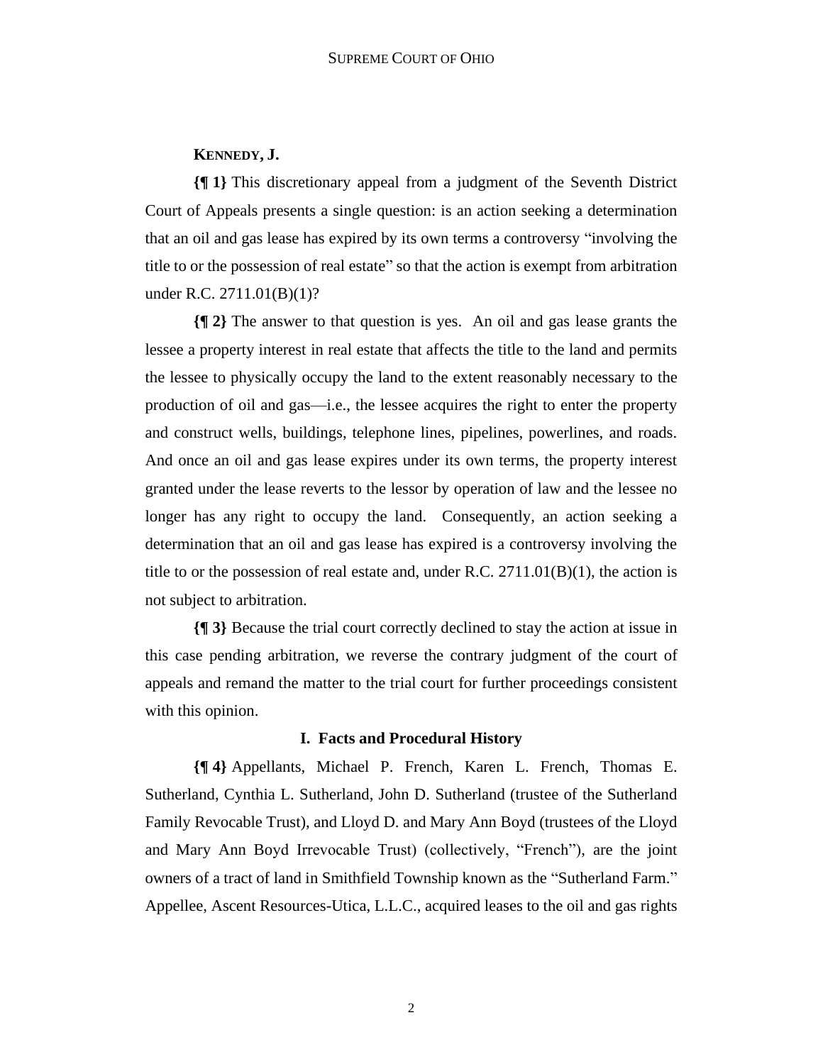**KENNEDY, J.**

**{¶ 1}** This discretionary appeal from a judgment of the Seventh District Court of Appeals presents a single question: is an action seeking a determination that an oil and gas lease has expired by its own terms a controversy "involving the title to or the possession of real estate" so that the action is exempt from arbitration under R.C. 2711.01(B)(1)?

**{¶ 2}** The answer to that question is yes. An oil and gas lease grants the lessee a property interest in real estate that affects the title to the land and permits the lessee to physically occupy the land to the extent reasonably necessary to the production of oil and gas—i.e., the lessee acquires the right to enter the property and construct wells, buildings, telephone lines, pipelines, powerlines, and roads. And once an oil and gas lease expires under its own terms, the property interest granted under the lease reverts to the lessor by operation of law and the lessee no longer has any right to occupy the land. Consequently, an action seeking a determination that an oil and gas lease has expired is a controversy involving the title to or the possession of real estate and, under R.C. 2711.01(B)(1), the action is not subject to arbitration.

**{¶ 3}** Because the trial court correctly declined to stay the action at issue in this case pending arbitration, we reverse the contrary judgment of the court of appeals and remand the matter to the trial court for further proceedings consistent with this opinion.

## I. Facts and Procedural History

**{¶ 4}** Appellants, Michael P. French, Karen L. French, Thomas E. Sutherland, Cynthia L. Sutherland, John D. Sutherland (trustee of the Sutherland Family Revocable Trust), and Lloyd D. and Mary Ann Boyd (trustees of the Lloyd and Mary Ann Boyd Irrevocable Trust) (collectively, "French"), are the joint owners of a tract of land in Smithfield Township known as the "Sutherland Farm." Appellee, Ascent Resources-Utica, L.L.C., acquired leases to the oil and gas rights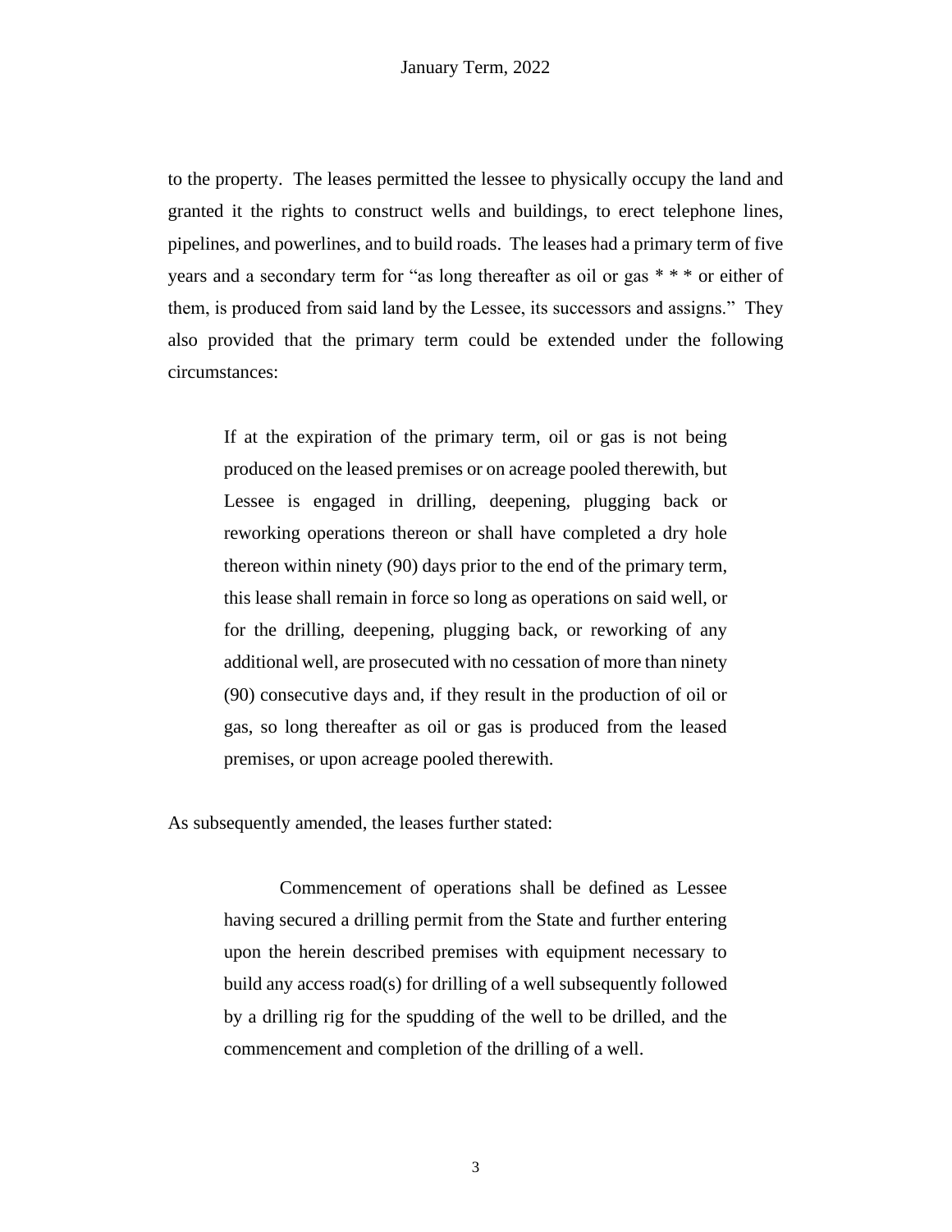to the property. The leases permitted the lessee to physically occupy the land and granted it the rights to construct wells and buildings, to erect telephone lines, pipelines, and powerlines, and to build roads. The leases had a primary term of five years and a secondary term for "as long thereafter as oil or gas * * * or either of them, is produced from said land by the Lessee, its successors and assigns." They also provided that the primary term could be extended under the following circumstances:

> If at the expiration of the primary term, oil or gas is not being produced on the leased premises or on acreage pooled therewith, but Lessee is engaged in drilling, deepening, plugging back or reworking operations thereon or shall have completed a dry hole thereon within ninety (90) days prior to the end of the primary term, this lease shall remain in force so long as operations on said well, or for the drilling, deepening, plugging back, or reworking of any additional well, are prosecuted with no cessation of more than ninety (90) consecutive days and, if they result in the production of oil or gas, so long thereafter as oil or gas is produced from the leased premises, or upon acreage pooled therewith.

As subsequently amended, the leases further stated:

> Commencement of operations shall be defined as Lessee having secured a drilling permit from the State and further entering upon the herein described premises with equipment necessary to build any access road(s) for drilling of a well subsequently followed by a drilling rig for the spudding of the well to be drilled, and the commencement and completion of the drilling of a well.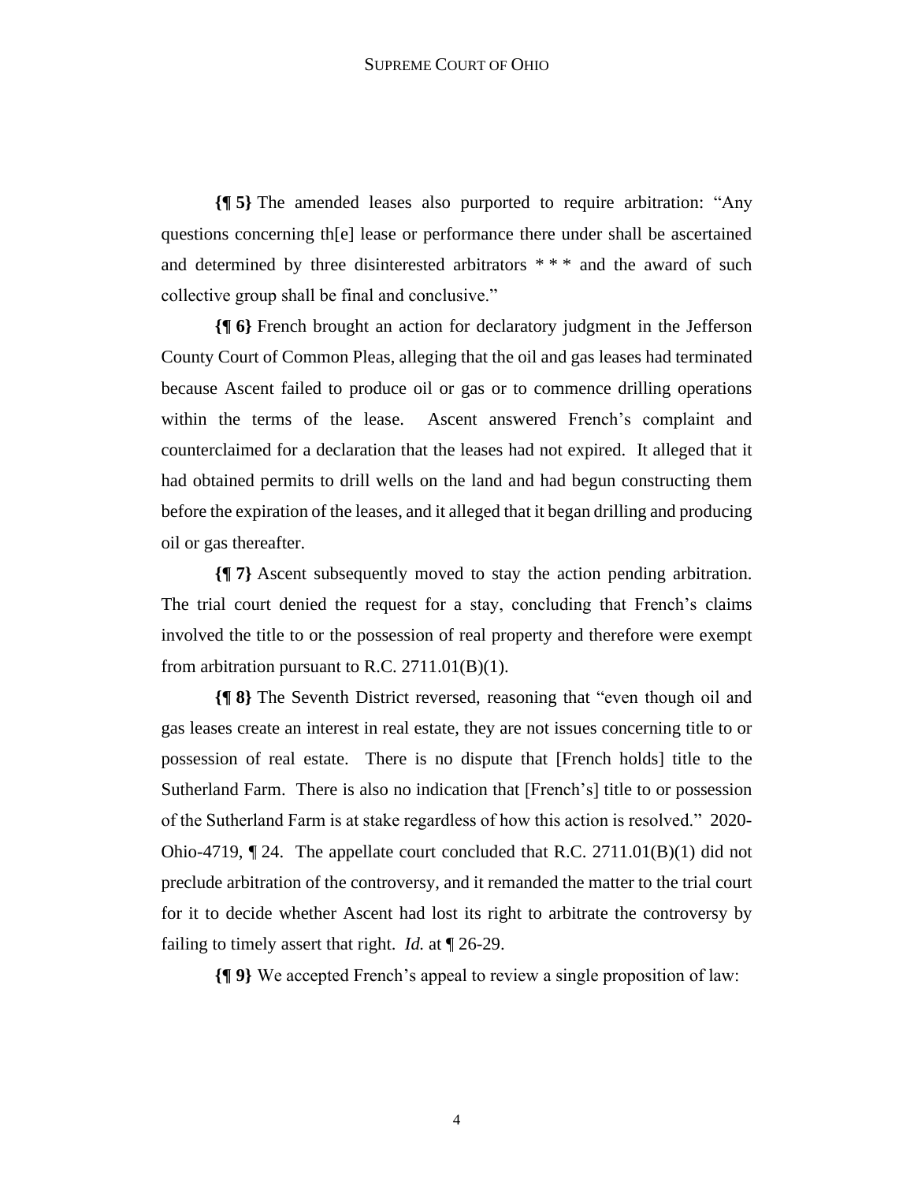**{¶ 5}** The amended leases also purported to require arbitration: "Any questions concerning th[e] lease or performance there under shall be ascertained and determined by three disinterested arbitrators * * * and the award of such collective group shall be final and conclusive."

**{¶ 6}** French brought an action for declaratory judgment in the Jefferson County Court of Common Pleas, alleging that the oil and gas leases had terminated because Ascent failed to produce oil or gas or to commence drilling operations within the terms of the lease. Ascent answered French's complaint and counterclaimed for a declaration that the leases had not expired. It alleged that it had obtained permits to drill wells on the land and had begun constructing them before the expiration of the leases, and it alleged that it began drilling and producing oil or gas thereafter.

**{¶ 7}** Ascent subsequently moved to stay the action pending arbitration. The trial court denied the request for a stay, concluding that French's claims involved the title to or the possession of real property and therefore were exempt from arbitration pursuant to R.C. 2711.01(B)(1).

**{¶ 8}** The Seventh District reversed, reasoning that "even though oil and gas leases create an interest in real estate, they are not issues concerning title to or possession of real estate. There is no dispute that [French holds] title to the Sutherland Farm. There is also no indication that [French's] title to or possession of the Sutherland Farm is at stake regardless of how this action is resolved." 2020-Ohio-4719, ¶ 24. The appellate court concluded that R.C. 2711.01(B)(1) did not preclude arbitration of the controversy, and it remanded the matter to the trial court for it to decide whether Ascent had lost its right to arbitrate the controversy by failing to timely assert that right. *Id.* at ¶ 26-29.

**{¶ 9}** We accepted French's appeal to review a single proposition of law: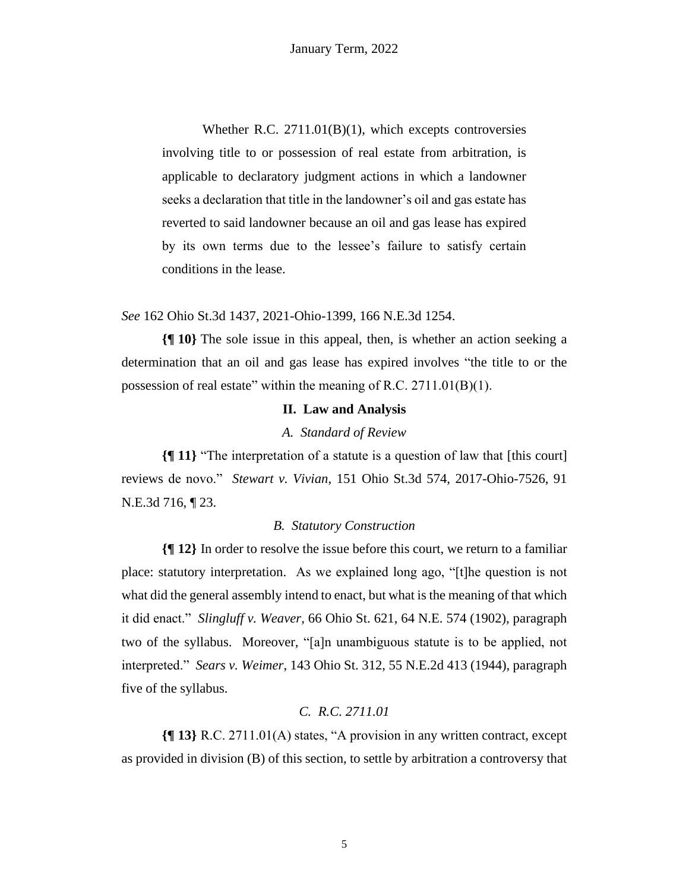> Whether R.C. 2711.01(B)(1), which excepts controversies involving title to or possession of real estate from arbitration, is applicable to declaratory judgment actions in which a landowner seeks a declaration that title in the landowner's oil and gas estate has reverted to said landowner because an oil and gas lease has expired by its own terms due to the lessee's failure to satisfy certain conditions in the lease.

*See* 162 Ohio St.3d 1437, 2021-Ohio-1399, 166 N.E.3d 1254.

**{¶ 10}** The sole issue in this appeal, then, is whether an action seeking a determination that an oil and gas lease has expired involves "the title to or the possession of real estate" within the meaning of R.C. 2711.01(B)(1).

## II. Law and Analysis

### *A. Standard of Review*

**{¶ 11}** "The interpretation of a statute is a question of law that [this court] reviews de novo." *Stewart v. Vivian*, 151 Ohio St.3d 574, 2017-Ohio-7526, 91 N.E.3d 716, ¶ 23.

### *B. Statutory Construction*

**{¶ 12}** In order to resolve the issue before this court, we return to a familiar place: statutory interpretation. As we explained long ago, "[t]he question is not what did the general assembly intend to enact, but what is the meaning of that which it did enact." *Slingluff v. Weaver*, 66 Ohio St. 621, 64 N.E. 574 (1902), paragraph two of the syllabus. Moreover, "[a]n unambiguous statute is to be applied, not interpreted." *Sears v. Weimer*, 143 Ohio St. 312, 55 N.E.2d 413 (1944), paragraph five of the syllabus.

### *C. R.C. 2711.01*

**{¶ 13}** R.C. 2711.01(A) states, "A provision in any written contract, except as provided in division (B) of this section, to settle by arbitration a controversy that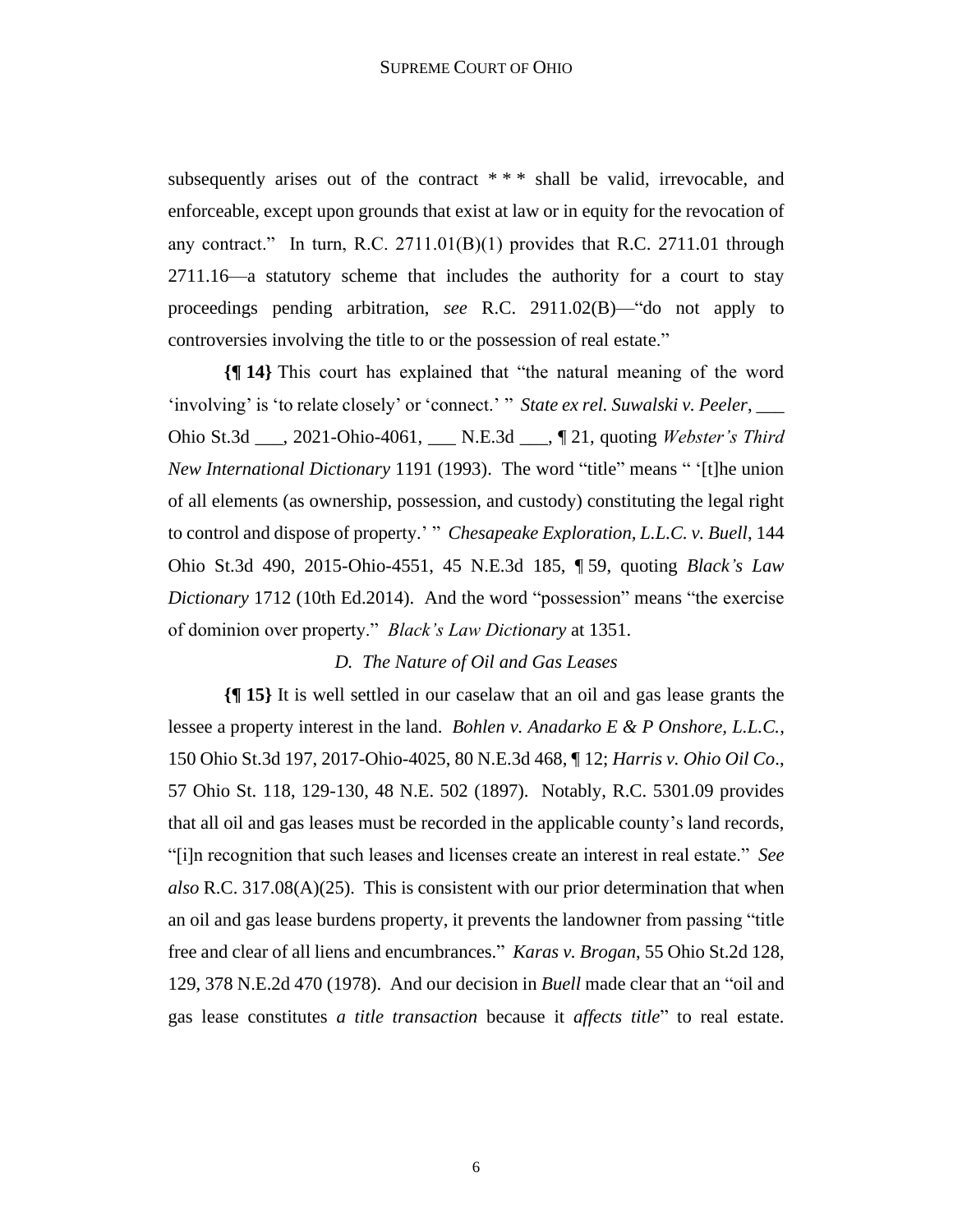subsequently arises out of the contract * * * shall be valid, irrevocable, and enforceable, except upon grounds that exist at law or in equity for the revocation of any contract." In turn, R.C. 2711.01(B)(1) provides that R.C. 2711.01 through 2711.16—a statutory scheme that includes the authority for a court to stay proceedings pending arbitration, *see* R.C. 2911.02(B)—"do not apply to controversies involving the title to or the possession of real estate."

**{¶ 14}** This court has explained that "the natural meaning of the word 'involving' is 'to relate closely' or 'connect.' " *State ex rel. Suwalski v. Peeler*, ___ Ohio St.3d ___, 2021-Ohio-4061, ___ N.E.3d ___, ¶ 21, quoting *Webster's Third New International Dictionary* 1191 (1993). The word "title" means " '[t]he union of all elements (as ownership, possession, and custody) constituting the legal right to control and dispose of property.' " *Chesapeake Exploration, L.L.C. v. Buell*, 144 Ohio St.3d 490, 2015-Ohio-4551, 45 N.E.3d 185, ¶ 59, quoting *Black's Law Dictionary* 1712 (10th Ed.2014). And the word "possession" means "the exercise of dominion over property." *Black's Law Dictionary* at 1351.

### *D. The Nature of Oil and Gas Leases*

**{¶ 15}** It is well settled in our caselaw that an oil and gas lease grants the lessee a property interest in the land. *Bohlen v. Anadarko E & P Onshore, L.L.C.*, 150 Ohio St.3d 197, 2017-Ohio-4025, 80 N.E.3d 468, ¶ 12; *Harris v. Ohio Oil Co*., 57 Ohio St. 118, 129-130, 48 N.E. 502 (1897). Notably, R.C. 5301.09 provides that all oil and gas leases must be recorded in the applicable county's land records, "[i]n recognition that such leases and licenses create an interest in real estate." *See also* R.C. 317.08(A)(25). This is consistent with our prior determination that when an oil and gas lease burdens property, it prevents the landowner from passing "title free and clear of all liens and encumbrances." *Karas v. Brogan*, 55 Ohio St.2d 128, 129, 378 N.E.2d 470 (1978). And our decision in *Buell* made clear that an "oil and gas lease constitutes *a title transaction* because it *affects title*" to real estate.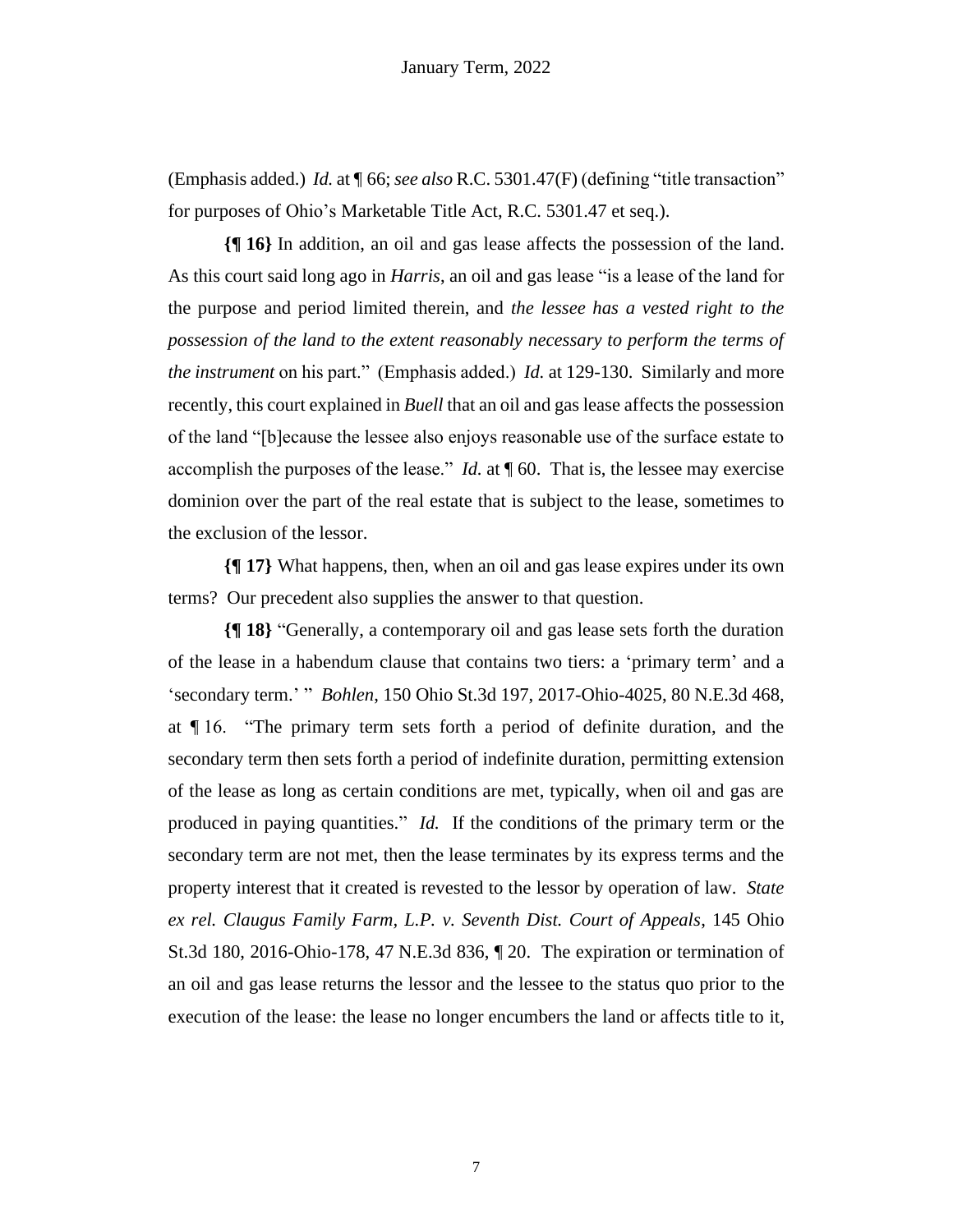(Emphasis added.) *Id.* at ¶ 66; *see also* R.C. 5301.47(F) (defining "title transaction" for purposes of Ohio's Marketable Title Act, R.C. 5301.47 et seq.).

**{¶ 16}** In addition, an oil and gas lease affects the possession of the land. As this court said long ago in *Harris*, an oil and gas lease "is a lease of the land for the purpose and period limited therein, and *the lessee has a vested right to the possession of the land to the extent reasonably necessary to perform the terms of the instrument* on his part." (Emphasis added.) *Id.* at 129-130. Similarly and more recently, this court explained in *Buell* that an oil and gas lease affects the possession of the land "[b]ecause the lessee also enjoys reasonable use of the surface estate to accomplish the purposes of the lease." *Id.* at ¶ 60. That is, the lessee may exercise dominion over the part of the real estate that is subject to the lease, sometimes to the exclusion of the lessor.

**{¶ 17}** What happens, then, when an oil and gas lease expires under its own terms? Our precedent also supplies the answer to that question.

**{¶ 18}** "Generally, a contemporary oil and gas lease sets forth the duration of the lease in a habendum clause that contains two tiers: a 'primary term' and a 'secondary term.' " *Bohlen*, 150 Ohio St.3d 197, 2017-Ohio-4025, 80 N.E.3d 468, at ¶ 16. "The primary term sets forth a period of definite duration, and the secondary term then sets forth a period of indefinite duration, permitting extension of the lease as long as certain conditions are met, typically, when oil and gas are produced in paying quantities." *Id.* If the conditions of the primary term or the secondary term are not met, then the lease terminates by its express terms and the property interest that it created is revested to the lessor by operation of law. *State ex rel. Claugus Family Farm, L.P. v. Seventh Dist. Court of Appeals*, 145 Ohio St.3d 180, 2016-Ohio-178, 47 N.E.3d 836, ¶ 20. The expiration or termination of an oil and gas lease returns the lessor and the lessee to the status quo prior to the execution of the lease: the lease no longer encumbers the land or affects title to it,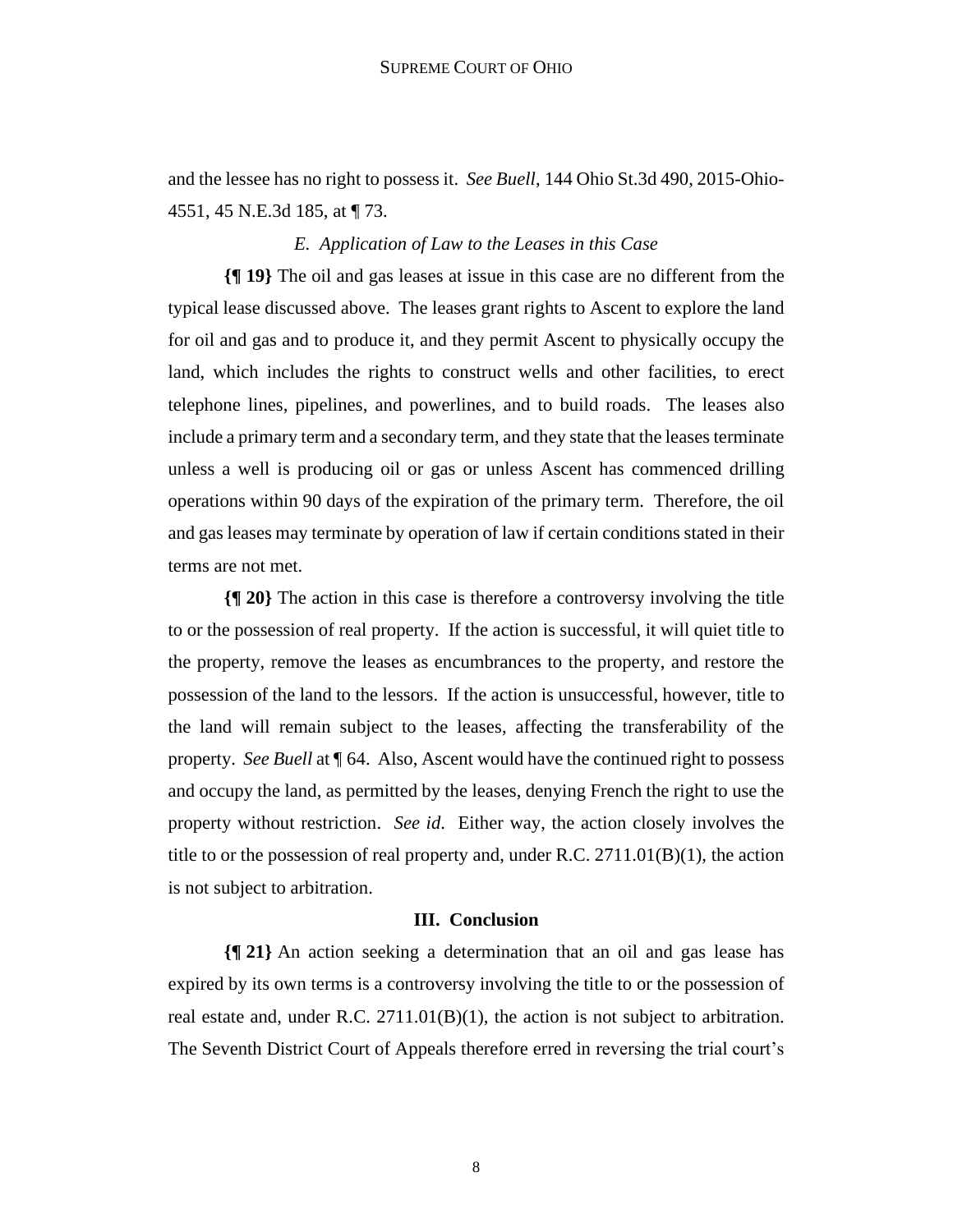and the lessee has no right to possess it. *See Buell*, 144 Ohio St.3d 490, 2015-Ohio-4551, 45 N.E.3d 185, at ¶ 73.

### *E. Application of Law to the Leases in this Case*

**{¶ 19}** The oil and gas leases at issue in this case are no different from the typical lease discussed above. The leases grant rights to Ascent to explore the land for oil and gas and to produce it, and they permit Ascent to physically occupy the land, which includes the rights to construct wells and other facilities, to erect telephone lines, pipelines, and powerlines, and to build roads. The leases also include a primary term and a secondary term, and they state that the leases terminate unless a well is producing oil or gas or unless Ascent has commenced drilling operations within 90 days of the expiration of the primary term. Therefore, the oil and gas leases may terminate by operation of law if certain conditions stated in their terms are not met.

**{¶ 20}** The action in this case is therefore a controversy involving the title to or the possession of real property. If the action is successful, it will quiet title to the property, remove the leases as encumbrances to the property, and restore the possession of the land to the lessors. If the action is unsuccessful, however, title to the land will remain subject to the leases, affecting the transferability of the property. *See Buell* at ¶ 64. Also, Ascent would have the continued right to possess and occupy the land, as permitted by the leases, denying French the right to use the property without restriction. *See id.* Either way, the action closely involves the title to or the possession of real property and, under R.C. 2711.01(B)(1), the action is not subject to arbitration.

## III. Conclusion

**{¶ 21}** An action seeking a determination that an oil and gas lease has expired by its own terms is a controversy involving the title to or the possession of real estate and, under R.C. 2711.01(B)(1), the action is not subject to arbitration. The Seventh District Court of Appeals therefore erred in reversing the trial court's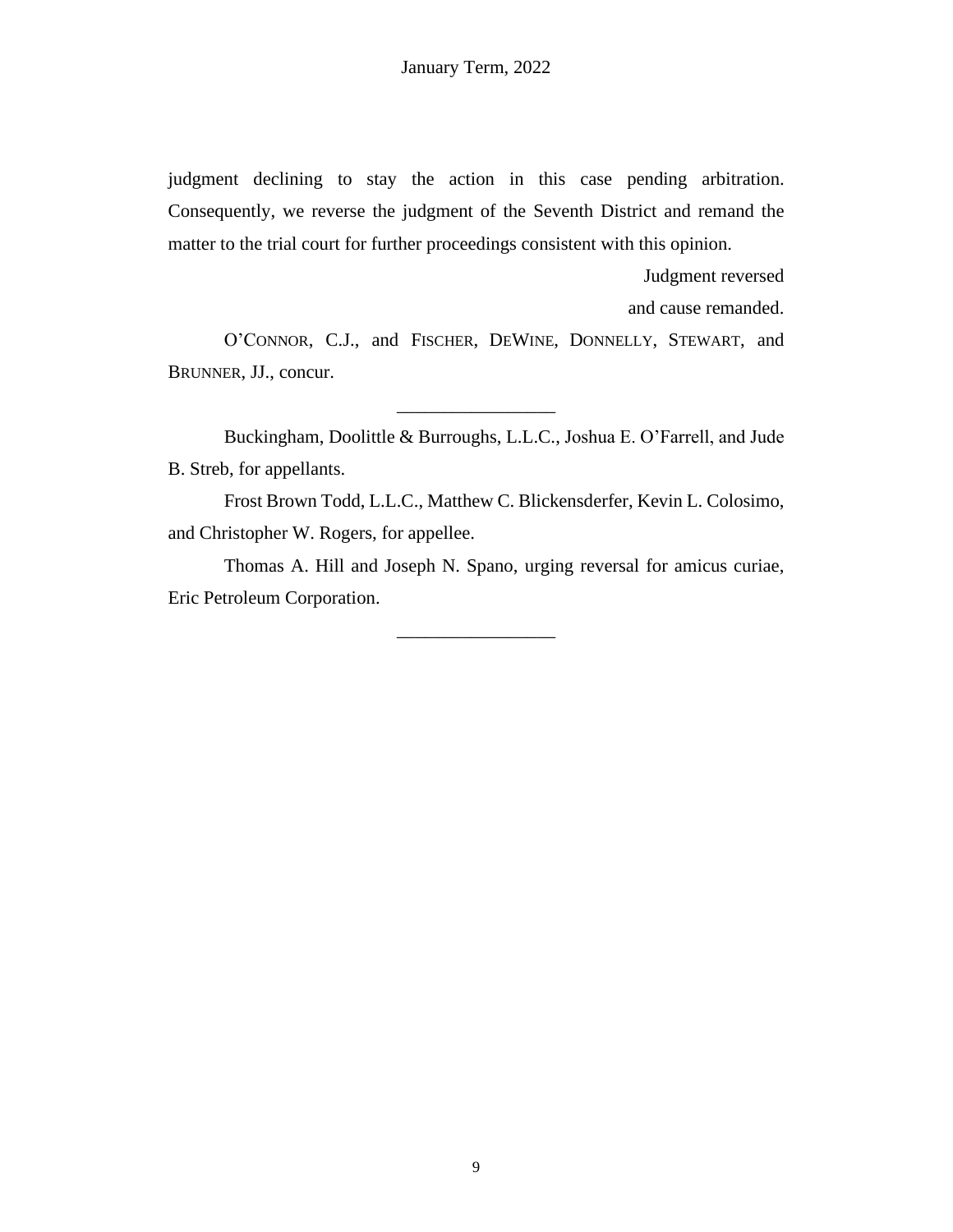judgment declining to stay the action in this case pending arbitration. Consequently, we reverse the judgment of the Seventh District and remand the matter to the trial court for further proceedings consistent with this opinion.

Judgment reversed
and cause remanded.

O'CONNOR, C.J., and FISCHER, DEWINE, DONNELLY, STEWART, and BRUNNER, JJ., concur.

---

Buckingham, Doolittle & Burroughs, L.L.C., Joshua E. O'Farrell, and Jude B. Streb, for appellants.

Frost Brown Todd, L.L.C., Matthew C. Blickensderfer, Kevin L. Colosimo, and Christopher W. Rogers, for appellee.

Thomas A. Hill and Joseph N. Spano, urging reversal for amicus curiae, Eric Petroleum Corporation.

---